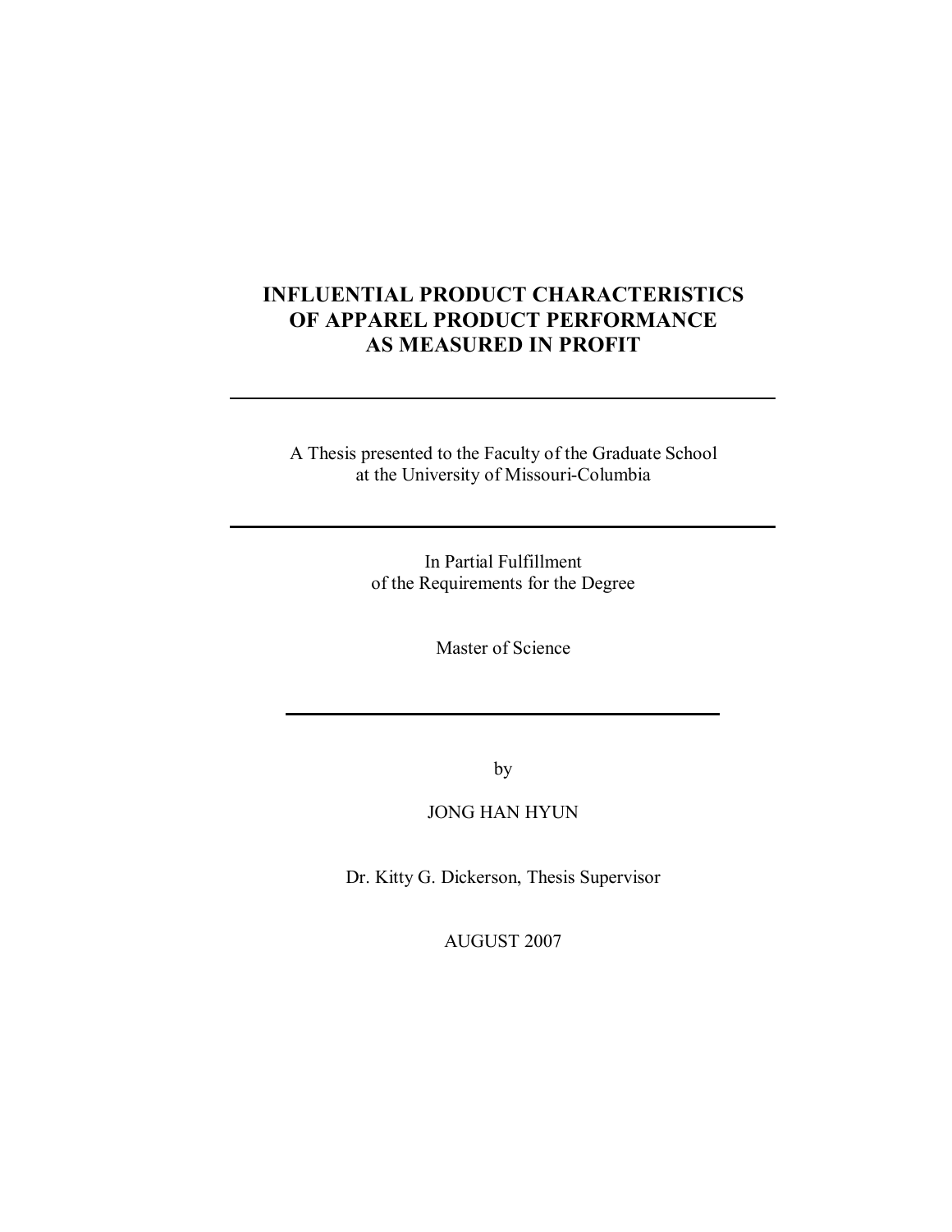# INFLUENTIAL PRODUCT CHARACTERISTICS OF APPAREL PRODUCT PERFORMANCE AS MEASURED IN PROFIT

---

A Thesis presented to the Faculty of the Graduate School
at the University of Missouri-Columbia

---

In Partial Fulfillment
of the Requirements for the Degree

Master of Science

---

by

JONG HAN HYUN

Dr. Kitty G. Dickerson, Thesis Supervisor

AUGUST 2007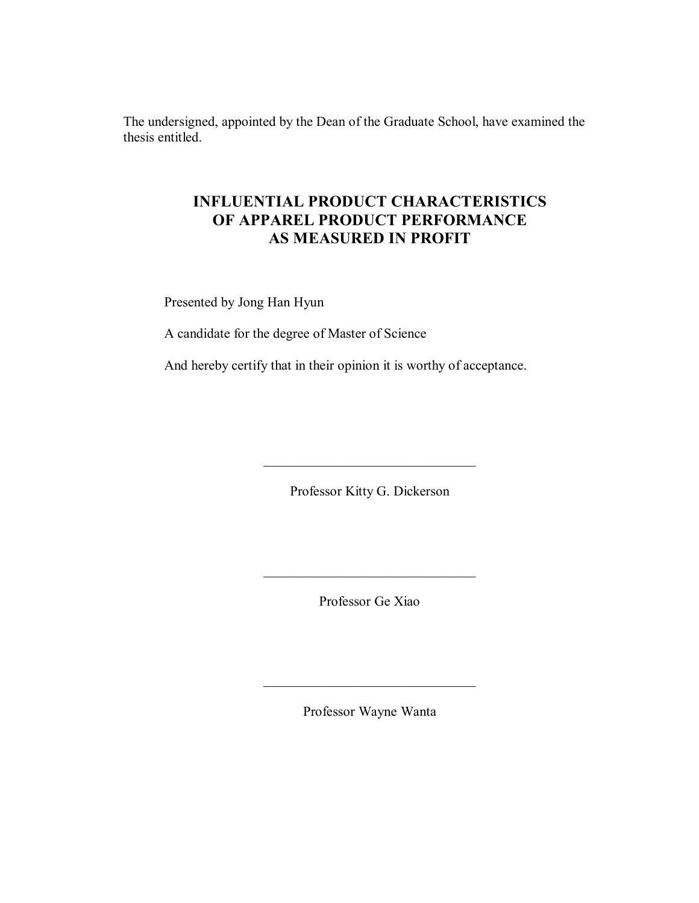The undersigned, appointed by the Dean of the Graduate School, have examined the thesis entitled.

**INFLUENTIAL PRODUCT CHARACTERISTICS OF APPAREL PRODUCT PERFORMANCE AS MEASURED IN PROFIT**

Presented by Jong Han Hyun

A candidate for the degree of Master of Science

And hereby certify that in their opinion it is worthy of acceptance.

\_\_\_\_\_\_\_\_\_\_\_\_\_\_\_\_\_\_\_\_\_\_\_\_\_\_\_\_\_\_\_\_

Professor Kitty G. Dickerson

\_\_\_\_\_\_\_\_\_\_\_\_\_\_\_\_\_\_\_\_\_\_\_\_\_\_\_\_\_\_\_\_

Professor Ge Xiao

\_\_\_\_\_\_\_\_\_\_\_\_\_\_\_\_\_\_\_\_\_\_\_\_\_\_\_\_\_\_\_\_

Professor Wayne Wanta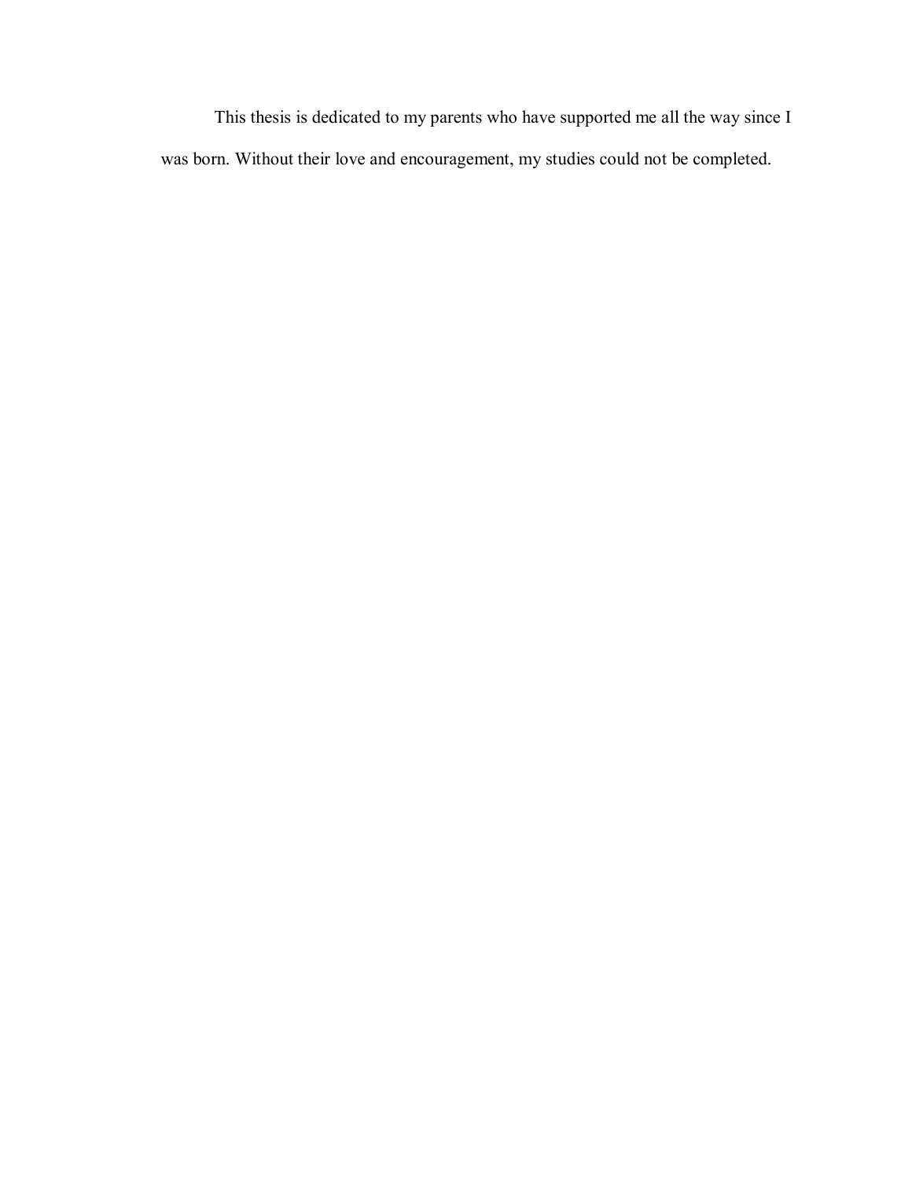This thesis is dedicated to my parents who have supported me all the way since I was born. Without their love and encouragement, my studies could not be completed.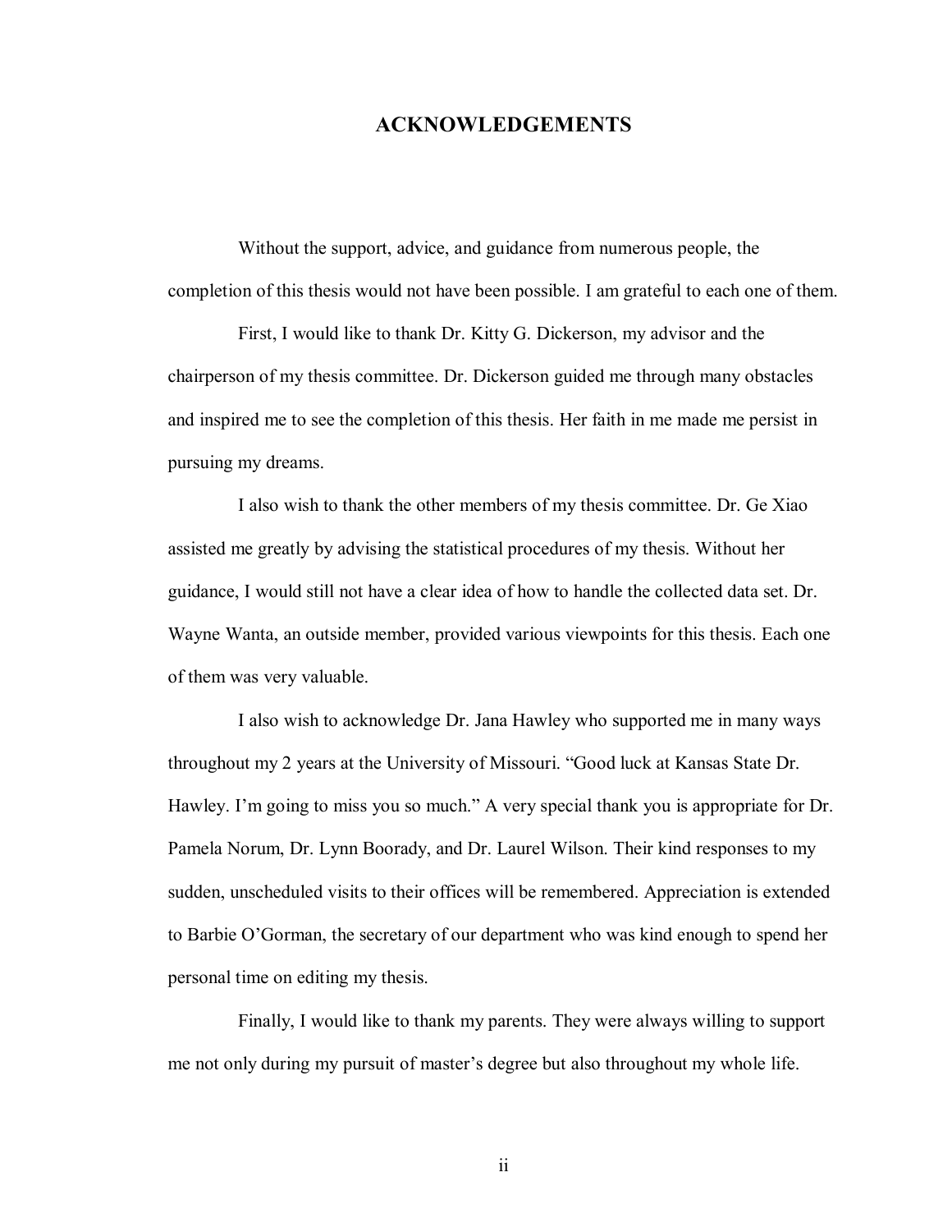# ACKNOWLEDGEMENTS

Without the support, advice, and guidance from numerous people, the completion of this thesis would not have been possible. I am grateful to each one of them.

First, I would like to thank Dr. Kitty G. Dickerson, my advisor and the chairperson of my thesis committee. Dr. Dickerson guided me through many obstacles and inspired me to see the completion of this thesis. Her faith in me made me persist in pursuing my dreams.

I also wish to thank the other members of my thesis committee. Dr. Ge Xiao assisted me greatly by advising the statistical procedures of my thesis. Without her guidance, I would still not have a clear idea of how to handle the collected data set. Dr. Wayne Wanta, an outside member, provided various viewpoints for this thesis. Each one of them was very valuable.

I also wish to acknowledge Dr. Jana Hawley who supported me in many ways throughout my 2 years at the University of Missouri. "Good luck at Kansas State Dr. Hawley. I'm going to miss you so much." A very special thank you is appropriate for Dr. Pamela Norum, Dr. Lynn Boorady, and Dr. Laurel Wilson. Their kind responses to my sudden, unscheduled visits to their offices will be remembered. Appreciation is extended to Barbie O'Gorman, the secretary of our department who was kind enough to spend her personal time on editing my thesis.

Finally, I would like to thank my parents. They were always willing to support me not only during my pursuit of master's degree but also throughout my whole life.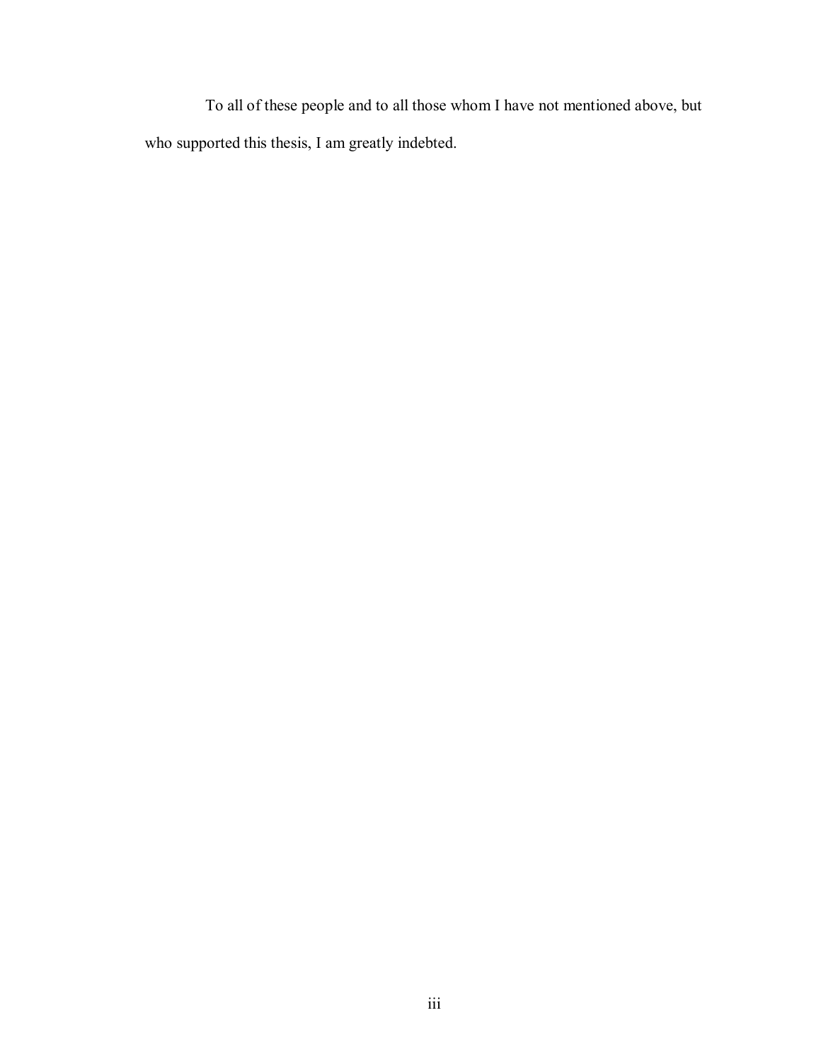To all of these people and to all those whom I have not mentioned above, but who supported this thesis, I am greatly indebted.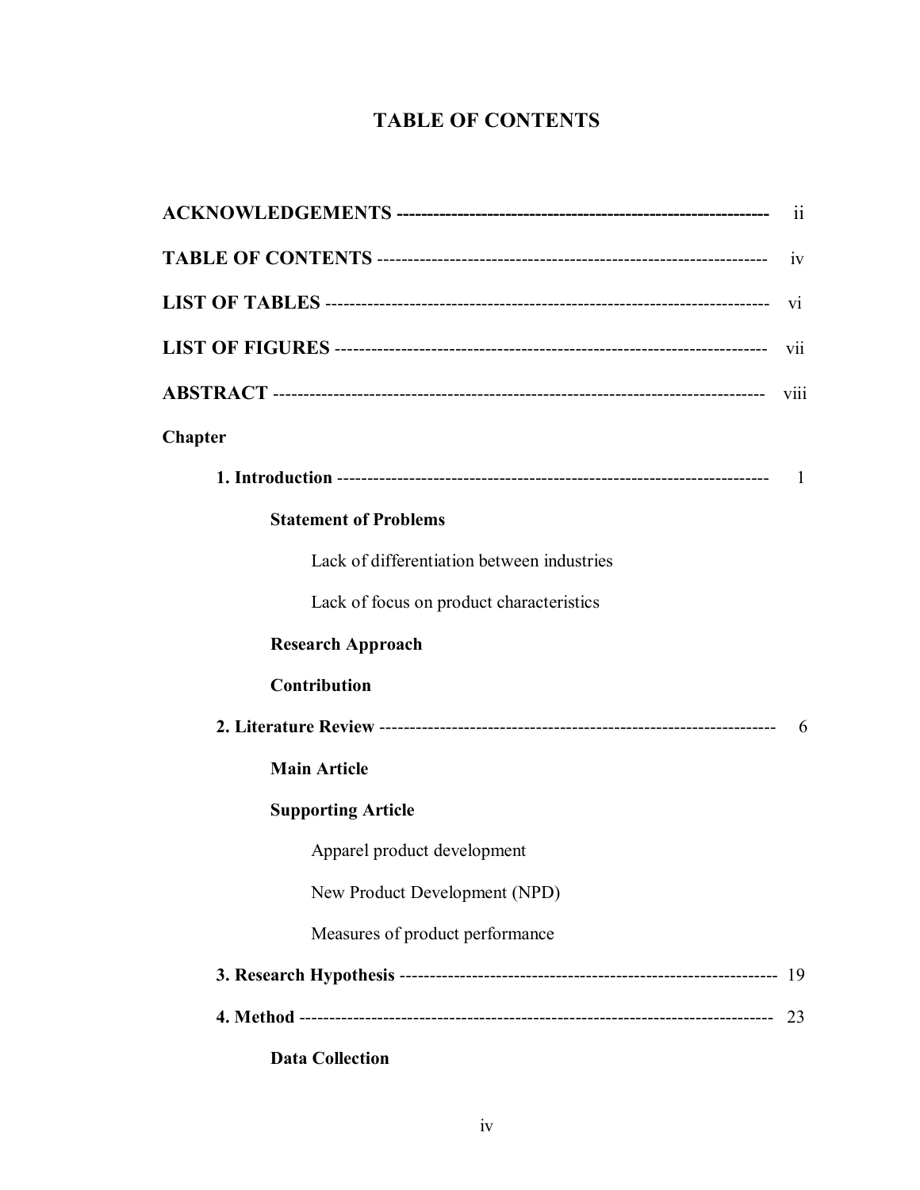# TABLE OF CONTENTS

**ACKNOWLEDGEMENTS** ---------------------------------------------------------- ii

**TABLE OF CONTENTS** ------------------------------------------------------------ iv

**LIST OF TABLES** ------------------------------------------------------------------- vi

**LIST OF FIGURES** ----------------------------------------------------------------- vii

**ABSTRACT** ---------------------------------------------------------------------------- viii

**Chapter**

**1. Introduction** ---------------------------------------------------------------------- 1

**Statement of Problems**

Lack of differentiation between industries

Lack of focus on product characteristics

**Research Approach**

**Contribution**

**2. Literature Review** ---------------------------------------------------------------- 6

**Main Article**

**Supporting Article**

Apparel product development

New Product Development (NPD)

Measures of product performance

**3. Research Hypothesis** ------------------------------------------------------------ 19

**4. Method** ------------------------------------------------------------------------------ 23

**Data Collection**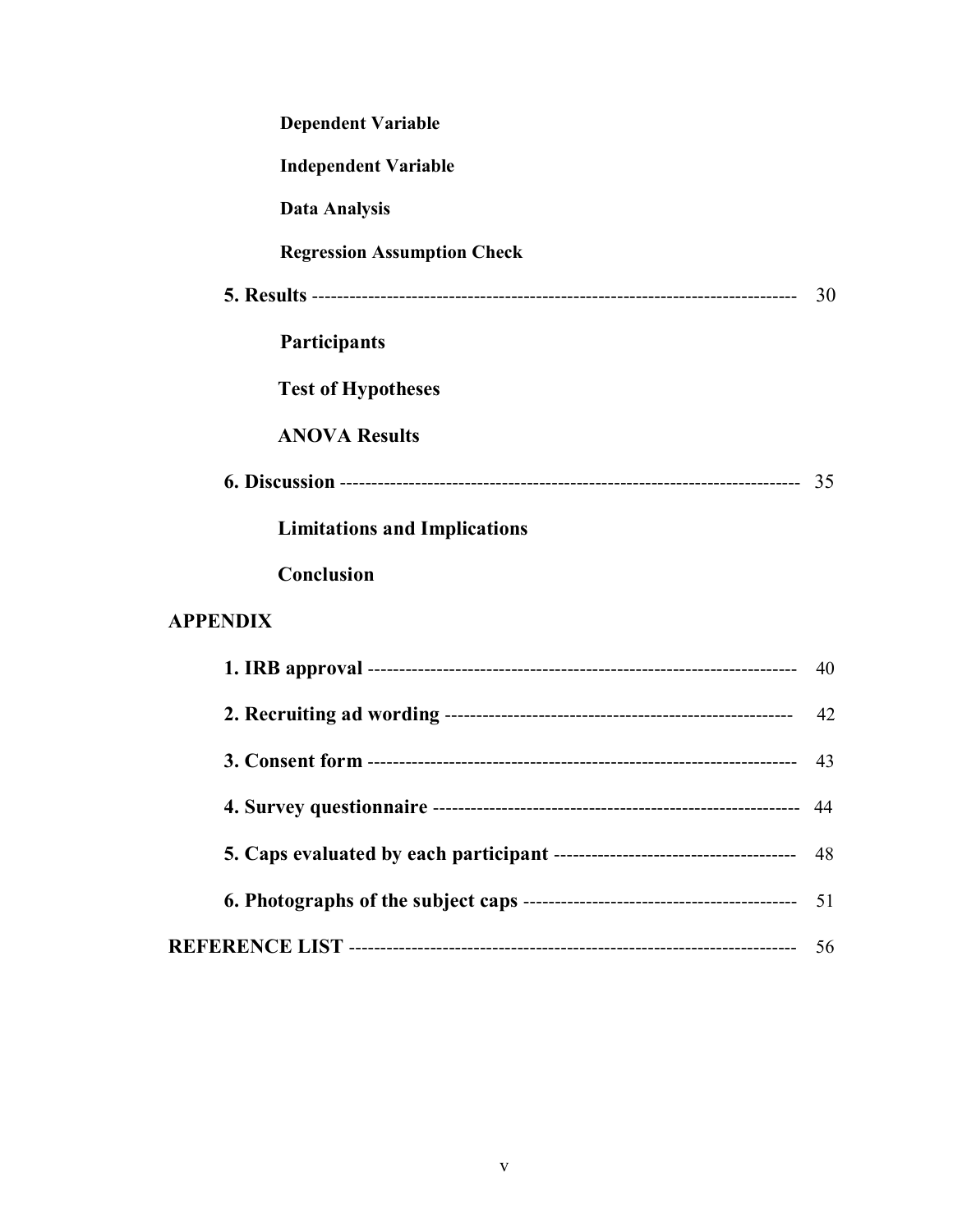**Dependent Variable**

**Independent Variable**

**Data Analysis**

**Regression Assumption Check**

**5. Results** --------------------------------------------------------------------------- 30

**Participants**

**Test of Hypotheses**

**ANOVA Results**

**6. Discussion** ------------------------------------------------------------------------ 35

**Limitations and Implications**

**Conclusion**

**APPENDIX**

**1. IRB approval** ------------------------------------------------------------------- 40

**2. Recruiting ad wording** ------------------------------------------------------ 42

**3. Consent form** ------------------------------------------------------------------- 43

**4. Survey questionnaire** -------------------------------------------------------- 44

**5. Caps evaluated by each participant** -------------------------------------- 48

**6. Photographs of the subject caps** ------------------------------------------ 51

**REFERENCE LIST** ------------------------------------------------------------------ 56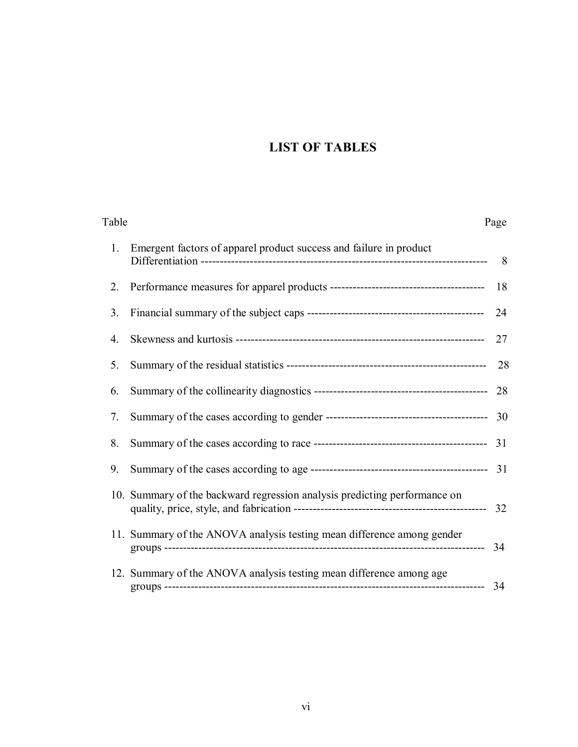# LIST OF TABLES

| Table | | Page |
|---|---|---|
| 1. | Emergent factors of apparel product success and failure in product Differentiation | 8 |
| 2. | Performance measures for apparel products | 18 |
| 3. | Financial summary of the subject caps | 24 |
| 4. | Skewness and kurtosis | 27 |
| 5. | Summary of the residual statistics | 28 |
| 6. | Summary of the collinearity diagnostics | 28 |
| 7. | Summary of the cases according to gender | 30 |
| 8. | Summary of the cases according to race | 31 |
| 9. | Summary of the cases according to age | 31 |
| 10. | Summary of the backward regression analysis predicting performance on quality, price, style, and fabrication | 32 |
| 11. | Summary of the ANOVA analysis testing mean difference among gender groups | 34 |
| 12. | Summary of the ANOVA analysis testing mean difference among age groups | 34 |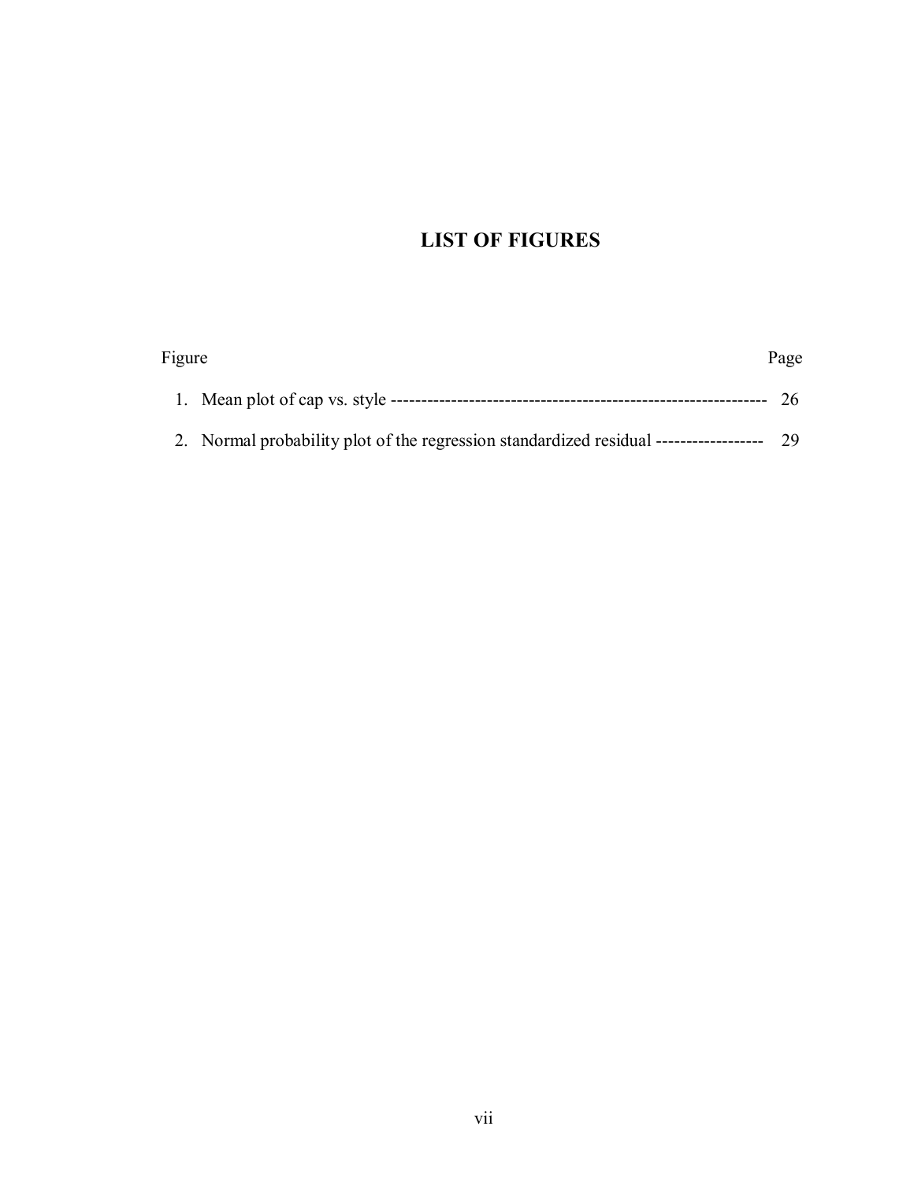# LIST OF FIGURES

| Figure | Page |
|---|---|
| 1. Mean plot of cap vs. style | 26 |
| 2. Normal probability plot of the regression standardized residual | 29 |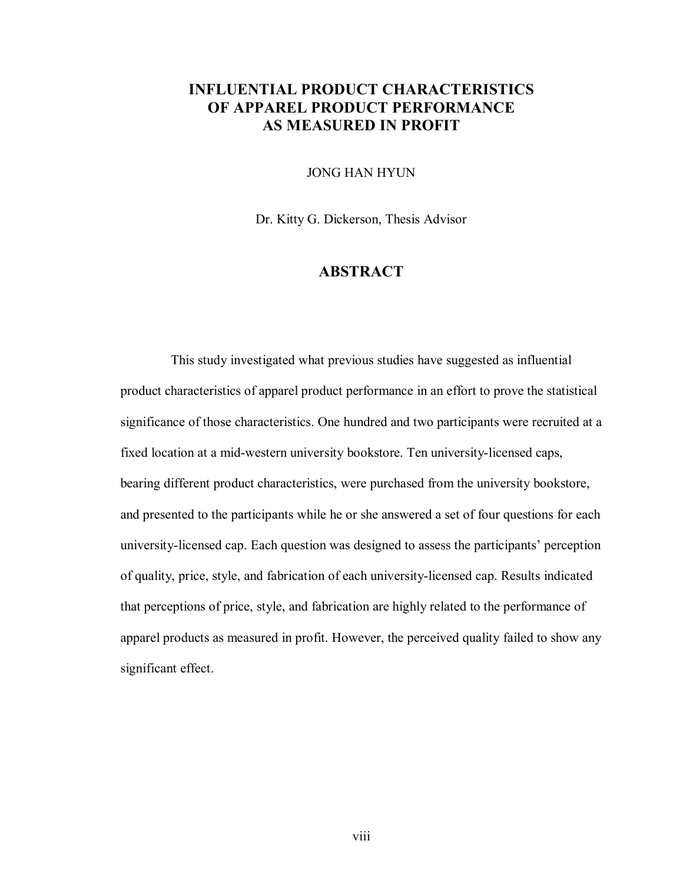# INFLUENTIAL PRODUCT CHARACTERISTICS OF APPAREL PRODUCT PERFORMANCE AS MEASURED IN PROFIT

JONG HAN HYUN

Dr. Kitty G. Dickerson, Thesis Advisor

## ABSTRACT

This study investigated what previous studies have suggested as influential product characteristics of apparel product performance in an effort to prove the statistical significance of those characteristics. One hundred and two participants were recruited at a fixed location at a mid-western university bookstore. Ten university-licensed caps, bearing different product characteristics, were purchased from the university bookstore, and presented to the participants while he or she answered a set of four questions for each university-licensed cap. Each question was designed to assess the participants' perception of quality, price, style, and fabrication of each university-licensed cap. Results indicated that perceptions of price, style, and fabrication are highly related to the performance of apparel products as measured in profit. However, the perceived quality failed to show any significant effect.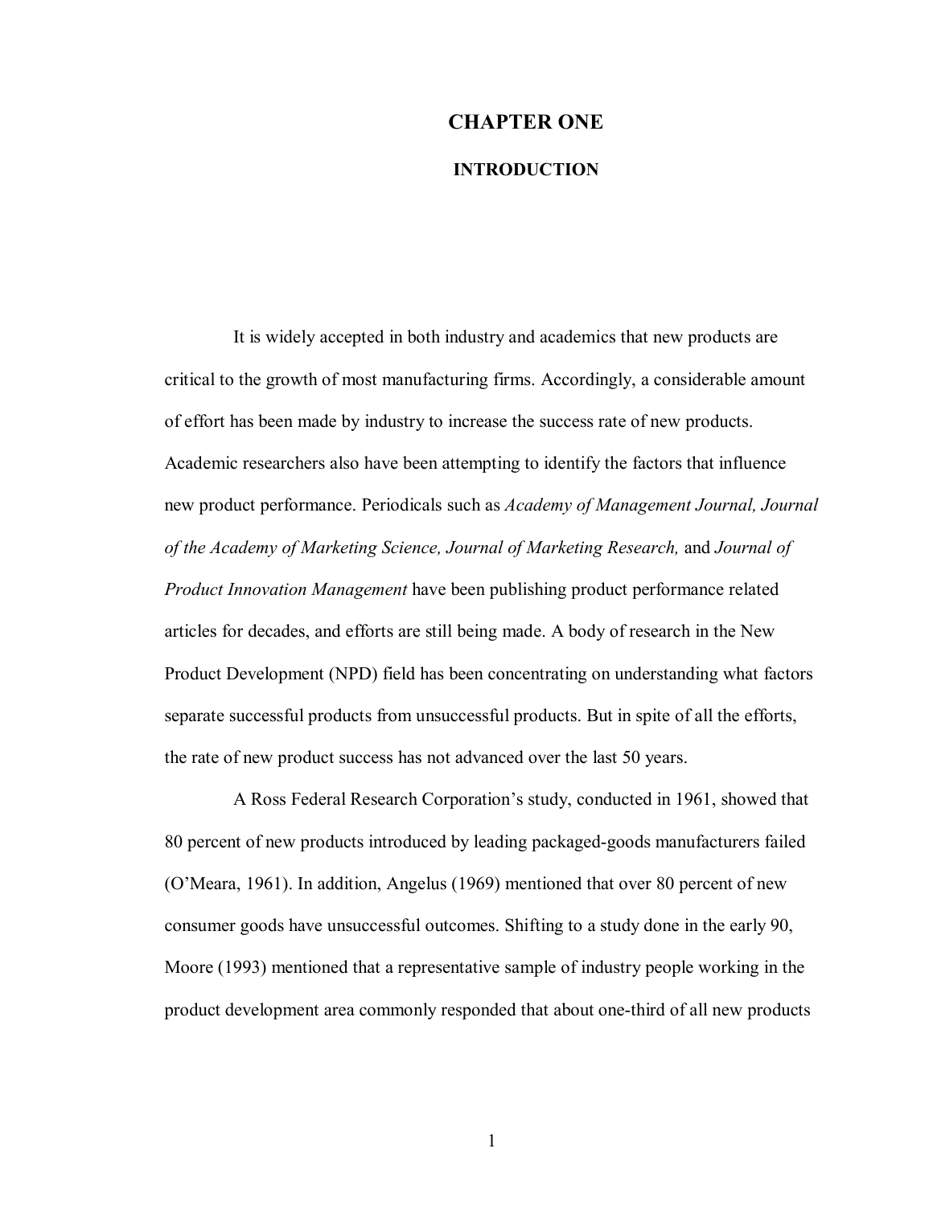# CHAPTER ONE

## INTRODUCTION

It is widely accepted in both industry and academics that new products are critical to the growth of most manufacturing firms. Accordingly, a considerable amount of effort has been made by industry to increase the success rate of new products. Academic researchers also have been attempting to identify the factors that influence new product performance. Periodicals such as *Academy of Management Journal, Journal of the Academy of Marketing Science, Journal of Marketing Research,* and *Journal of Product Innovation Management* have been publishing product performance related articles for decades, and efforts are still being made. A body of research in the New Product Development (NPD) field has been concentrating on understanding what factors separate successful products from unsuccessful products. But in spite of all the efforts, the rate of new product success has not advanced over the last 50 years.

A Ross Federal Research Corporation's study, conducted in 1961, showed that 80 percent of new products introduced by leading packaged-goods manufacturers failed (O'Meara, 1961). In addition, Angelus (1969) mentioned that over 80 percent of new consumer goods have unsuccessful outcomes. Shifting to a study done in the early 90, Moore (1993) mentioned that a representative sample of industry people working in the product development area commonly responded that about one-third of all new products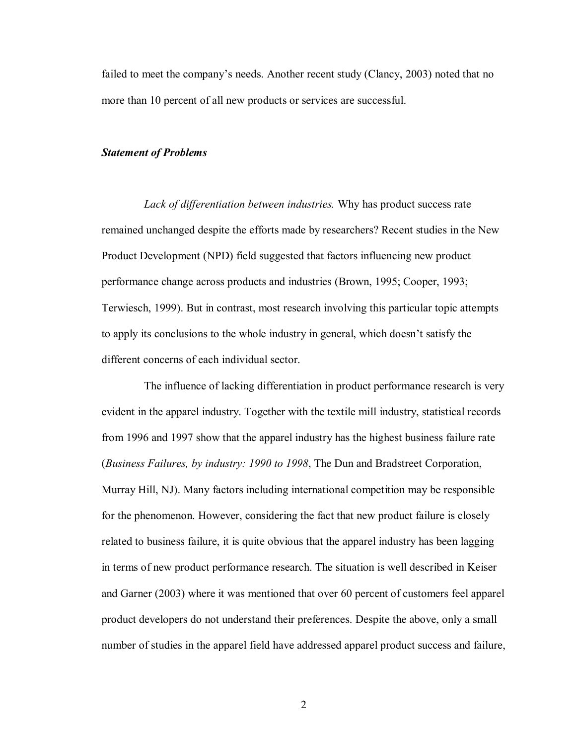failed to meet the company's needs. Another recent study (Clancy, 2003) noted that no more than 10 percent of all new products or services are successful.

### ***Statement of Problems***

*Lack of differentiation between industries.* Why has product success rate remained unchanged despite the efforts made by researchers? Recent studies in the New Product Development (NPD) field suggested that factors influencing new product performance change across products and industries (Brown, 1995; Cooper, 1993; Terwiesch, 1999). But in contrast, most research involving this particular topic attempts to apply its conclusions to the whole industry in general, which doesn't satisfy the different concerns of each individual sector.

The influence of lacking differentiation in product performance research is very evident in the apparel industry. Together with the textile mill industry, statistical records from 1996 and 1997 show that the apparel industry has the highest business failure rate (*Business Failures, by industry: 1990 to 1998*, The Dun and Bradstreet Corporation, Murray Hill, NJ). Many factors including international competition may be responsible for the phenomenon. However, considering the fact that new product failure is closely related to business failure, it is quite obvious that the apparel industry has been lagging in terms of new product performance research. The situation is well described in Keiser and Garner (2003) where it was mentioned that over 60 percent of customers feel apparel product developers do not understand their preferences. Despite the above, only a small number of studies in the apparel field have addressed apparel product success and failure,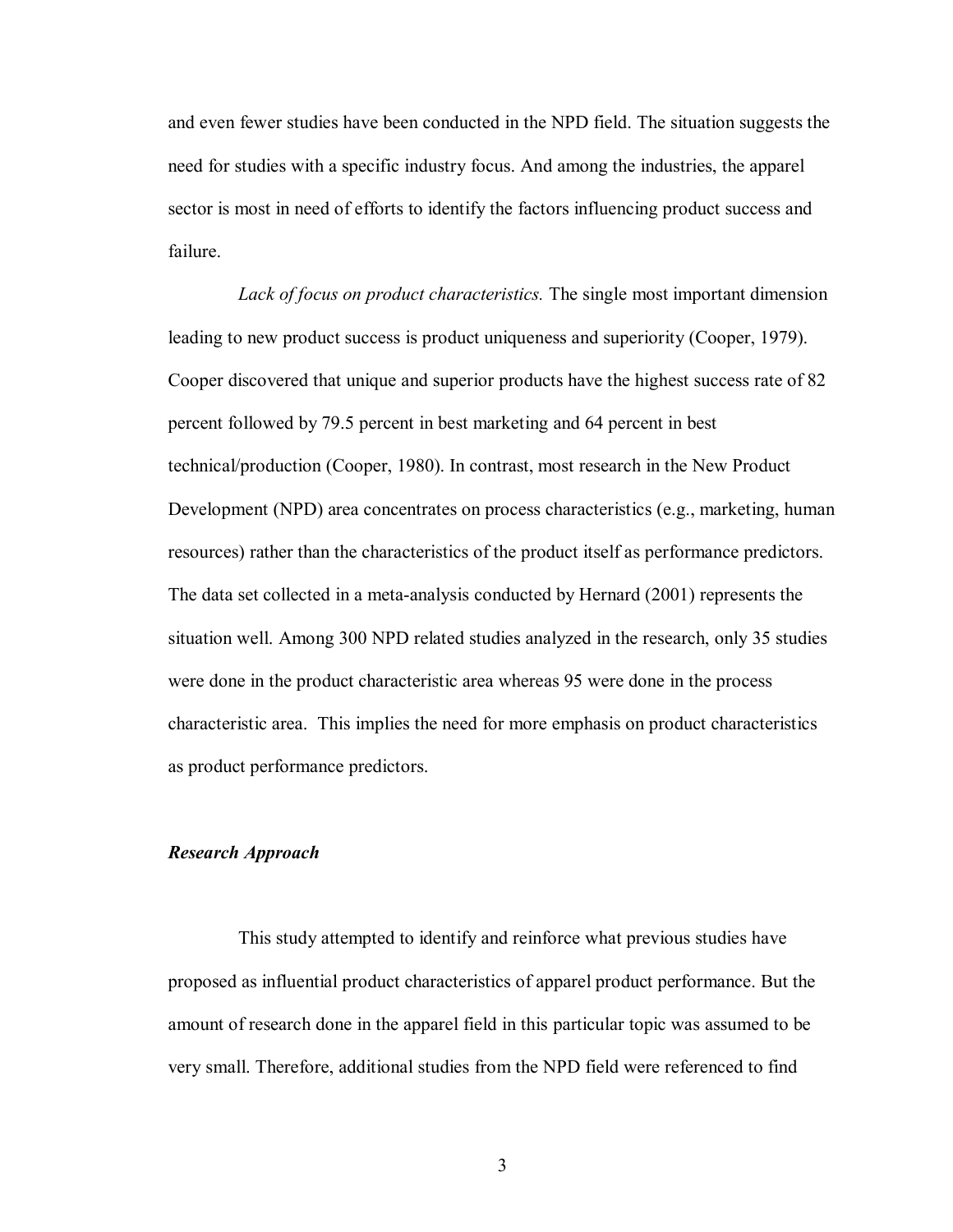and even fewer studies have been conducted in the NPD field. The situation suggests the need for studies with a specific industry focus. And among the industries, the apparel sector is most in need of efforts to identify the factors influencing product success and failure.

*Lack of focus on product characteristics.* The single most important dimension leading to new product success is product uniqueness and superiority (Cooper, 1979). Cooper discovered that unique and superior products have the highest success rate of 82 percent followed by 79.5 percent in best marketing and 64 percent in best technical/production (Cooper, 1980). In contrast, most research in the New Product Development (NPD) area concentrates on process characteristics (e.g., marketing, human resources) rather than the characteristics of the product itself as performance predictors. The data set collected in a meta-analysis conducted by Hernard (2001) represents the situation well. Among 300 NPD related studies analyzed in the research, only 35 studies were done in the product characteristic area whereas 95 were done in the process characteristic area. This implies the need for more emphasis on product characteristics as product performance predictors.

### *Research Approach*

This study attempted to identify and reinforce what previous studies have proposed as influential product characteristics of apparel product performance. But the amount of research done in the apparel field in this particular topic was assumed to be very small. Therefore, additional studies from the NPD field were referenced to find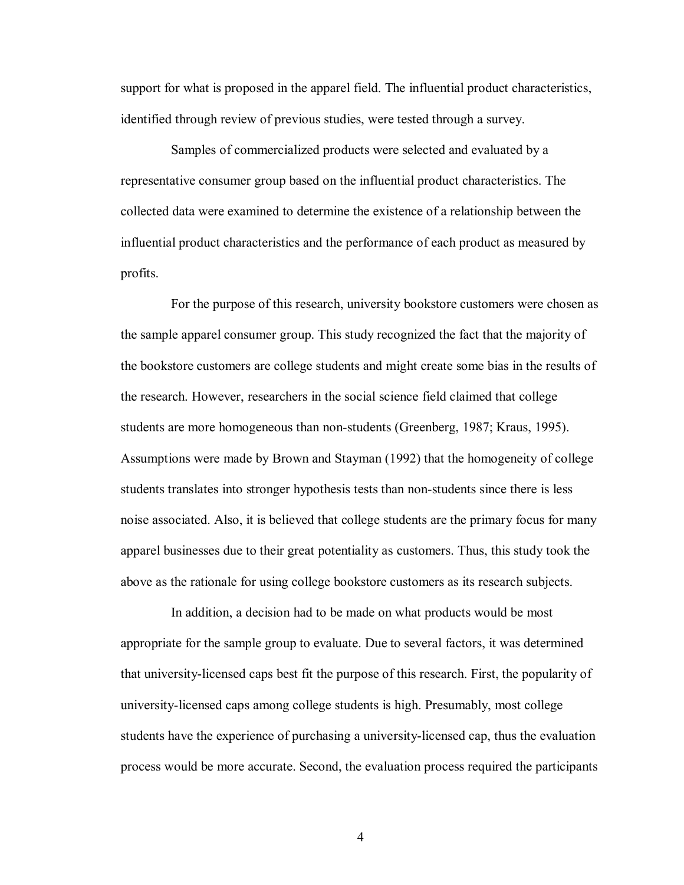support for what is proposed in the apparel field. The influential product characteristics, identified through review of previous studies, were tested through a survey.

Samples of commercialized products were selected and evaluated by a representative consumer group based on the influential product characteristics. The collected data were examined to determine the existence of a relationship between the influential product characteristics and the performance of each product as measured by profits.

For the purpose of this research, university bookstore customers were chosen as the sample apparel consumer group. This study recognized the fact that the majority of the bookstore customers are college students and might create some bias in the results of the research. However, researchers in the social science field claimed that college students are more homogeneous than non-students (Greenberg, 1987; Kraus, 1995). Assumptions were made by Brown and Stayman (1992) that the homogeneity of college students translates into stronger hypothesis tests than non-students since there is less noise associated. Also, it is believed that college students are the primary focus for many apparel businesses due to their great potentiality as customers. Thus, this study took the above as the rationale for using college bookstore customers as its research subjects.

In addition, a decision had to be made on what products would be most appropriate for the sample group to evaluate. Due to several factors, it was determined that university-licensed caps best fit the purpose of this research. First, the popularity of university-licensed caps among college students is high. Presumably, most college students have the experience of purchasing a university-licensed cap, thus the evaluation process would be more accurate. Second, the evaluation process required the participants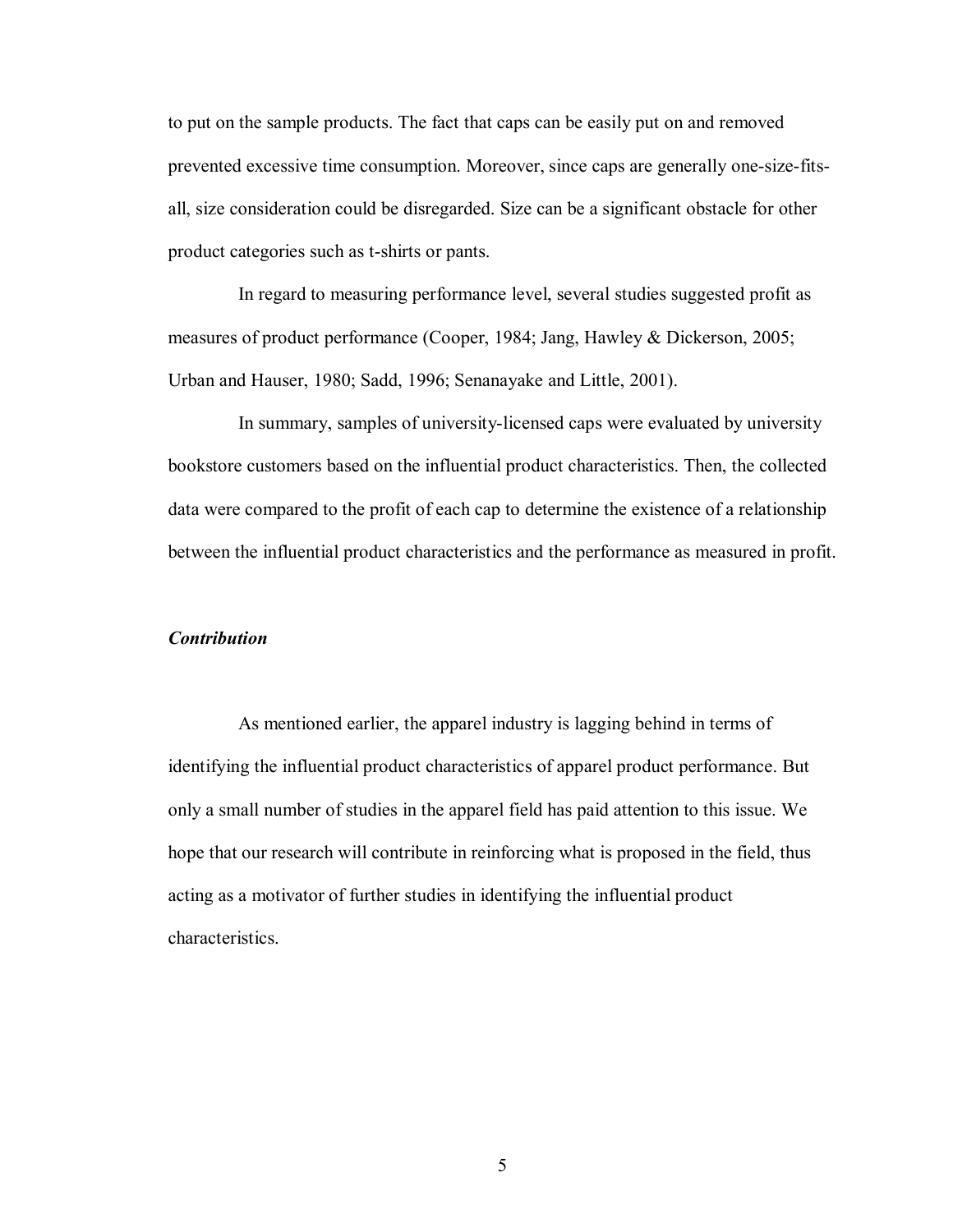to put on the sample products. The fact that caps can be easily put on and removed prevented excessive time consumption. Moreover, since caps are generally one-size-fits-all, size consideration could be disregarded. Size can be a significant obstacle for other product categories such as t-shirts or pants.

In regard to measuring performance level, several studies suggested profit as measures of product performance (Cooper, 1984; Jang, Hawley & Dickerson, 2005; Urban and Hauser, 1980; Sadd, 1996; Senanayake and Little, 2001).

In summary, samples of university-licensed caps were evaluated by university bookstore customers based on the influential product characteristics. Then, the collected data were compared to the profit of each cap to determine the existence of a relationship between the influential product characteristics and the performance as measured in profit.

### *Contribution*

As mentioned earlier, the apparel industry is lagging behind in terms of identifying the influential product characteristics of apparel product performance. But only a small number of studies in the apparel field has paid attention to this issue. We hope that our research will contribute in reinforcing what is proposed in the field, thus acting as a motivator of further studies in identifying the influential product characteristics.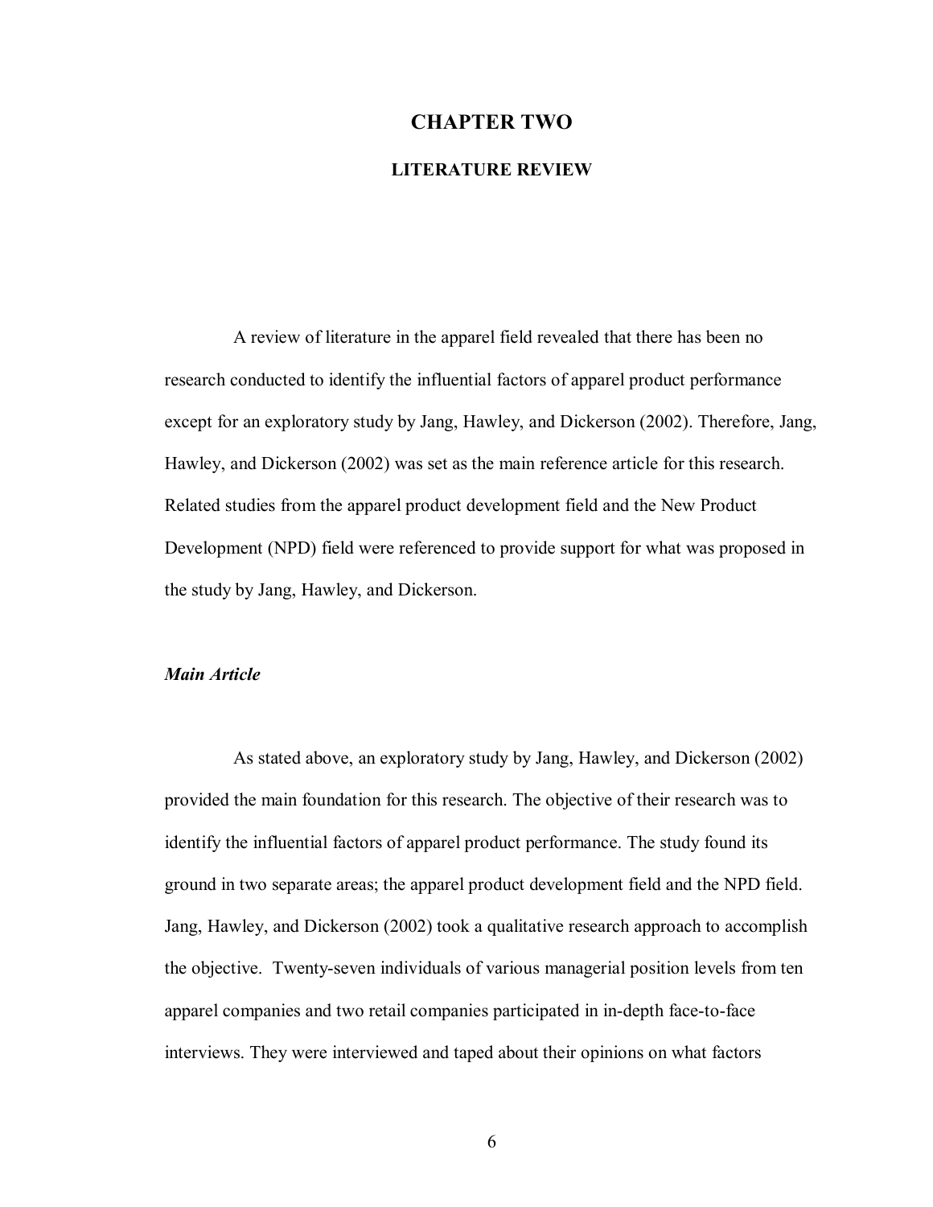# CHAPTER TWO

## LITERATURE REVIEW

A review of literature in the apparel field revealed that there has been no research conducted to identify the influential factors of apparel product performance except for an exploratory study by Jang, Hawley, and Dickerson (2002). Therefore, Jang, Hawley, and Dickerson (2002) was set as the main reference article for this research. Related studies from the apparel product development field and the New Product Development (NPD) field were referenced to provide support for what was proposed in the study by Jang, Hawley, and Dickerson.

### *Main Article*

As stated above, an exploratory study by Jang, Hawley, and Dickerson (2002) provided the main foundation for this research. The objective of their research was to identify the influential factors of apparel product performance. The study found its ground in two separate areas; the apparel product development field and the NPD field. Jang, Hawley, and Dickerson (2002) took a qualitative research approach to accomplish the objective. Twenty-seven individuals of various managerial position levels from ten apparel companies and two retail companies participated in in-depth face-to-face interviews. They were interviewed and taped about their opinions on what factors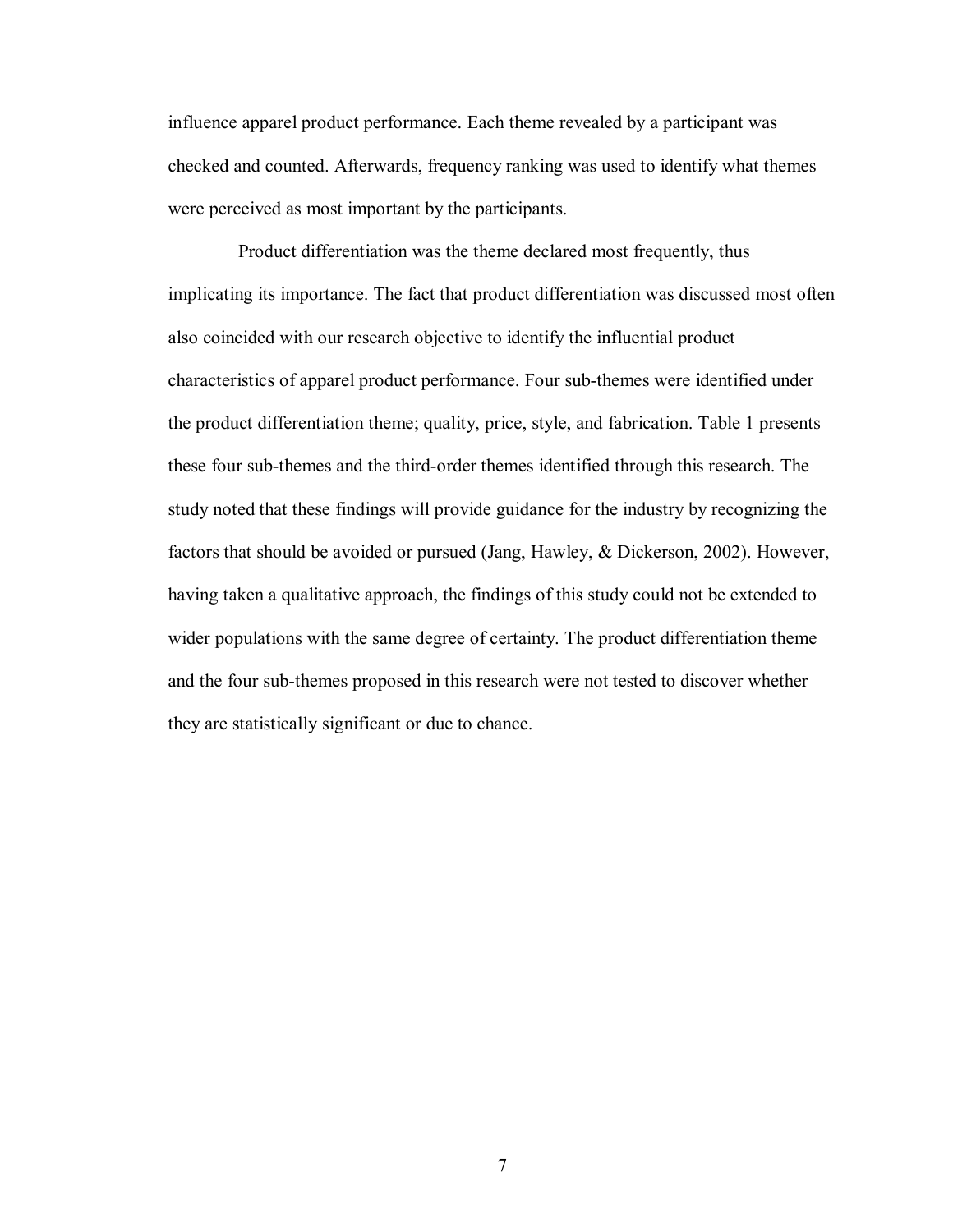influence apparel product performance. Each theme revealed by a participant was checked and counted. Afterwards, frequency ranking was used to identify what themes were perceived as most important by the participants.

Product differentiation was the theme declared most frequently, thus implicating its importance. The fact that product differentiation was discussed most often also coincided with our research objective to identify the influential product characteristics of apparel product performance. Four sub-themes were identified under the product differentiation theme; quality, price, style, and fabrication. Table 1 presents these four sub-themes and the third-order themes identified through this research. The study noted that these findings will provide guidance for the industry by recognizing the factors that should be avoided or pursued (Jang, Hawley, & Dickerson, 2002). However, having taken a qualitative approach, the findings of this study could not be extended to wider populations with the same degree of certainty. The product differentiation theme and the four sub-themes proposed in this research were not tested to discover whether they are statistically significant or due to chance.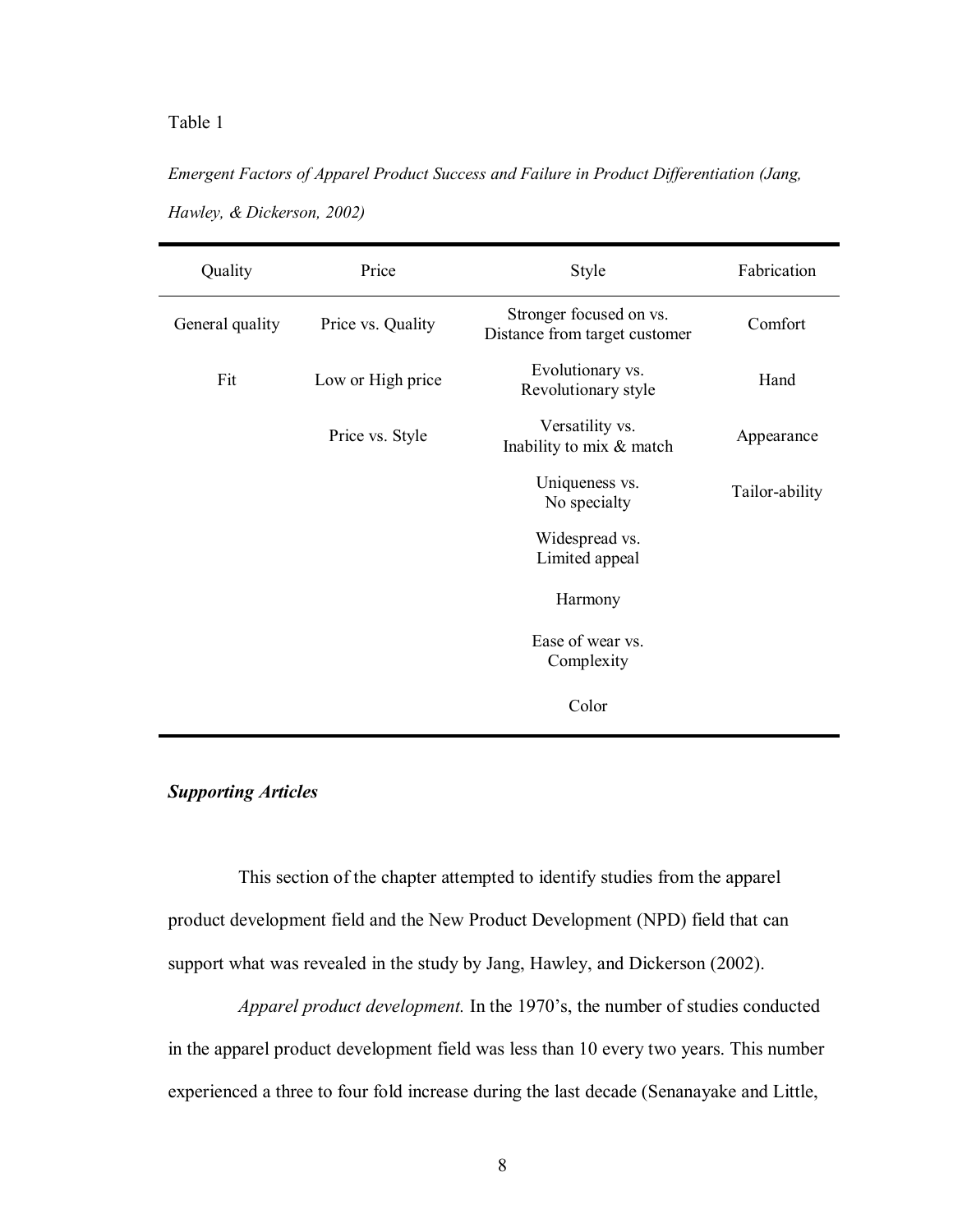Table 1

*Emergent Factors of Apparel Product Success and Failure in Product Differentiation (Jang, Hawley, & Dickerson, 2002)*

| Quality | Price | Style | Fabrication |
|---|---|---|---|
| General quality | Price vs. Quality | Stronger focused on vs. Distance from target customer | Comfort |
| Fit | Low or High price | Evolutionary vs. Revolutionary style | Hand |
| | Price vs. Style | Versatility vs. Inability to mix & match | Appearance |
| | | Uniqueness vs. No specialty | Tailor-ability |
| | | Widespread vs. Limited appeal | |
| | | Harmony | |
| | | Ease of wear vs. Complexity | |
| | | Color | |

***Supporting Articles***

This section of the chapter attempted to identify studies from the apparel product development field and the New Product Development (NPD) field that can support what was revealed in the study by Jang, Hawley, and Dickerson (2002).

*Apparel product development.* In the 1970's, the number of studies conducted in the apparel product development field was less than 10 every two years. This number experienced a three to four fold increase during the last decade (Senanayake and Little,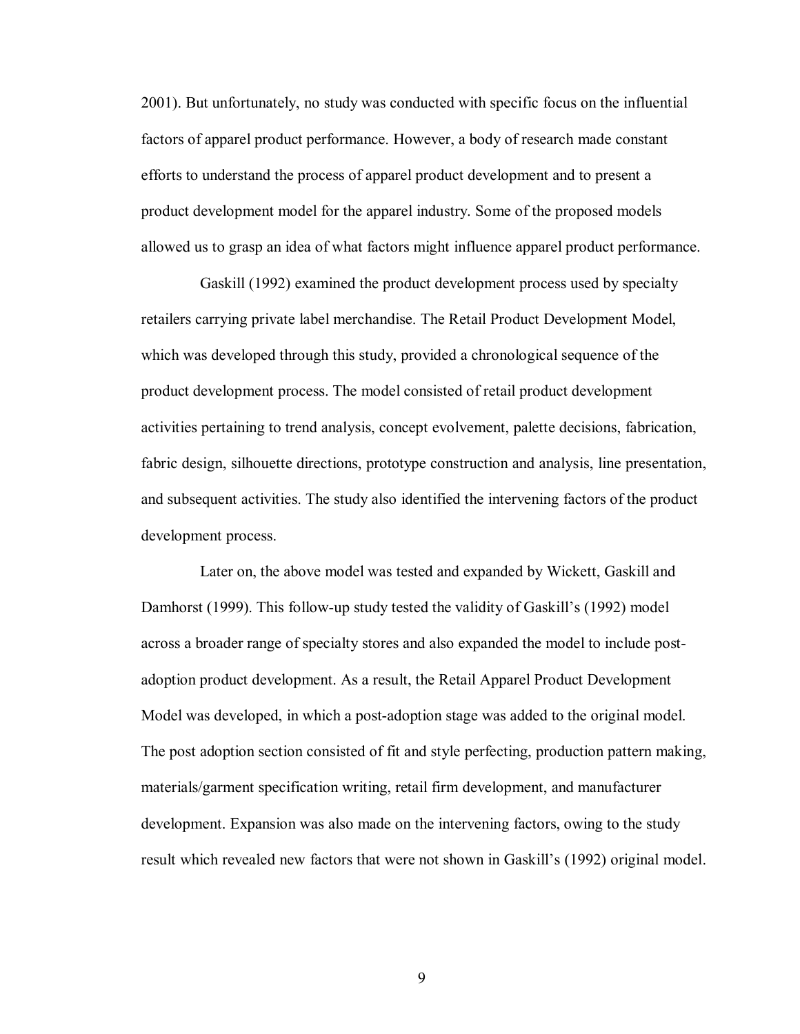2001). But unfortunately, no study was conducted with specific focus on the influential factors of apparel product performance. However, a body of research made constant efforts to understand the process of apparel product development and to present a product development model for the apparel industry. Some of the proposed models allowed us to grasp an idea of what factors might influence apparel product performance.

Gaskill (1992) examined the product development process used by specialty retailers carrying private label merchandise. The Retail Product Development Model, which was developed through this study, provided a chronological sequence of the product development process. The model consisted of retail product development activities pertaining to trend analysis, concept evolvement, palette decisions, fabrication, fabric design, silhouette directions, prototype construction and analysis, line presentation, and subsequent activities. The study also identified the intervening factors of the product development process.

Later on, the above model was tested and expanded by Wickett, Gaskill and Damhorst (1999). This follow-up study tested the validity of Gaskill's (1992) model across a broader range of specialty stores and also expanded the model to include post-adoption product development. As a result, the Retail Apparel Product Development Model was developed, in which a post-adoption stage was added to the original model. The post adoption section consisted of fit and style perfecting, production pattern making, materials/garment specification writing, retail firm development, and manufacturer development. Expansion was also made on the intervening factors, owing to the study result which revealed new factors that were not shown in Gaskill's (1992) original model.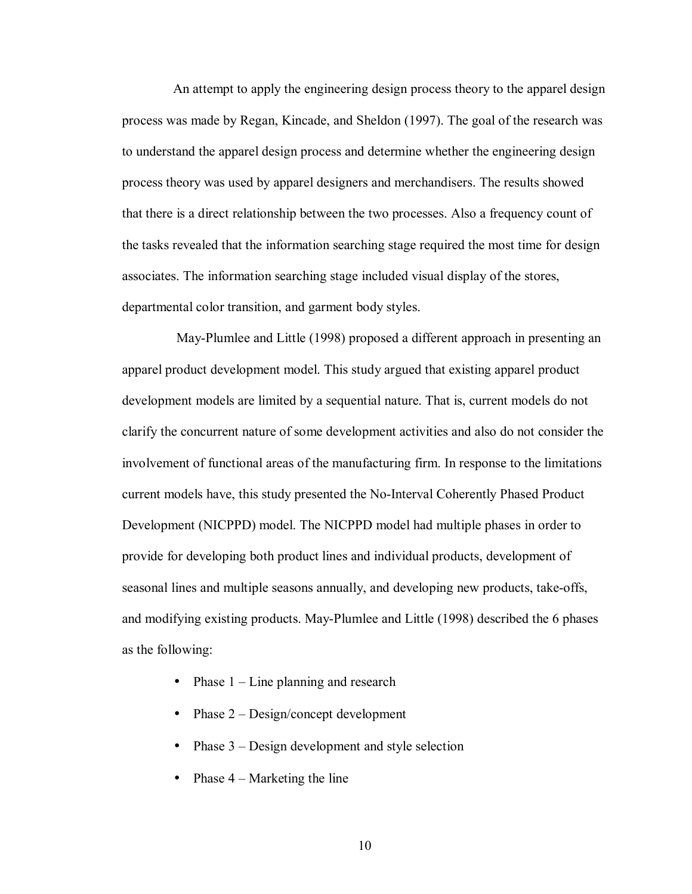An attempt to apply the engineering design process theory to the apparel design process was made by Regan, Kincade, and Sheldon (1997). The goal of the research was to understand the apparel design process and determine whether the engineering design process theory was used by apparel designers and merchandisers. The results showed that there is a direct relationship between the two processes. Also a frequency count of the tasks revealed that the information searching stage required the most time for design associates. The information searching stage included visual display of the stores, departmental color transition, and garment body styles.

May-Plumlee and Little (1998) proposed a different approach in presenting an apparel product development model. This study argued that existing apparel product development models are limited by a sequential nature. That is, current models do not clarify the concurrent nature of some development activities and also do not consider the involvement of functional areas of the manufacturing firm. In response to the limitations current models have, this study presented the No-Interval Coherently Phased Product Development (NICPPD) model. The NICPPD model had multiple phases in order to provide for developing both product lines and individual products, development of seasonal lines and multiple seasons annually, and developing new products, take-offs, and modifying existing products. May-Plumlee and Little (1998) described the 6 phases as the following:

- Phase 1 – Line planning and research
- Phase 2 – Design/concept development
- Phase 3 – Design development and style selection
- Phase 4 – Marketing the line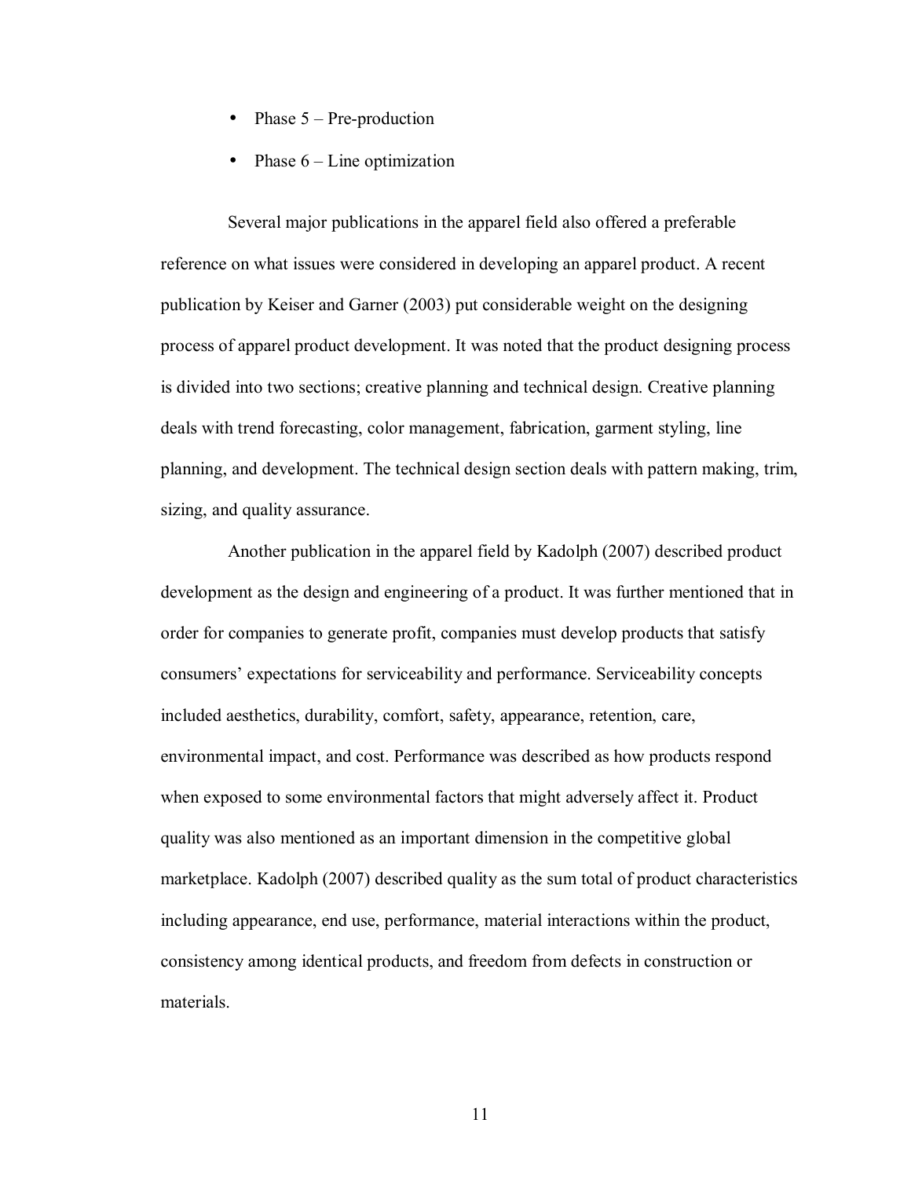- Phase 5 – Pre-production
- Phase 6 – Line optimization

Several major publications in the apparel field also offered a preferable reference on what issues were considered in developing an apparel product. A recent publication by Keiser and Garner (2003) put considerable weight on the designing process of apparel product development. It was noted that the product designing process is divided into two sections; creative planning and technical design. Creative planning deals with trend forecasting, color management, fabrication, garment styling, line planning, and development. The technical design section deals with pattern making, trim, sizing, and quality assurance.

Another publication in the apparel field by Kadolph (2007) described product development as the design and engineering of a product. It was further mentioned that in order for companies to generate profit, companies must develop products that satisfy consumers' expectations for serviceability and performance. Serviceability concepts included aesthetics, durability, comfort, safety, appearance, retention, care, environmental impact, and cost. Performance was described as how products respond when exposed to some environmental factors that might adversely affect it. Product quality was also mentioned as an important dimension in the competitive global marketplace. Kadolph (2007) described quality as the sum total of product characteristics including appearance, end use, performance, material interactions within the product, consistency among identical products, and freedom from defects in construction or materials.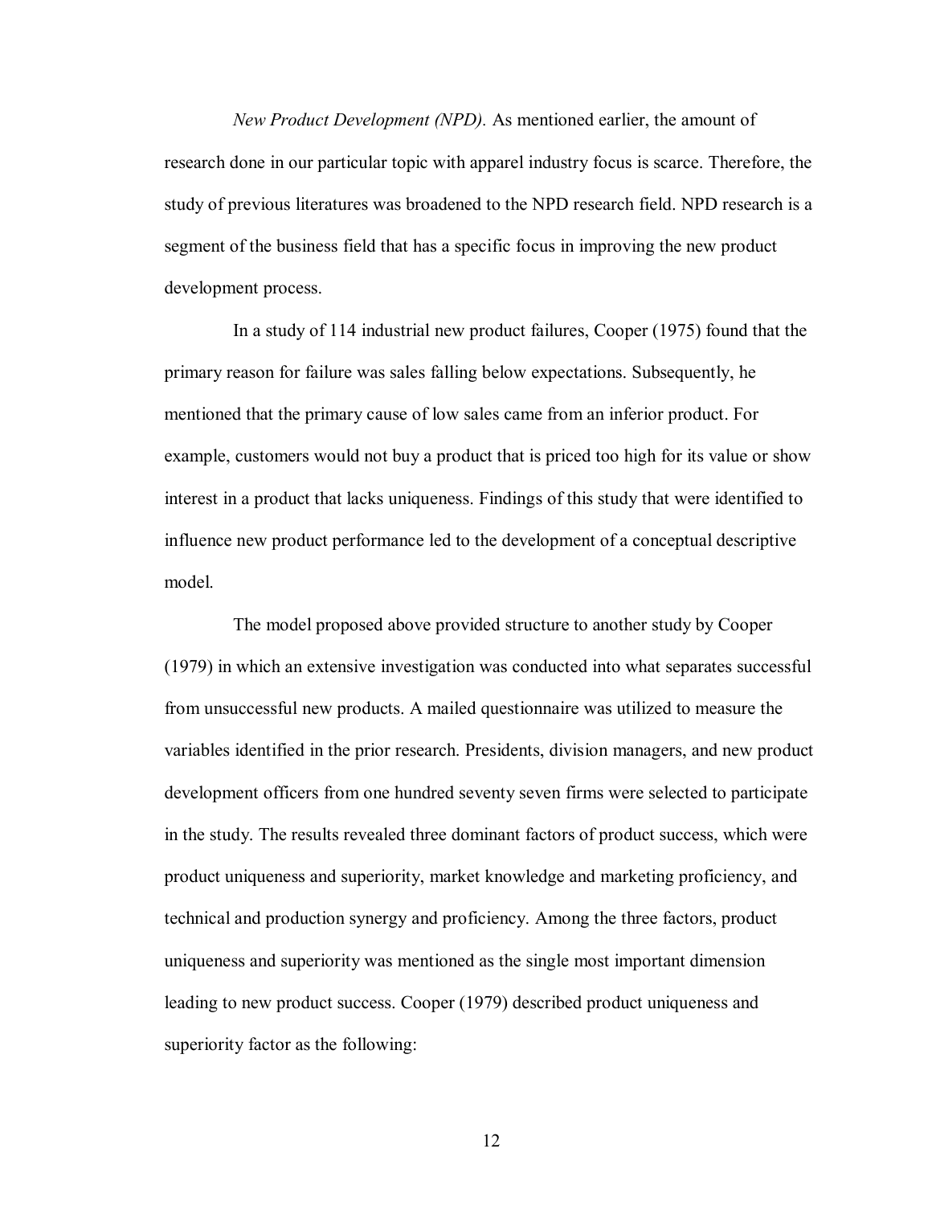*New Product Development (NPD).* As mentioned earlier, the amount of research done in our particular topic with apparel industry focus is scarce. Therefore, the study of previous literatures was broadened to the NPD research field. NPD research is a segment of the business field that has a specific focus in improving the new product development process.

In a study of 114 industrial new product failures, Cooper (1975) found that the primary reason for failure was sales falling below expectations. Subsequently, he mentioned that the primary cause of low sales came from an inferior product. For example, customers would not buy a product that is priced too high for its value or show interest in a product that lacks uniqueness. Findings of this study that were identified to influence new product performance led to the development of a conceptual descriptive model.

The model proposed above provided structure to another study by Cooper (1979) in which an extensive investigation was conducted into what separates successful from unsuccessful new products. A mailed questionnaire was utilized to measure the variables identified in the prior research. Presidents, division managers, and new product development officers from one hundred seventy seven firms were selected to participate in the study. The results revealed three dominant factors of product success, which were product uniqueness and superiority, market knowledge and marketing proficiency, and technical and production synergy and proficiency. Among the three factors, product uniqueness and superiority was mentioned as the single most important dimension leading to new product success. Cooper (1979) described product uniqueness and superiority factor as the following: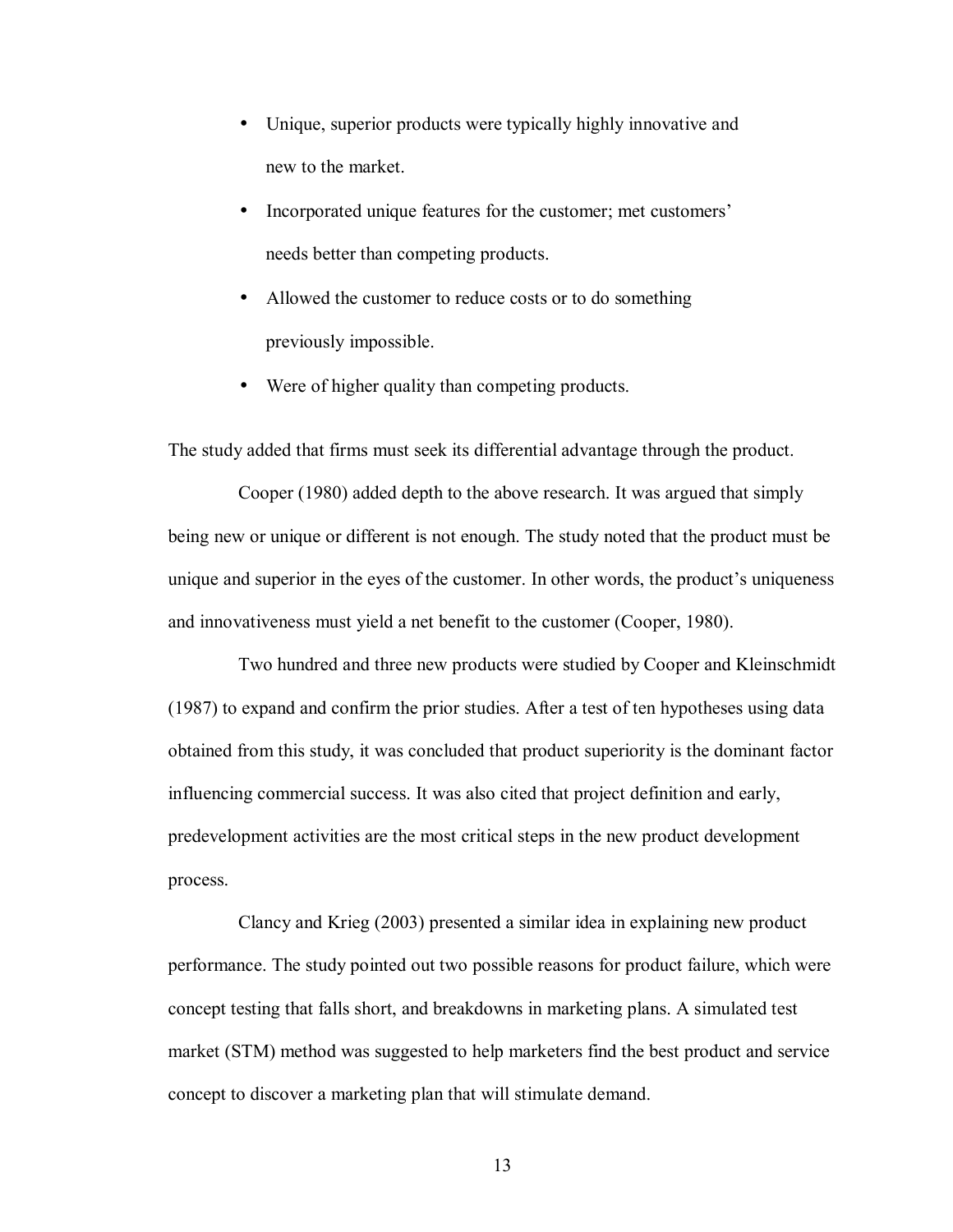- Unique, superior products were typically highly innovative and new to the market.
- Incorporated unique features for the customer; met customers' needs better than competing products.
- Allowed the customer to reduce costs or to do something previously impossible.
- Were of higher quality than competing products.

The study added that firms must seek its differential advantage through the product.

Cooper (1980) added depth to the above research. It was argued that simply being new or unique or different is not enough. The study noted that the product must be unique and superior in the eyes of the customer. In other words, the product's uniqueness and innovativeness must yield a net benefit to the customer (Cooper, 1980).

Two hundred and three new products were studied by Cooper and Kleinschmidt (1987) to expand and confirm the prior studies. After a test of ten hypotheses using data obtained from this study, it was concluded that product superiority is the dominant factor influencing commercial success. It was also cited that project definition and early, predevelopment activities are the most critical steps in the new product development process.

Clancy and Krieg (2003) presented a similar idea in explaining new product performance. The study pointed out two possible reasons for product failure, which were concept testing that falls short, and breakdowns in marketing plans. A simulated test market (STM) method was suggested to help marketers find the best product and service concept to discover a marketing plan that will stimulate demand.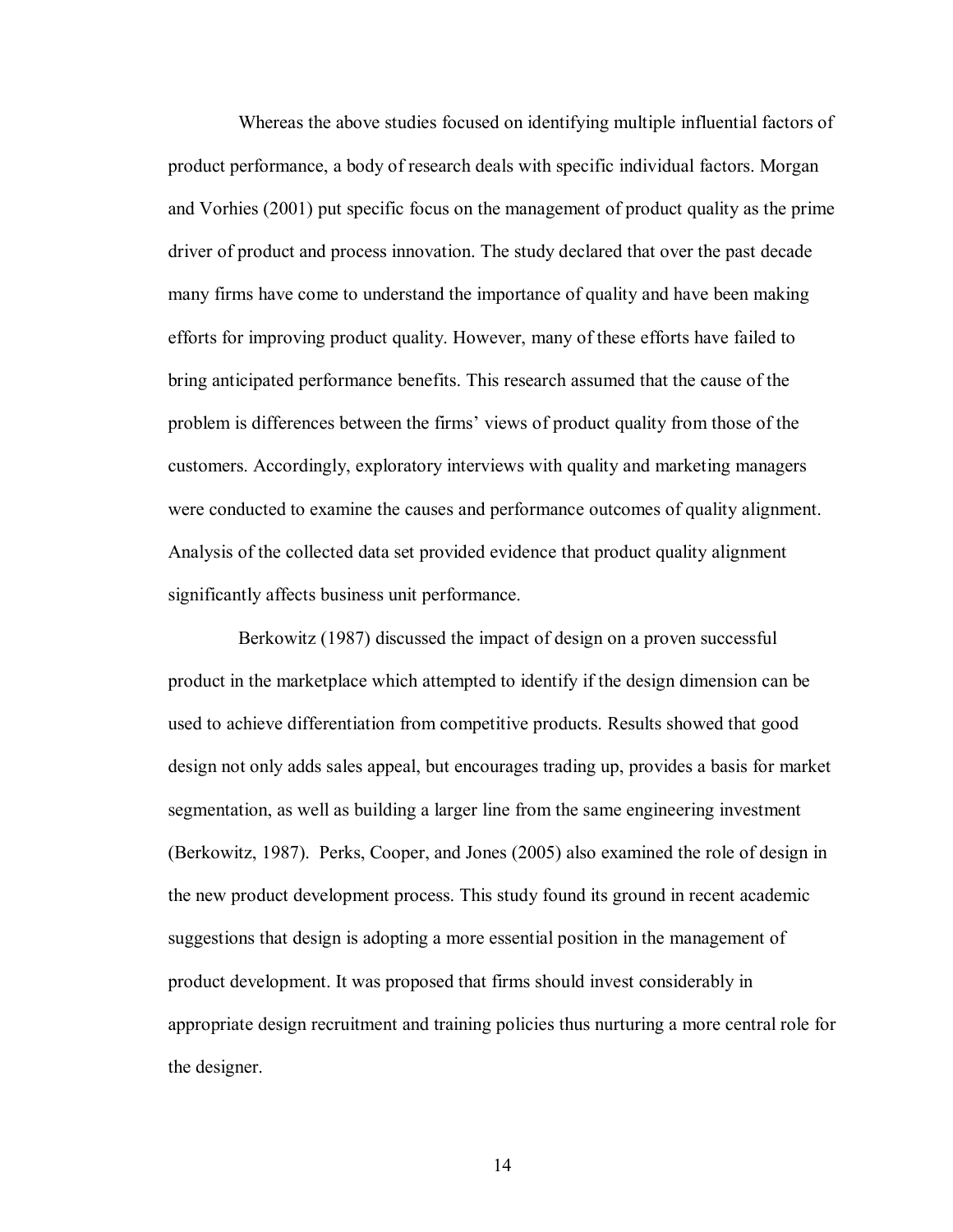Whereas the above studies focused on identifying multiple influential factors of product performance, a body of research deals with specific individual factors. Morgan and Vorhies (2001) put specific focus on the management of product quality as the prime driver of product and process innovation. The study declared that over the past decade many firms have come to understand the importance of quality and have been making efforts for improving product quality. However, many of these efforts have failed to bring anticipated performance benefits. This research assumed that the cause of the problem is differences between the firms' views of product quality from those of the customers. Accordingly, exploratory interviews with quality and marketing managers were conducted to examine the causes and performance outcomes of quality alignment. Analysis of the collected data set provided evidence that product quality alignment significantly affects business unit performance.

Berkowitz (1987) discussed the impact of design on a proven successful product in the marketplace which attempted to identify if the design dimension can be used to achieve differentiation from competitive products. Results showed that good design not only adds sales appeal, but encourages trading up, provides a basis for market segmentation, as well as building a larger line from the same engineering investment (Berkowitz, 1987). Perks, Cooper, and Jones (2005) also examined the role of design in the new product development process. This study found its ground in recent academic suggestions that design is adopting a more essential position in the management of product development. It was proposed that firms should invest considerably in appropriate design recruitment and training policies thus nurturing a more central role for the designer.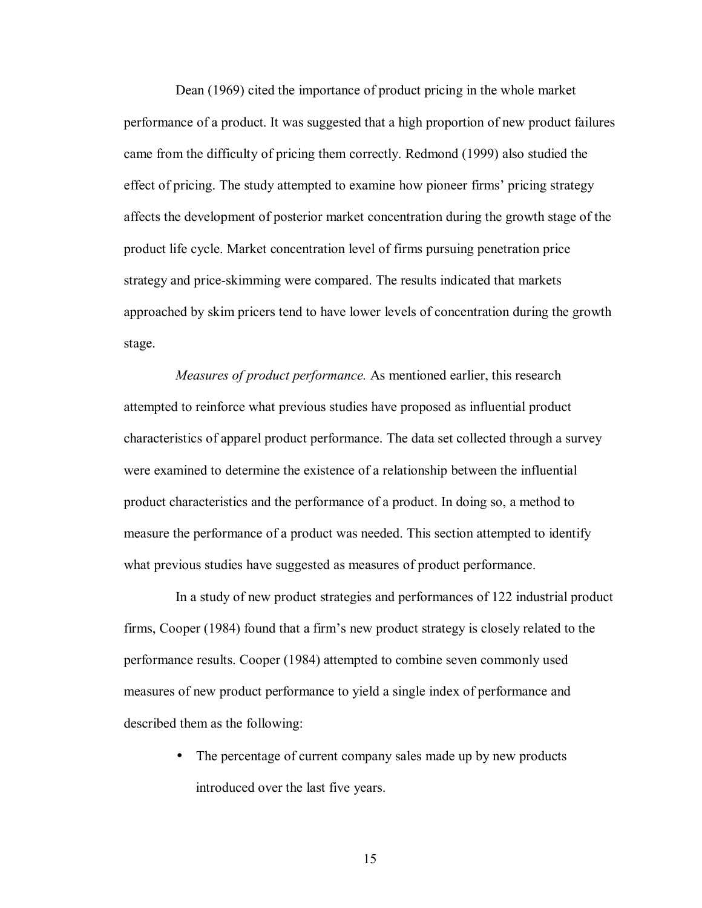Dean (1969) cited the importance of product pricing in the whole market performance of a product. It was suggested that a high proportion of new product failures came from the difficulty of pricing them correctly. Redmond (1999) also studied the effect of pricing. The study attempted to examine how pioneer firms' pricing strategy affects the development of posterior market concentration during the growth stage of the product life cycle. Market concentration level of firms pursuing penetration price strategy and price-skimming were compared. The results indicated that markets approached by skim pricers tend to have lower levels of concentration during the growth stage.

*Measures of product performance.* As mentioned earlier, this research attempted to reinforce what previous studies have proposed as influential product characteristics of apparel product performance. The data set collected through a survey were examined to determine the existence of a relationship between the influential product characteristics and the performance of a product. In doing so, a method to measure the performance of a product was needed. This section attempted to identify what previous studies have suggested as measures of product performance.

In a study of new product strategies and performances of 122 industrial product firms, Cooper (1984) found that a firm's new product strategy is closely related to the performance results. Cooper (1984) attempted to combine seven commonly used measures of new product performance to yield a single index of performance and described them as the following:

- The percentage of current company sales made up by new products introduced over the last five years.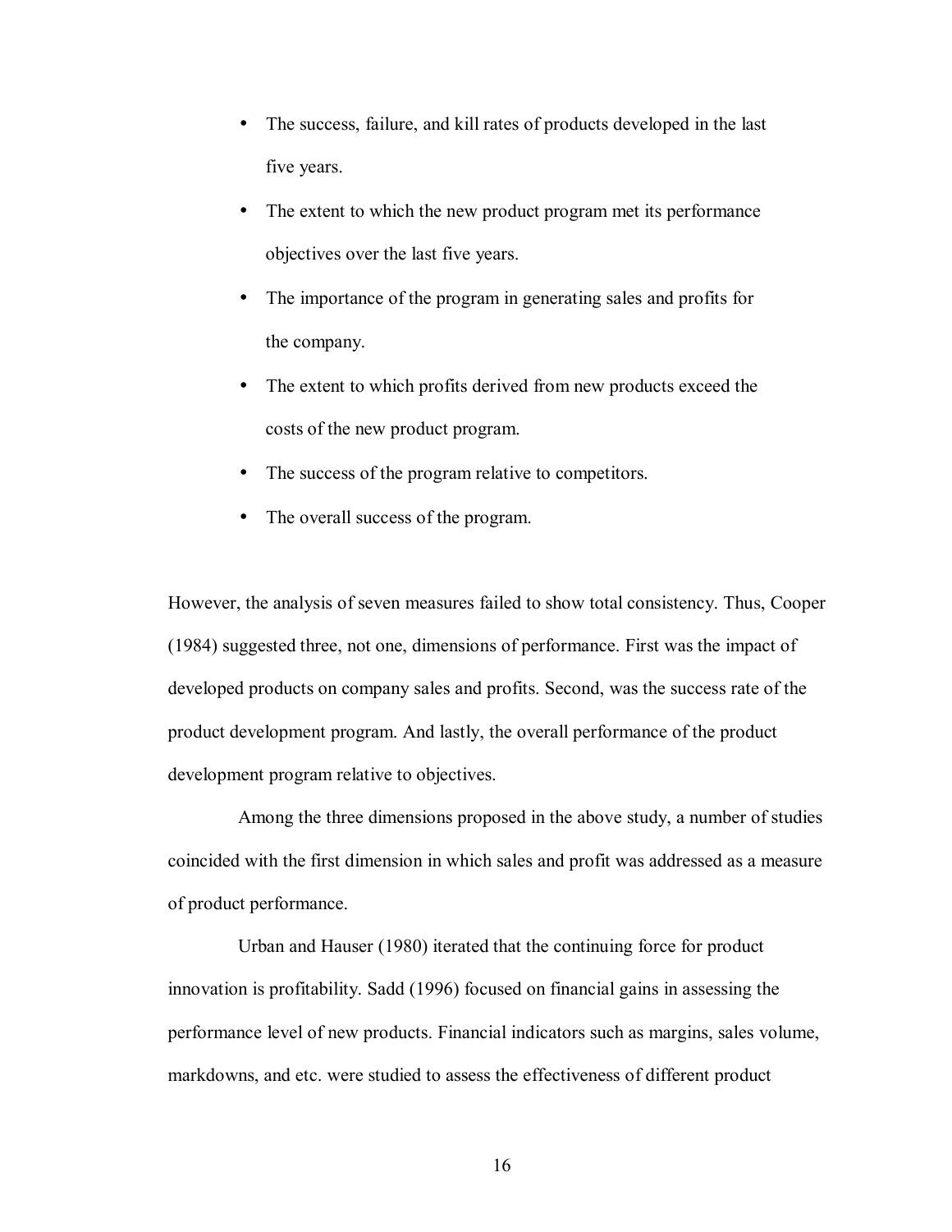- The success, failure, and kill rates of products developed in the last five years.
- The extent to which the new product program met its performance objectives over the last five years.
- The importance of the program in generating sales and profits for the company.
- The extent to which profits derived from new products exceed the costs of the new product program.
- The success of the program relative to competitors.
- The overall success of the program.

However, the analysis of seven measures failed to show total consistency. Thus, Cooper (1984) suggested three, not one, dimensions of performance. First was the impact of developed products on company sales and profits. Second, was the success rate of the product development program. And lastly, the overall performance of the product development program relative to objectives.

Among the three dimensions proposed in the above study, a number of studies coincided with the first dimension in which sales and profit was addressed as a measure of product performance.

Urban and Hauser (1980) iterated that the continuing force for product innovation is profitability. Sadd (1996) focused on financial gains in assessing the performance level of new products. Financial indicators such as margins, sales volume, markdowns, and etc. were studied to assess the effectiveness of different product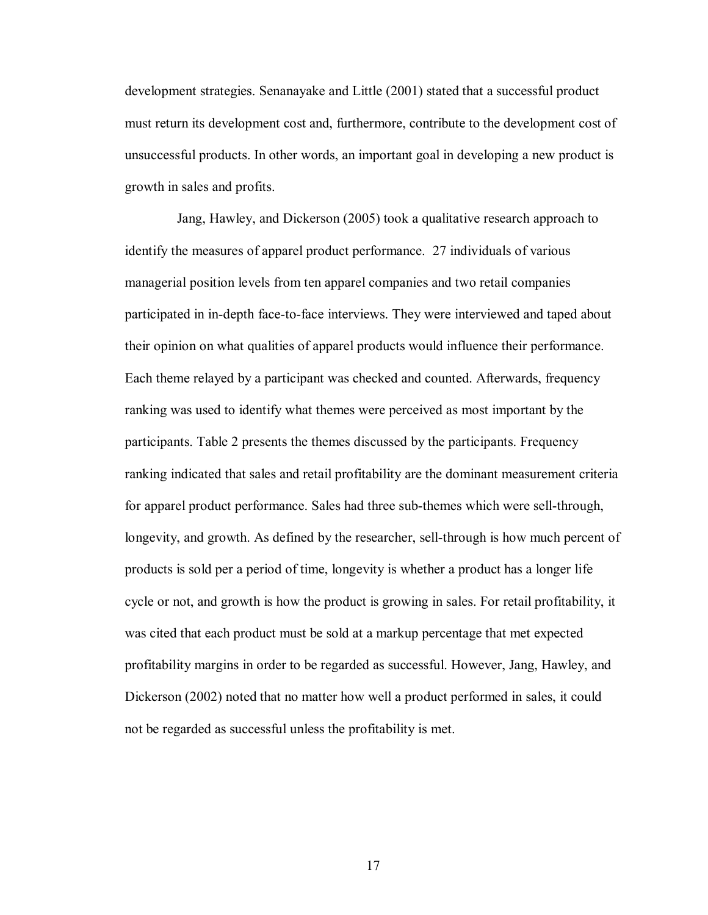development strategies. Senanayake and Little (2001) stated that a successful product must return its development cost and, furthermore, contribute to the development cost of unsuccessful products. In other words, an important goal in developing a new product is growth in sales and profits.

Jang, Hawley, and Dickerson (2005) took a qualitative research approach to identify the measures of apparel product performance. 27 individuals of various managerial position levels from ten apparel companies and two retail companies participated in in-depth face-to-face interviews. They were interviewed and taped about their opinion on what qualities of apparel products would influence their performance. Each theme relayed by a participant was checked and counted. Afterwards, frequency ranking was used to identify what themes were perceived as most important by the participants. Table 2 presents the themes discussed by the participants. Frequency ranking indicated that sales and retail profitability are the dominant measurement criteria for apparel product performance. Sales had three sub-themes which were sell-through, longevity, and growth. As defined by the researcher, sell-through is how much percent of products is sold per a period of time, longevity is whether a product has a longer life cycle or not, and growth is how the product is growing in sales. For retail profitability, it was cited that each product must be sold at a markup percentage that met expected profitability margins in order to be regarded as successful. However, Jang, Hawley, and Dickerson (2002) noted that no matter how well a product performed in sales, it could not be regarded as successful unless the profitability is met.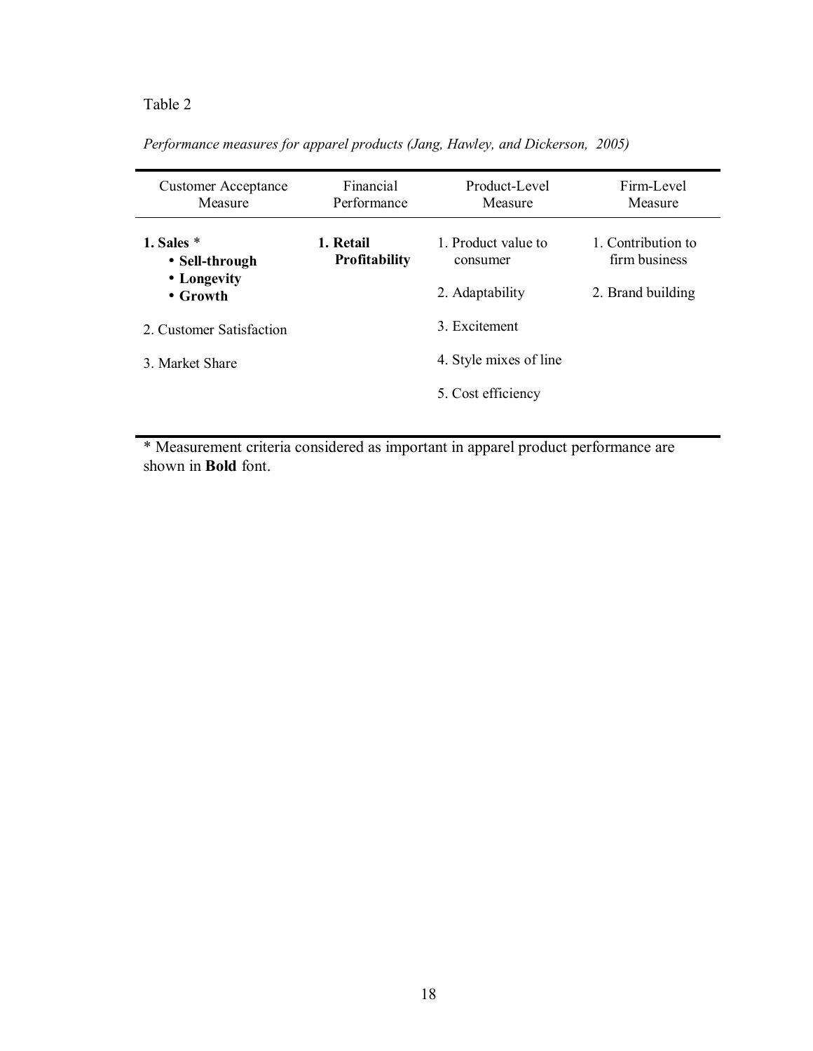Table 2

*Performance measures for apparel products (Jang, Hawley, and Dickerson, 2005)*

| Customer Acceptance Measure | Financial Performance | Product-Level Measure | Firm-Level Measure |
|---|---|---|---|
| **1. Sales** * <br>• **Sell-through** <br>• **Longevity** <br>• **Growth** | **1. Retail Profitability** | 1. Product value to consumer | 1. Contribution to firm business |
| 2. Customer Satisfaction | | 2. Adaptability | 2. Brand building |
| 3. Market Share | | 3. Excitement | |
| | | 4. Style mixes of line | |
| | | 5. Cost efficiency | |

* Measurement criteria considered as important in apparel product performance are shown in **Bold** font.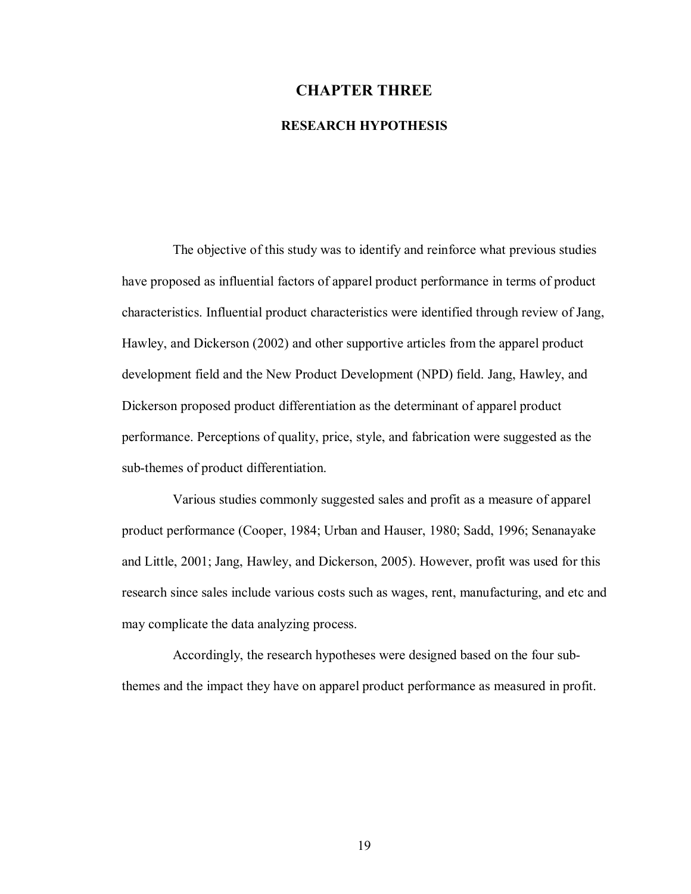# CHAPTER THREE

## RESEARCH HYPOTHESIS

The objective of this study was to identify and reinforce what previous studies have proposed as influential factors of apparel product performance in terms of product characteristics. Influential product characteristics were identified through review of Jang, Hawley, and Dickerson (2002) and other supportive articles from the apparel product development field and the New Product Development (NPD) field. Jang, Hawley, and Dickerson proposed product differentiation as the determinant of apparel product performance. Perceptions of quality, price, style, and fabrication were suggested as the sub-themes of product differentiation.

Various studies commonly suggested sales and profit as a measure of apparel product performance (Cooper, 1984; Urban and Hauser, 1980; Sadd, 1996; Senanayake and Little, 2001; Jang, Hawley, and Dickerson, 2005). However, profit was used for this research since sales include various costs such as wages, rent, manufacturing, and etc and may complicate the data analyzing process.

Accordingly, the research hypotheses were designed based on the four sub-themes and the impact they have on apparel product performance as measured in profit.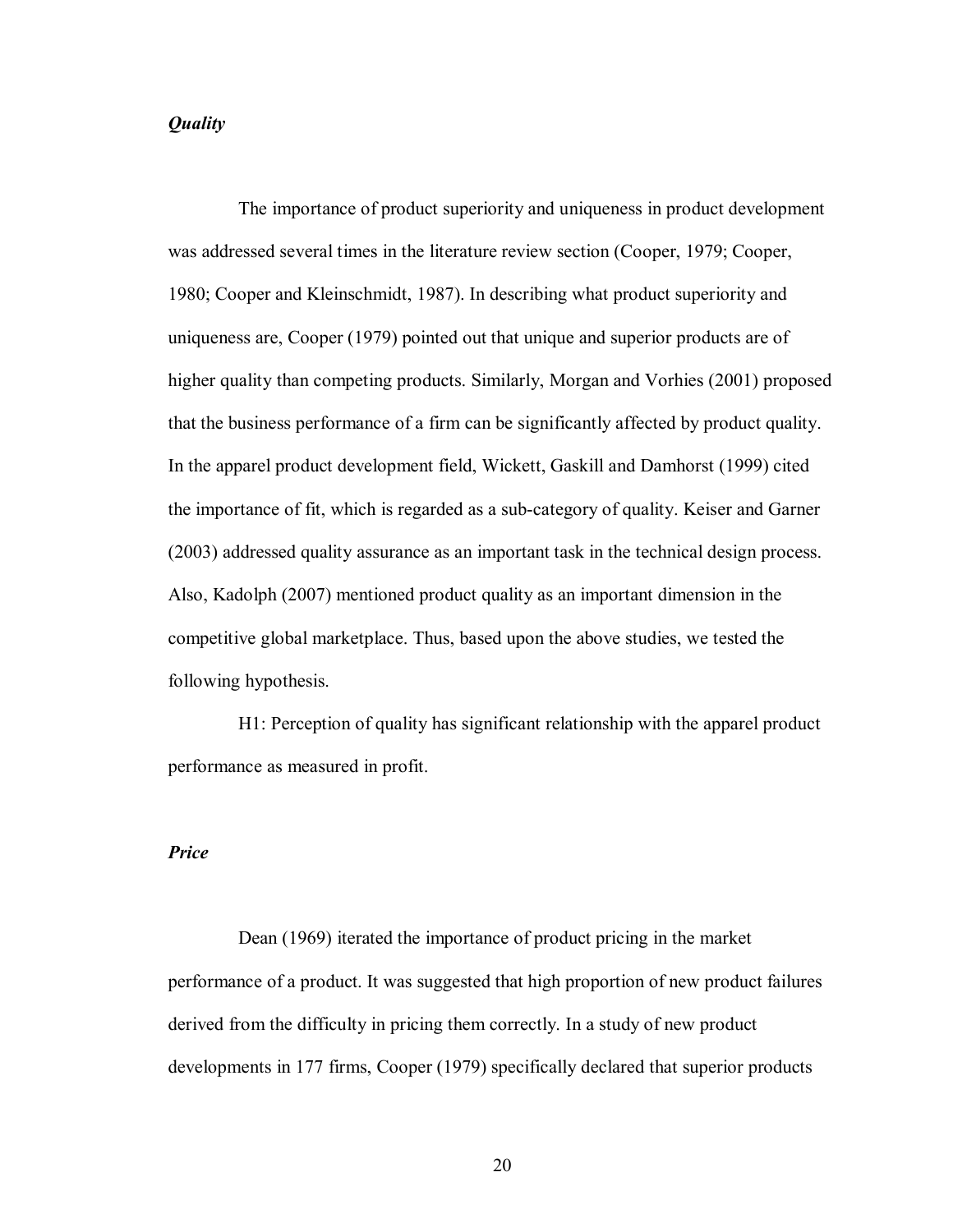***Quality***

The importance of product superiority and uniqueness in product development was addressed several times in the literature review section (Cooper, 1979; Cooper, 1980; Cooper and Kleinschmidt, 1987). In describing what product superiority and uniqueness are, Cooper (1979) pointed out that unique and superior products are of higher quality than competing products. Similarly, Morgan and Vorhies (2001) proposed that the business performance of a firm can be significantly affected by product quality. In the apparel product development field, Wickett, Gaskill and Damhorst (1999) cited the importance of fit, which is regarded as a sub-category of quality. Keiser and Garner (2003) addressed quality assurance as an important task in the technical design process. Also, Kadolph (2007) mentioned product quality as an important dimension in the competitive global marketplace. Thus, based upon the above studies, we tested the following hypothesis.

H1: Perception of quality has significant relationship with the apparel product performance as measured in profit.

***Price***

Dean (1969) iterated the importance of product pricing in the market performance of a product. It was suggested that high proportion of new product failures derived from the difficulty in pricing them correctly. In a study of new product developments in 177 firms, Cooper (1979) specifically declared that superior products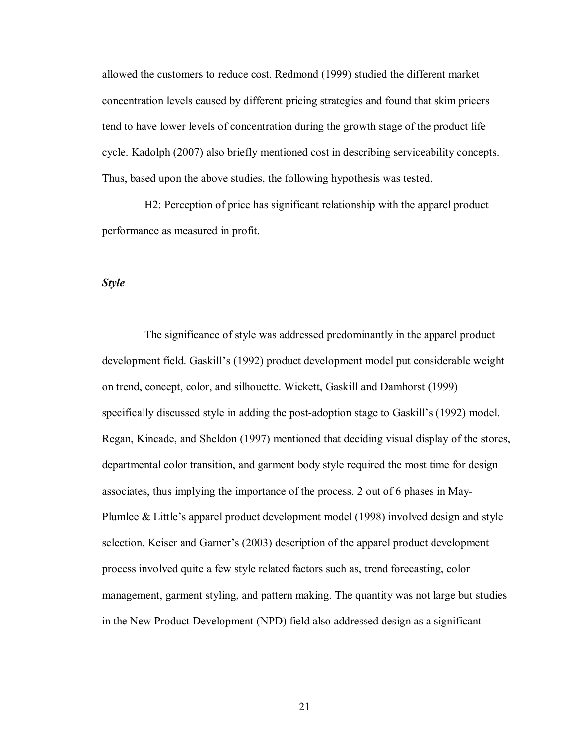allowed the customers to reduce cost. Redmond (1999) studied the different market concentration levels caused by different pricing strategies and found that skim pricers tend to have lower levels of concentration during the growth stage of the product life cycle. Kadolph (2007) also briefly mentioned cost in describing serviceability concepts. Thus, based upon the above studies, the following hypothesis was tested.

H2: Perception of price has significant relationship with the apparel product performance as measured in profit.

### *Style*

The significance of style was addressed predominantly in the apparel product development field. Gaskill's (1992) product development model put considerable weight on trend, concept, color, and silhouette. Wickett, Gaskill and Damhorst (1999) specifically discussed style in adding the post-adoption stage to Gaskill's (1992) model. Regan, Kincade, and Sheldon (1997) mentioned that deciding visual display of the stores, departmental color transition, and garment body style required the most time for design associates, thus implying the importance of the process. 2 out of 6 phases in May-Plumlee & Little's apparel product development model (1998) involved design and style selection. Keiser and Garner's (2003) description of the apparel product development process involved quite a few style related factors such as, trend forecasting, color management, garment styling, and pattern making. The quantity was not large but studies in the New Product Development (NPD) field also addressed design as a significant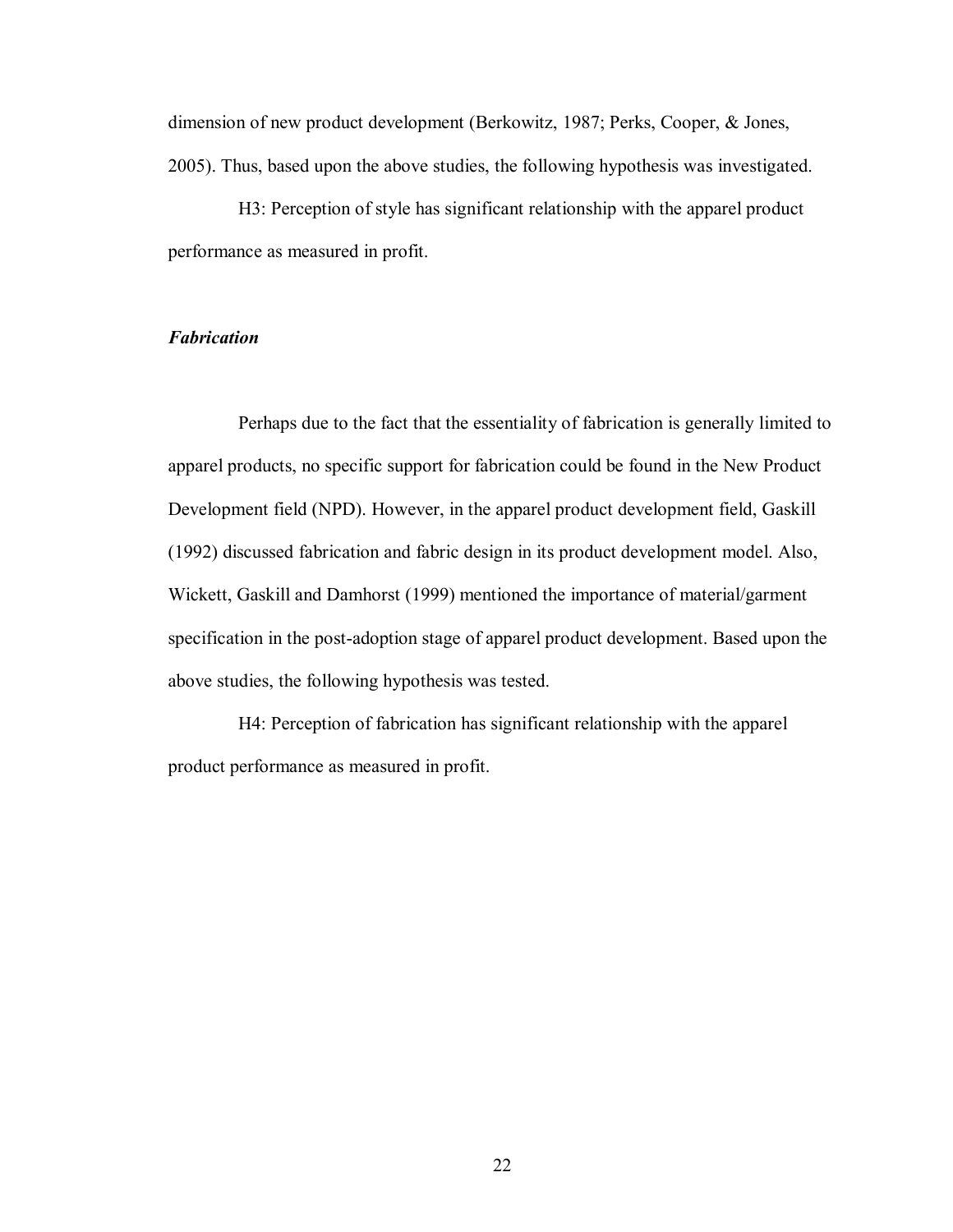dimension of new product development (Berkowitz, 1987; Perks, Cooper, & Jones, 2005). Thus, based upon the above studies, the following hypothesis was investigated.

H3: Perception of style has significant relationship with the apparel product performance as measured in profit.

### *Fabrication*

Perhaps due to the fact that the essentiality of fabrication is generally limited to apparel products, no specific support for fabrication could be found in the New Product Development field (NPD). However, in the apparel product development field, Gaskill (1992) discussed fabrication and fabric design in its product development model. Also, Wickett, Gaskill and Damhorst (1999) mentioned the importance of material/garment specification in the post-adoption stage of apparel product development. Based upon the above studies, the following hypothesis was tested.

H4: Perception of fabrication has significant relationship with the apparel product performance as measured in profit.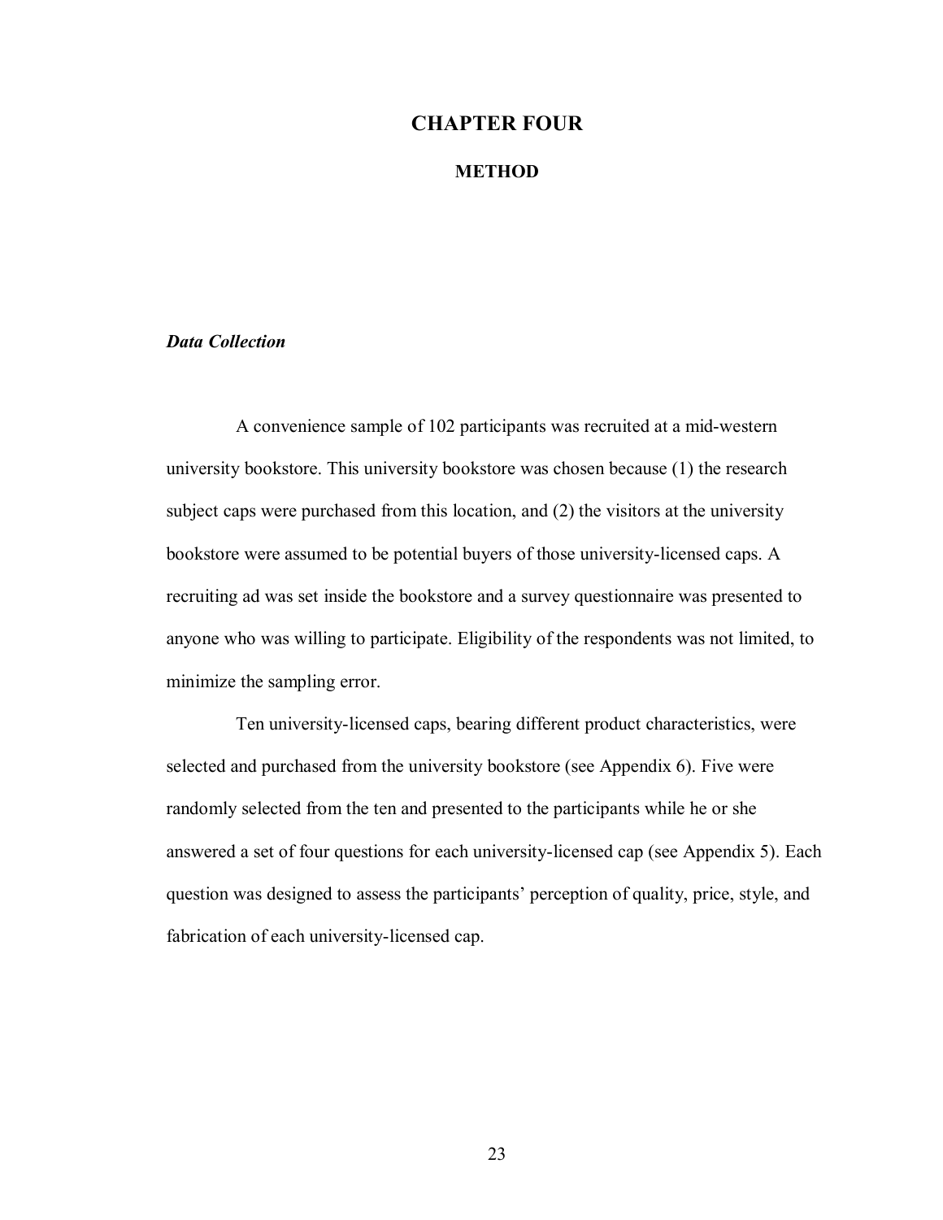# CHAPTER FOUR

## METHOD

### *Data Collection*

A convenience sample of 102 participants was recruited at a mid-western university bookstore. This university bookstore was chosen because (1) the research subject caps were purchased from this location, and (2) the visitors at the university bookstore were assumed to be potential buyers of those university-licensed caps. A recruiting ad was set inside the bookstore and a survey questionnaire was presented to anyone who was willing to participate. Eligibility of the respondents was not limited, to minimize the sampling error.

Ten university-licensed caps, bearing different product characteristics, were selected and purchased from the university bookstore (see Appendix 6). Five were randomly selected from the ten and presented to the participants while he or she answered a set of four questions for each university-licensed cap (see Appendix 5). Each question was designed to assess the participants' perception of quality, price, style, and fabrication of each university-licensed cap.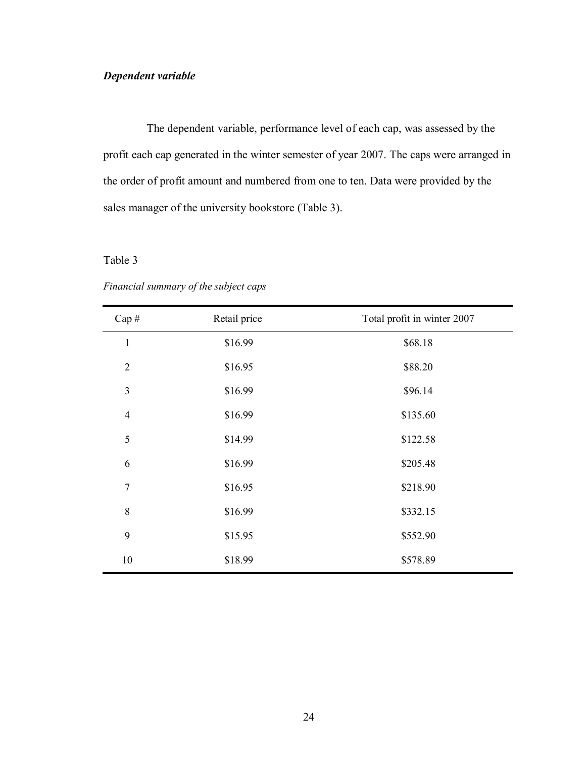***Dependent variable***

The dependent variable, performance level of each cap, was assessed by the profit each cap generated in the winter semester of year 2007. The caps were arranged in the order of profit amount and numbered from one to ten. Data were provided by the sales manager of the university bookstore (Table 3).

Table 3

*Financial summary of the subject caps*

| Cap # | Retail price | Total profit in winter 2007 |
|---|---|---|
| 1 | $16.99 | $68.18 |
| 2 | $16.95 | $88.20 |
| 3 | $16.99 | $96.14 |
| 4 | $16.99 | $135.60 |
| 5 | $14.99 | $122.58 |
| 6 | $16.99 | $205.48 |
| 7 | $16.95 | $218.90 |
| 8 | $16.99 | $332.15 |
| 9 | $15.95 | $552.90 |
| 10 | $18.99 | $578.89 |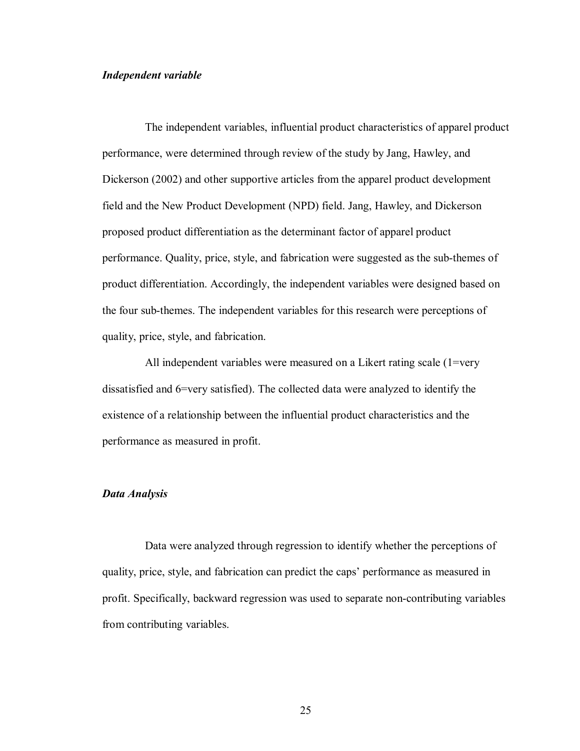### *Independent variable*

The independent variables, influential product characteristics of apparel product performance, were determined through review of the study by Jang, Hawley, and Dickerson (2002) and other supportive articles from the apparel product development field and the New Product Development (NPD) field. Jang, Hawley, and Dickerson proposed product differentiation as the determinant factor of apparel product performance. Quality, price, style, and fabrication were suggested as the sub-themes of product differentiation. Accordingly, the independent variables were designed based on the four sub-themes. The independent variables for this research were perceptions of quality, price, style, and fabrication.

All independent variables were measured on a Likert rating scale (1=very dissatisfied and 6=very satisfied). The collected data were analyzed to identify the existence of a relationship between the influential product characteristics and the performance as measured in profit.

### *Data Analysis*

Data were analyzed through regression to identify whether the perceptions of quality, price, style, and fabrication can predict the caps' performance as measured in profit. Specifically, backward regression was used to separate non-contributing variables from contributing variables.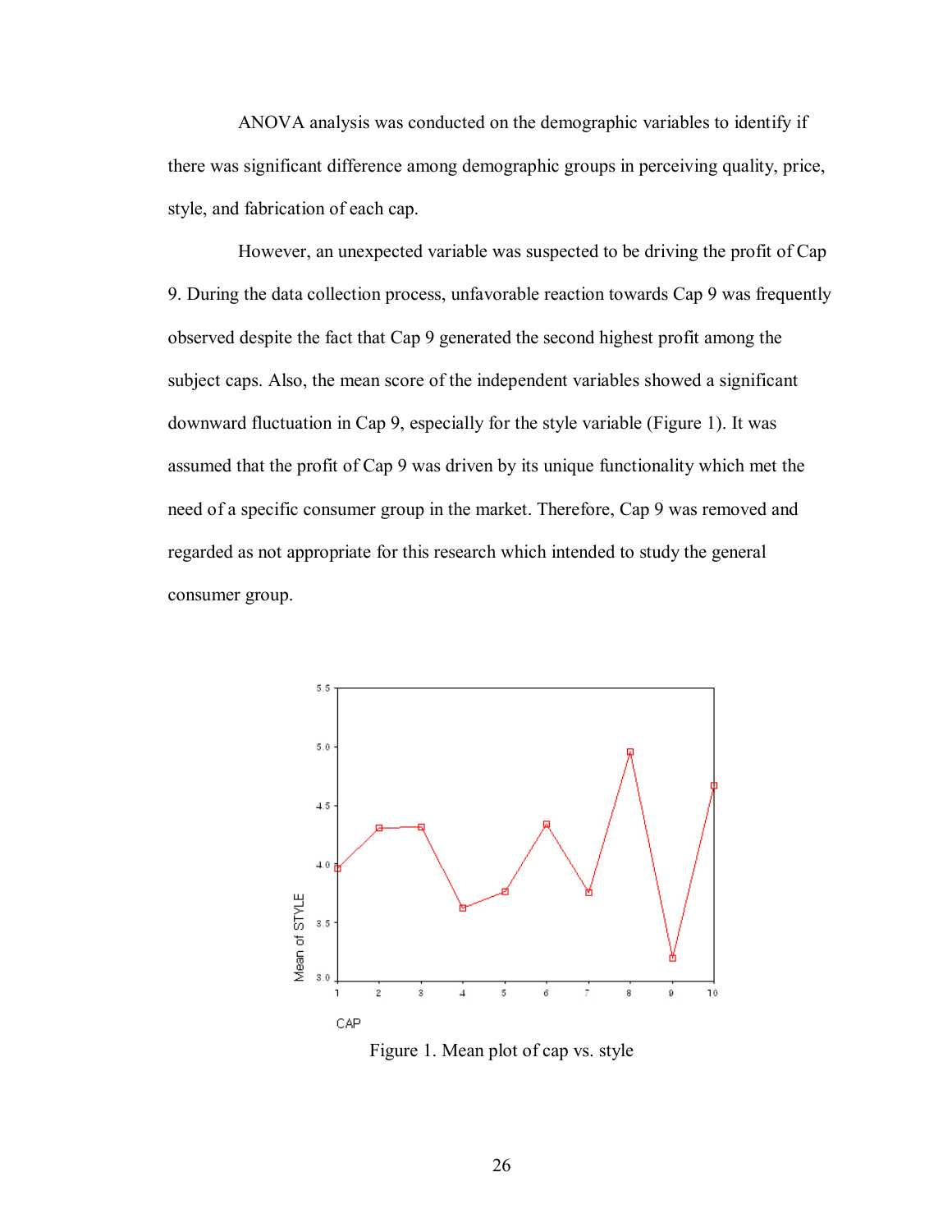ANOVA analysis was conducted on the demographic variables to identify if there was significant difference among demographic groups in perceiving quality, price, style, and fabrication of each cap.

However, an unexpected variable was suspected to be driving the profit of Cap 9. During the data collection process, unfavorable reaction towards Cap 9 was frequently observed despite the fact that Cap 9 generated the second highest profit among the subject caps. Also, the mean score of the independent variables showed a significant downward fluctuation in Cap 9, especially for the style variable (Figure 1). It was assumed that the profit of Cap 9 was driven by its unique functionality which met the need of a specific consumer group in the market. Therefore, Cap 9 was removed and regarded as not appropriate for this research which intended to study the general consumer group.

Figure 1. Mean plot of cap vs. style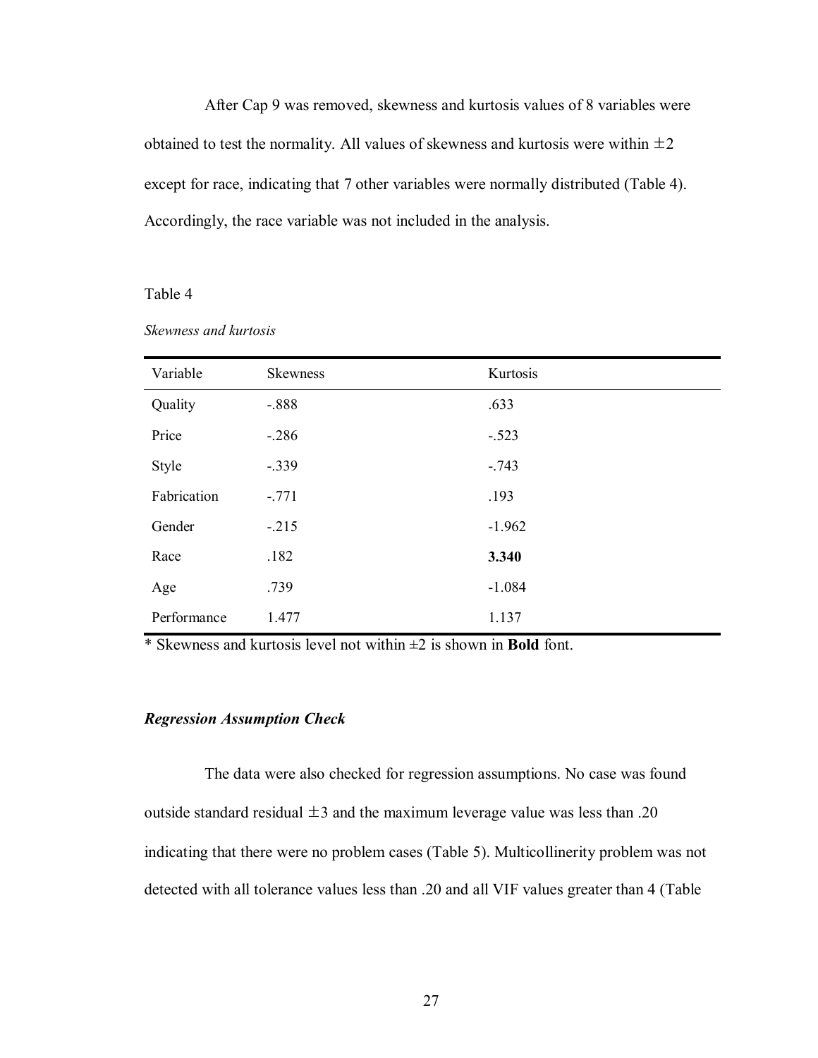After Cap 9 was removed, skewness and kurtosis values of 8 variables were obtained to test the normality. All values of skewness and kurtosis were within $\pm 2$ except for race, indicating that 7 other variables were normally distributed (Table 4). Accordingly, the race variable was not included in the analysis.

Table 4

*Skewness and kurtosis*

| Variable | Skewness | Kurtosis |
|---|---|---|
| Quality | -.888 | .633 |
| Price | -.286 | -.523 |
| Style | -.339 | -.743 |
| Fabrication | -.771 | .193 |
| Gender | -.215 | -1.962 |
| Race | .182 | **3.340** |
| Age | .739 | -1.084 |
| Performance | 1.477 | 1.137 |

* Skewness and kurtosis level not within $\pm 2$ is shown in **Bold** font.

### *Regression Assumption Check*

The data were also checked for regression assumptions. No case was found outside standard residual $\pm 3$ and the maximum leverage value was less than .20 indicating that there were no problem cases (Table 5). Multicollinerity problem was not detected with all tolerance values less than .20 and all VIF values greater than 4 (Table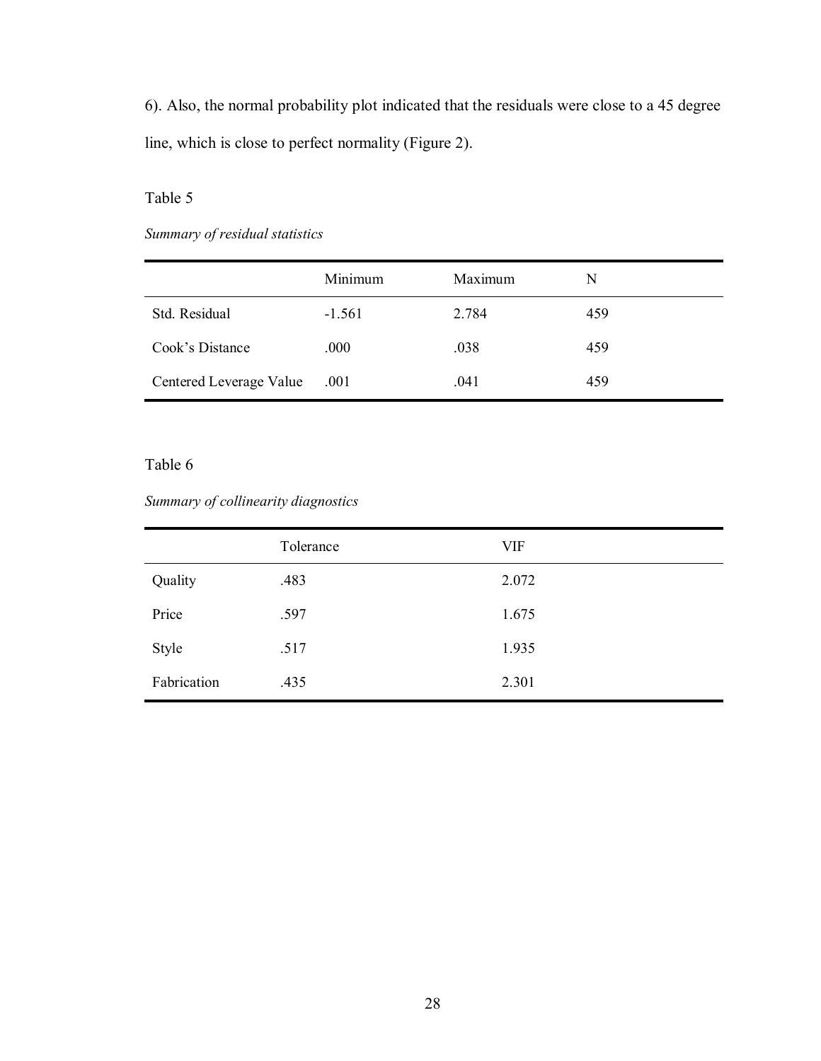6). Also, the normal probability plot indicated that the residuals were close to a 45 degree line, which is close to perfect normality (Figure 2).

Table 5

*Summary of residual statistics*

| | Minimum | Maximum | N |
|---|---|---|---|
| Std. Residual | -1.561 | 2.784 | 459 |
| Cook's Distance | .000 | .038 | 459 |
| Centered Leverage Value | .001 | .041 | 459 |

Table 6

*Summary of collinearity diagnostics*

| | Tolerance | VIF |
|---|---|---|
| Quality | .483 | 2.072 |
| Price | .597 | 1.675 |
| Style | .517 | 1.935 |
| Fabrication | .435 | 2.301 |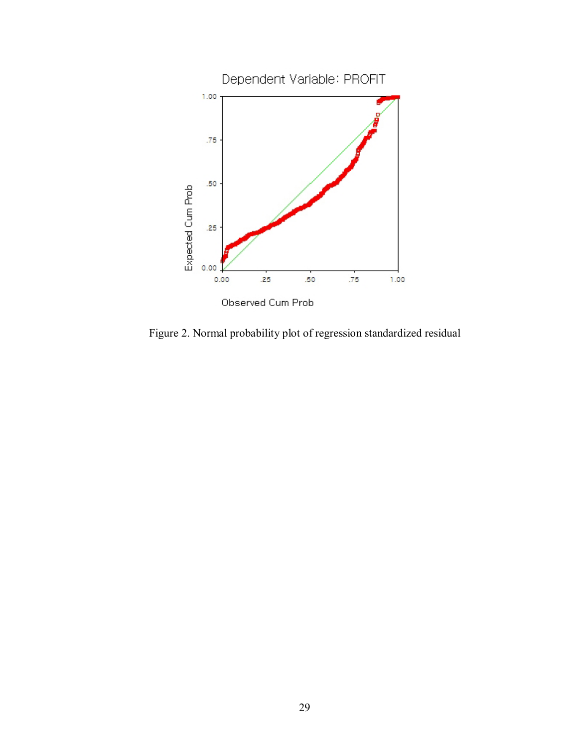Figure 2. Normal probability plot of regression standardized residual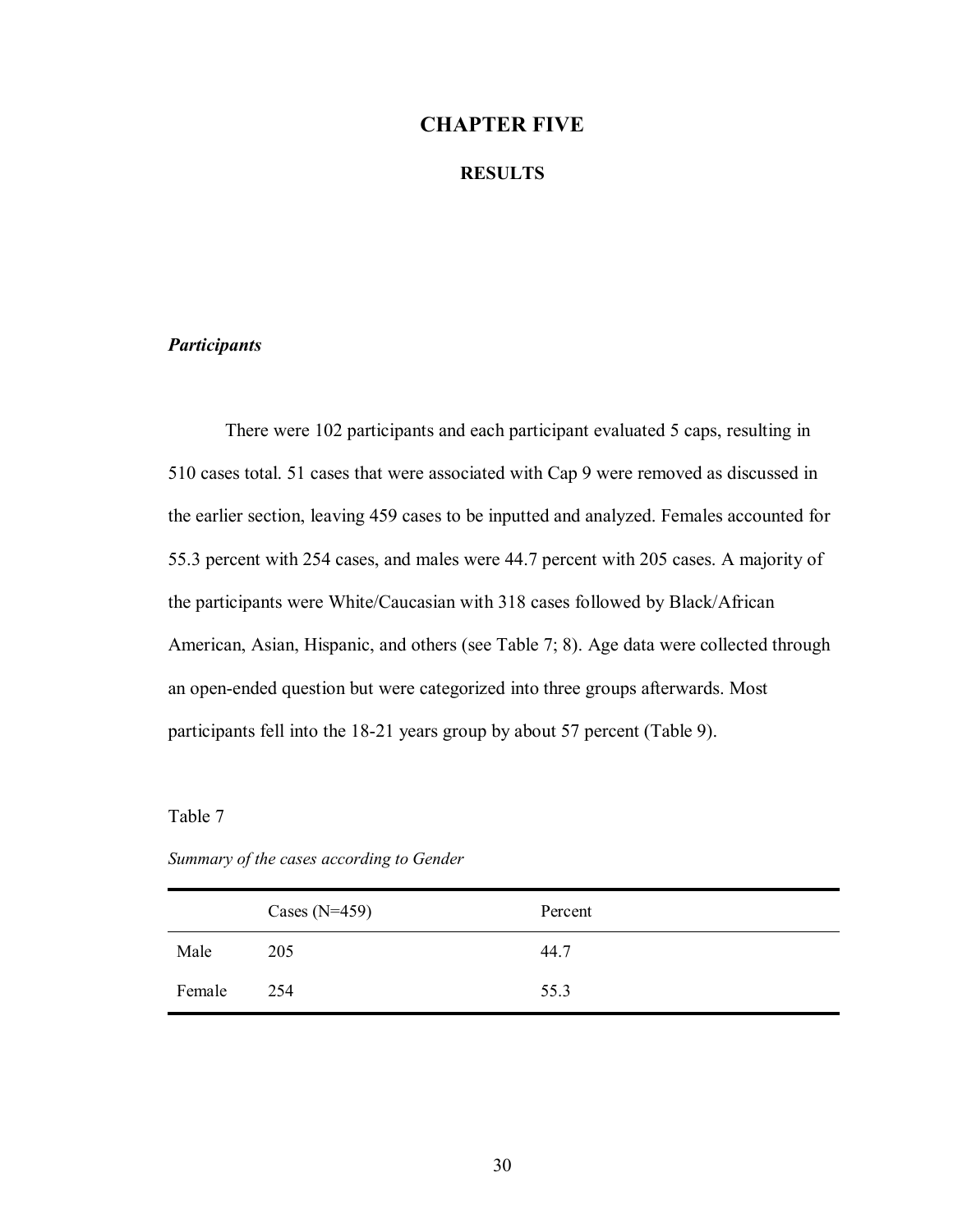# CHAPTER FIVE

## RESULTS

### *Participants*

There were 102 participants and each participant evaluated 5 caps, resulting in 510 cases total. 51 cases that were associated with Cap 9 were removed as discussed in the earlier section, leaving 459 cases to be inputted and analyzed. Females accounted for 55.3 percent with 254 cases, and males were 44.7 percent with 205 cases. A majority of the participants were White/Caucasian with 318 cases followed by Black/African American, Asian, Hispanic, and others (see Table 7; 8). Age data were collected through an open-ended question but were categorized into three groups afterwards. Most participants fell into the 18-21 years group by about 57 percent (Table 9).

Table 7

*Summary of the cases according to Gender*

| | Cases (N=459) | Percent |
|---|---|---|
| Male | 205 | 44.7 |
| Female | 254 | 55.3 |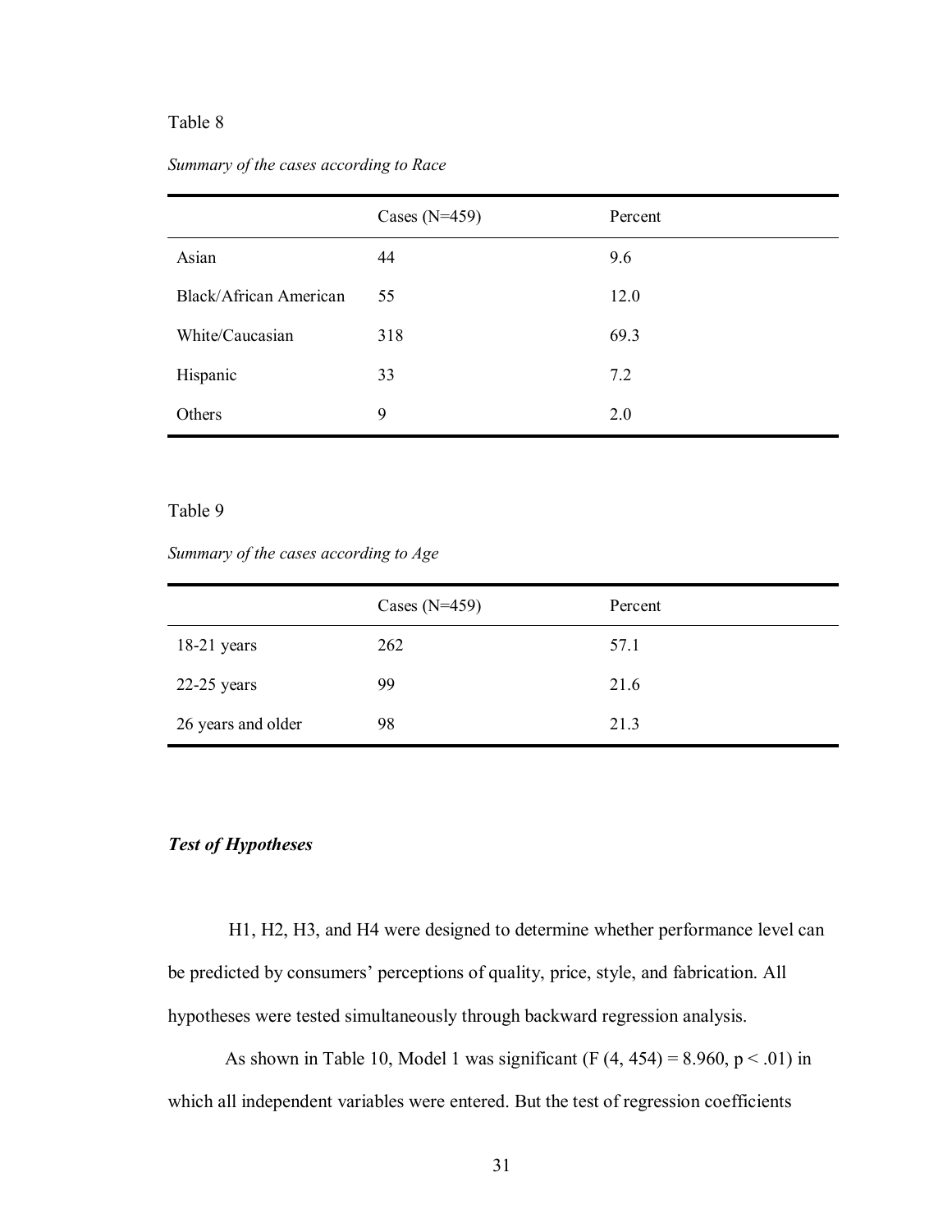Table 8

*Summary of the cases according to Race*

| | Cases (N=459) | Percent |
|---|---|---|
| Asian | 44 | 9.6 |
| Black/African American | 55 | 12.0 |
| White/Caucasian | 318 | 69.3 |
| Hispanic | 33 | 7.2 |
| Others | 9 | 2.0 |

Table 9

*Summary of the cases according to Age*

| | Cases (N=459) | Percent |
|---|---|---|
| 18-21 years | 262 | 57.1 |
| 22-25 years | 99 | 21.6 |
| 26 years and older | 98 | 21.3 |

### ***Test of Hypotheses***

H1, H2, H3, and H4 were designed to determine whether performance level can be predicted by consumers' perceptions of quality, price, style, and fabrication. All hypotheses were tested simultaneously through backward regression analysis.

As shown in Table 10, Model 1 was significant ($F(4, 454) = 8.960$, $p < .01$) in which all independent variables were entered. But the test of regression coefficients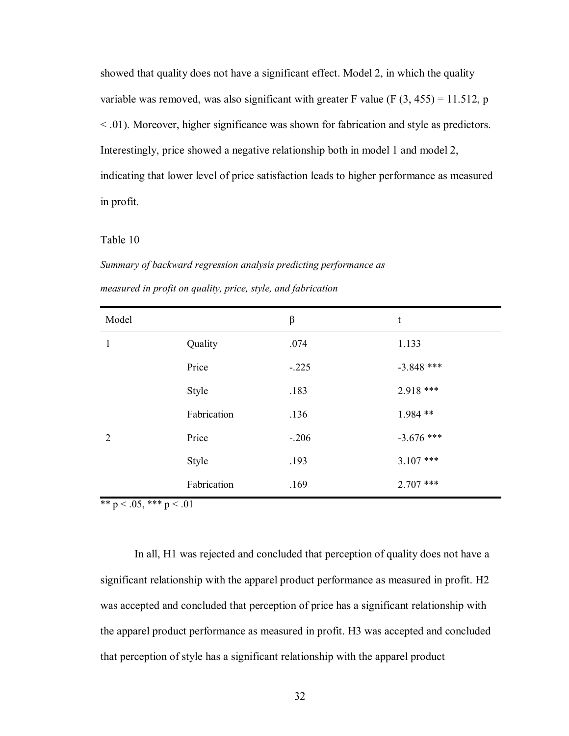showed that quality does not have a significant effect. Model 2, in which the quality variable was removed, was also significant with greater F value ($F(3, 455) = 11.512$, $p < .01$). Moreover, higher significance was shown for fabrication and style as predictors. Interestingly, price showed a negative relationship both in model 1 and model 2, indicating that lower level of price satisfaction leads to higher performance as measured in profit.

Table 10

*Summary of backward regression analysis predicting performance as measured in profit on quality, price, style, and fabrication*

| Model | | β | t |
|---|---|---|---|
| 1 | Quality | .074 | 1.133 |
| | Price | -.225 | -3.848 *** |
| | Style | .183 | 2.918 *** |
| | Fabrication | .136 | 1.984 ** |
| 2 | Price | -.206 | -3.676 *** |
| | Style | .193 | 3.107 *** |
| | Fabrication | .169 | 2.707 *** |

** $p < .05$, *** $p < .01$

In all, H1 was rejected and concluded that perception of quality does not have a significant relationship with the apparel product performance as measured in profit. H2 was accepted and concluded that perception of price has a significant relationship with the apparel product performance as measured in profit. H3 was accepted and concluded that perception of style has a significant relationship with the apparel product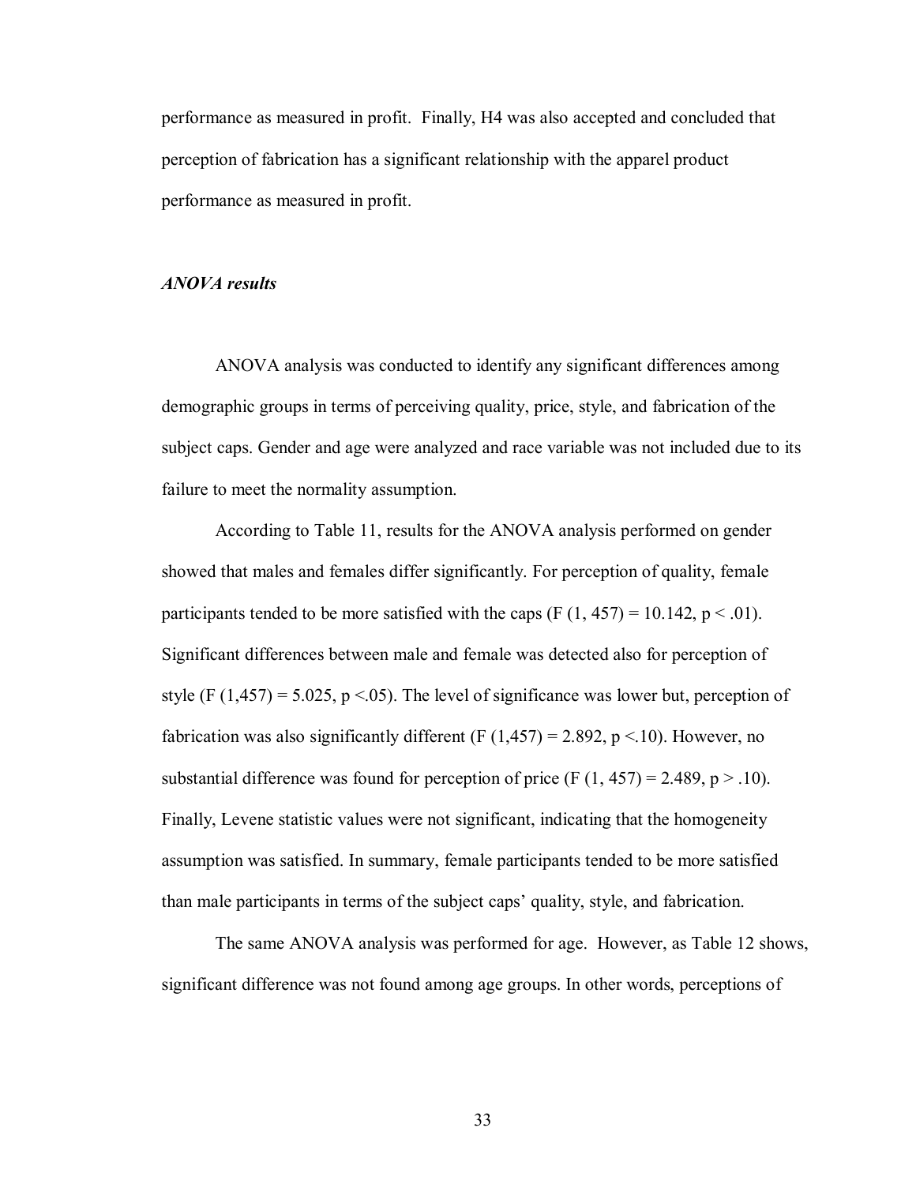performance as measured in profit. Finally, H4 was also accepted and concluded that perception of fabrication has a significant relationship with the apparel product performance as measured in profit.

***ANOVA results***

ANOVA analysis was conducted to identify any significant differences among demographic groups in terms of perceiving quality, price, style, and fabrication of the subject caps. Gender and age were analyzed and race variable was not included due to its failure to meet the normality assumption.

According to Table 11, results for the ANOVA analysis performed on gender showed that males and females differ significantly. For perception of quality, female participants tended to be more satisfied with the caps ($F(1, 457) = 10.142$, $p < .01$). Significant differences between male and female was detected also for perception of style ($F(1,457) = 5.025$, $p < .05$). The level of significance was lower but, perception of fabrication was also significantly different ($F(1,457) = 2.892$, $p < .10$). However, no substantial difference was found for perception of price ($F(1, 457) = 2.489$, $p > .10$). Finally, Levene statistic values were not significant, indicating that the homogeneity assumption was satisfied. In summary, female participants tended to be more satisfied than male participants in terms of the subject caps' quality, style, and fabrication.

The same ANOVA analysis was performed for age. However, as Table 12 shows, significant difference was not found among age groups. In other words, perceptions of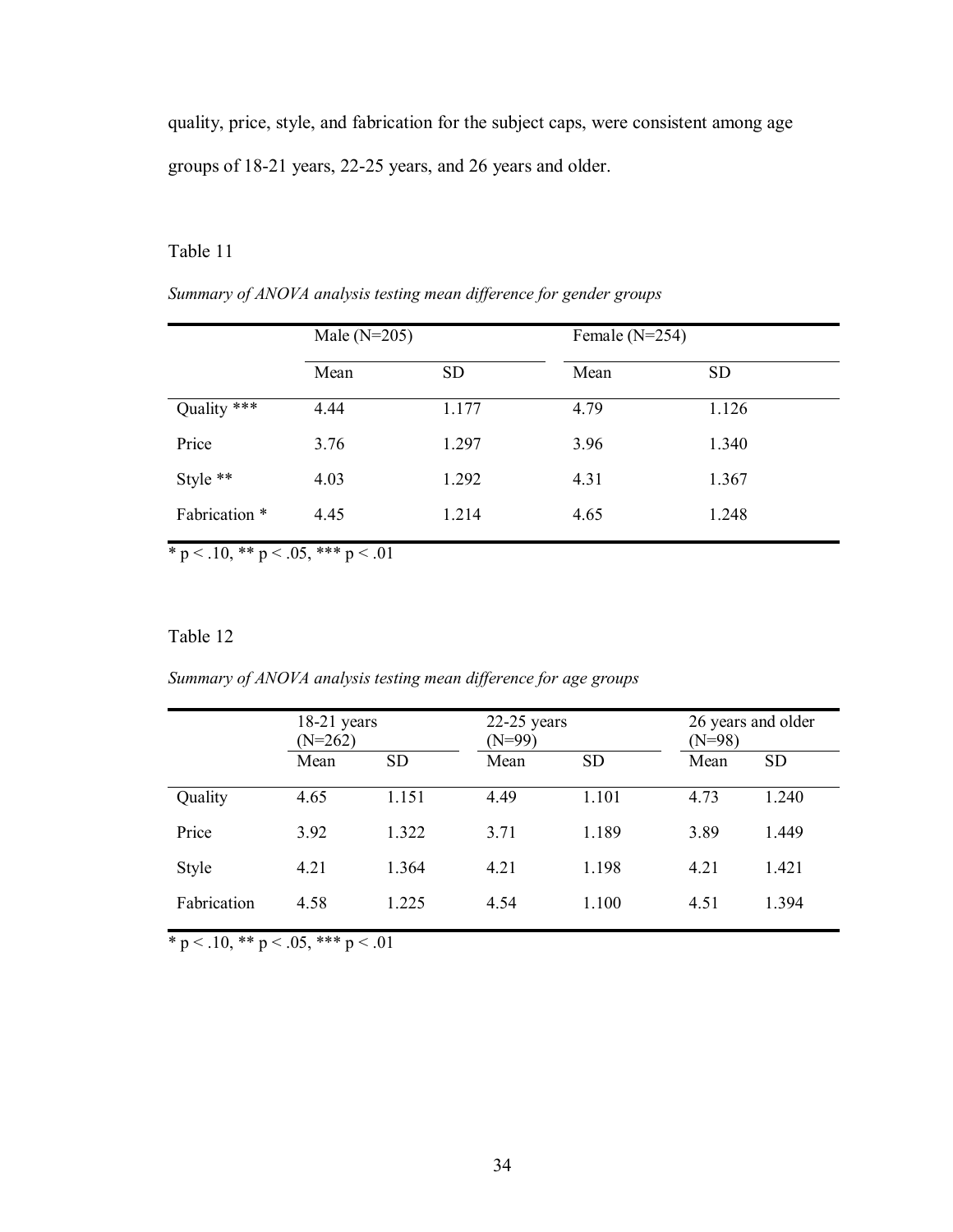quality, price, style, and fabrication for the subject caps, were consistent among age groups of 18-21 years, 22-25 years, and 26 years and older.

Table 11

*Summary of ANOVA analysis testing mean difference for gender groups*

| | Male (N=205) | | Female (N=254) | |
|---|---|---|---|---|
| | Mean | SD | Mean | SD |
| Quality *** | 4.44 | 1.177 | 4.79 | 1.126 |
| Price | 3.76 | 1.297 | 3.96 | 1.340 |
| Style ** | 4.03 | 1.292 | 4.31 | 1.367 |
| Fabrication * | 4.45 | 1.214 | 4.65 | 1.248 |

* p < .10, ** p < .05, *** p < .01

Table 12

*Summary of ANOVA analysis testing mean difference for age groups*

| | 18-21 years (N=262) | | 22-25 years (N=99) | | 26 years and older (N=98) | |
|---|---|---|---|---|---|---|
| | Mean | SD | Mean | SD | Mean | SD |
| Quality | 4.65 | 1.151 | 4.49 | 1.101 | 4.73 | 1.240 |
| Price | 3.92 | 1.322 | 3.71 | 1.189 | 3.89 | 1.449 |
| Style | 4.21 | 1.364 | 4.21 | 1.198 | 4.21 | 1.421 |
| Fabrication | 4.58 | 1.225 | 4.54 | 1.100 | 4.51 | 1.394 |

* p < .10, ** p < .05, *** p < .01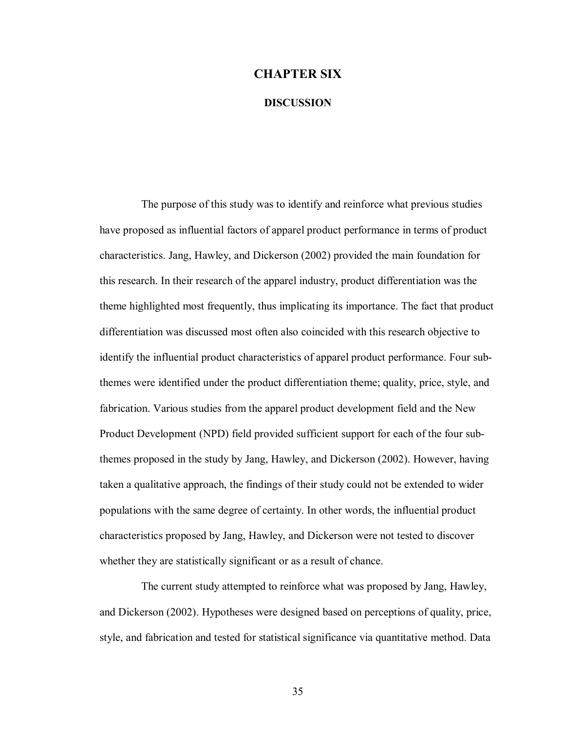# CHAPTER SIX

## DISCUSSION

The purpose of this study was to identify and reinforce what previous studies have proposed as influential factors of apparel product performance in terms of product characteristics. Jang, Hawley, and Dickerson (2002) provided the main foundation for this research. In their research of the apparel industry, product differentiation was the theme highlighted most frequently, thus implicating its importance. The fact that product differentiation was discussed most often also coincided with this research objective to identify the influential product characteristics of apparel product performance. Four sub-themes were identified under the product differentiation theme; quality, price, style, and fabrication. Various studies from the apparel product development field and the New Product Development (NPD) field provided sufficient support for each of the four sub-themes proposed in the study by Jang, Hawley, and Dickerson (2002). However, having taken a qualitative approach, the findings of their study could not be extended to wider populations with the same degree of certainty. In other words, the influential product characteristics proposed by Jang, Hawley, and Dickerson were not tested to discover whether they are statistically significant or as a result of chance.

The current study attempted to reinforce what was proposed by Jang, Hawley, and Dickerson (2002). Hypotheses were designed based on perceptions of quality, price, style, and fabrication and tested for statistical significance via quantitative method. Data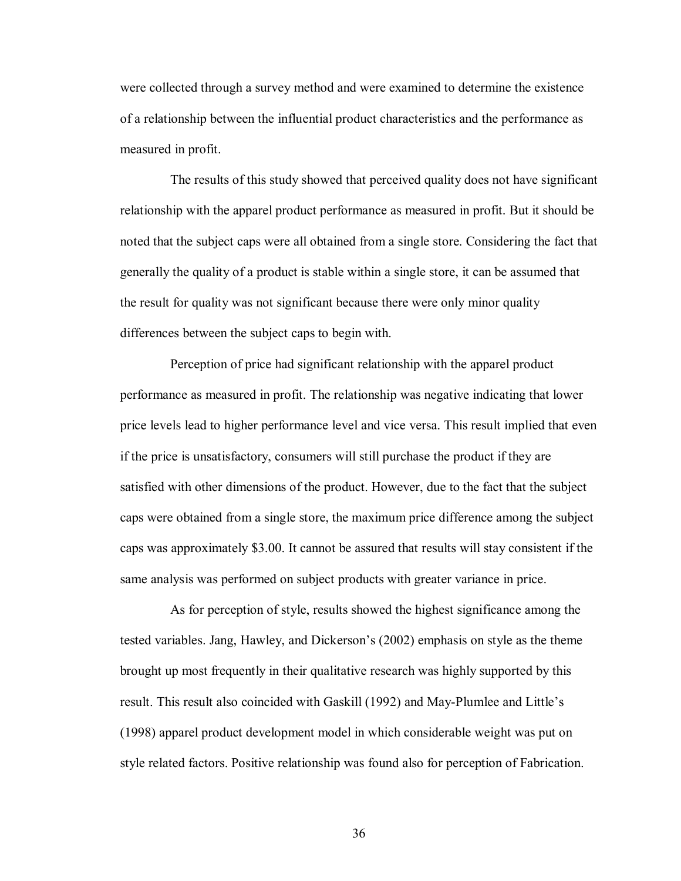were collected through a survey method and were examined to determine the existence of a relationship between the influential product characteristics and the performance as measured in profit.

The results of this study showed that perceived quality does not have significant relationship with the apparel product performance as measured in profit. But it should be noted that the subject caps were all obtained from a single store. Considering the fact that generally the quality of a product is stable within a single store, it can be assumed that the result for quality was not significant because there were only minor quality differences between the subject caps to begin with.

Perception of price had significant relationship with the apparel product performance as measured in profit. The relationship was negative indicating that lower price levels lead to higher performance level and vice versa. This result implied that even if the price is unsatisfactory, consumers will still purchase the product if they are satisfied with other dimensions of the product. However, due to the fact that the subject caps were obtained from a single store, the maximum price difference among the subject caps was approximately $3.00. It cannot be assured that results will stay consistent if the same analysis was performed on subject products with greater variance in price.

As for perception of style, results showed the highest significance among the tested variables. Jang, Hawley, and Dickerson's (2002) emphasis on style as the theme brought up most frequently in their qualitative research was highly supported by this result. This result also coincided with Gaskill (1992) and May-Plumlee and Little's (1998) apparel product development model in which considerable weight was put on style related factors. Positive relationship was found also for perception of Fabrication.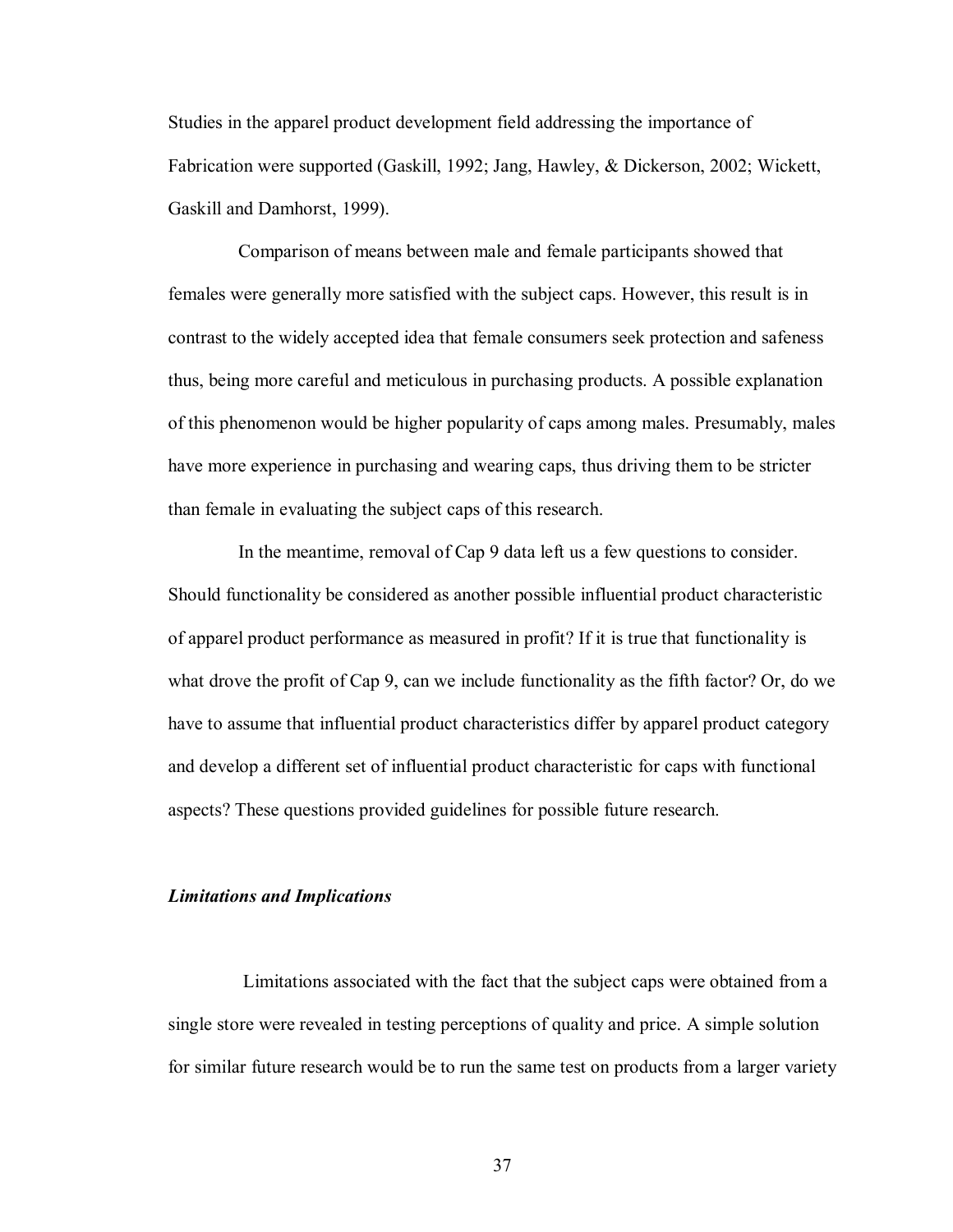Studies in the apparel product development field addressing the importance of Fabrication were supported (Gaskill, 1992; Jang, Hawley, & Dickerson, 2002; Wickett, Gaskill and Damhorst, 1999).

Comparison of means between male and female participants showed that females were generally more satisfied with the subject caps. However, this result is in contrast to the widely accepted idea that female consumers seek protection and safeness thus, being more careful and meticulous in purchasing products. A possible explanation of this phenomenon would be higher popularity of caps among males. Presumably, males have more experience in purchasing and wearing caps, thus driving them to be stricter than female in evaluating the subject caps of this research.

In the meantime, removal of Cap 9 data left us a few questions to consider. Should functionality be considered as another possible influential product characteristic of apparel product performance as measured in profit? If it is true that functionality is what drove the profit of Cap 9, can we include functionality as the fifth factor? Or, do we have to assume that influential product characteristics differ by apparel product category and develop a different set of influential product characteristic for caps with functional aspects? These questions provided guidelines for possible future research.

### *Limitations and Implications*

Limitations associated with the fact that the subject caps were obtained from a single store were revealed in testing perceptions of quality and price. A simple solution for similar future research would be to run the same test on products from a larger variety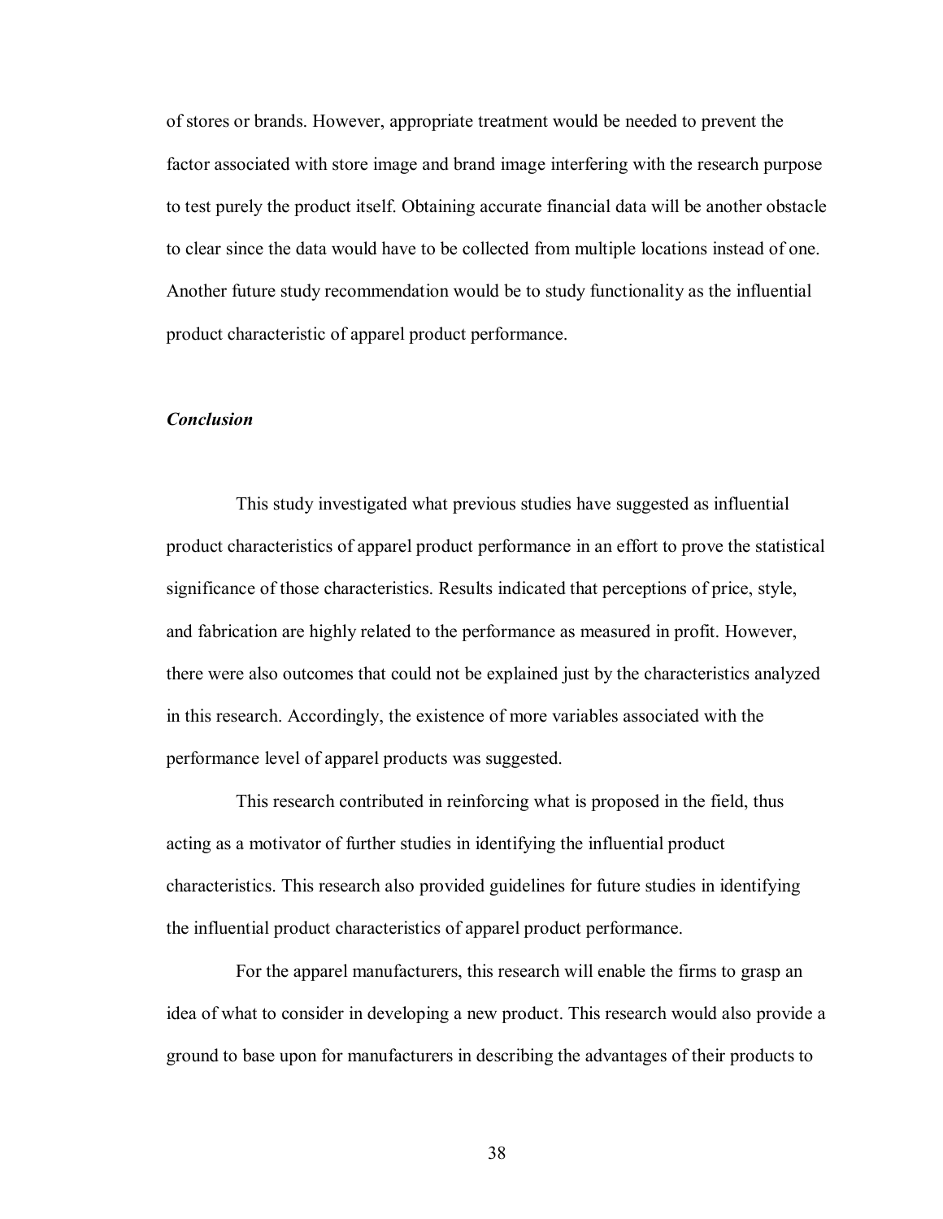of stores or brands. However, appropriate treatment would be needed to prevent the factor associated with store image and brand image interfering with the research purpose to test purely the product itself. Obtaining accurate financial data will be another obstacle to clear since the data would have to be collected from multiple locations instead of one. Another future study recommendation would be to study functionality as the influential product characteristic of apparel product performance.

### *Conclusion*

This study investigated what previous studies have suggested as influential product characteristics of apparel product performance in an effort to prove the statistical significance of those characteristics. Results indicated that perceptions of price, style, and fabrication are highly related to the performance as measured in profit. However, there were also outcomes that could not be explained just by the characteristics analyzed in this research. Accordingly, the existence of more variables associated with the performance level of apparel products was suggested.

This research contributed in reinforcing what is proposed in the field, thus acting as a motivator of further studies in identifying the influential product characteristics. This research also provided guidelines for future studies in identifying the influential product characteristics of apparel product performance.

For the apparel manufacturers, this research will enable the firms to grasp an idea of what to consider in developing a new product. This research would also provide a ground to base upon for manufacturers in describing the advantages of their products to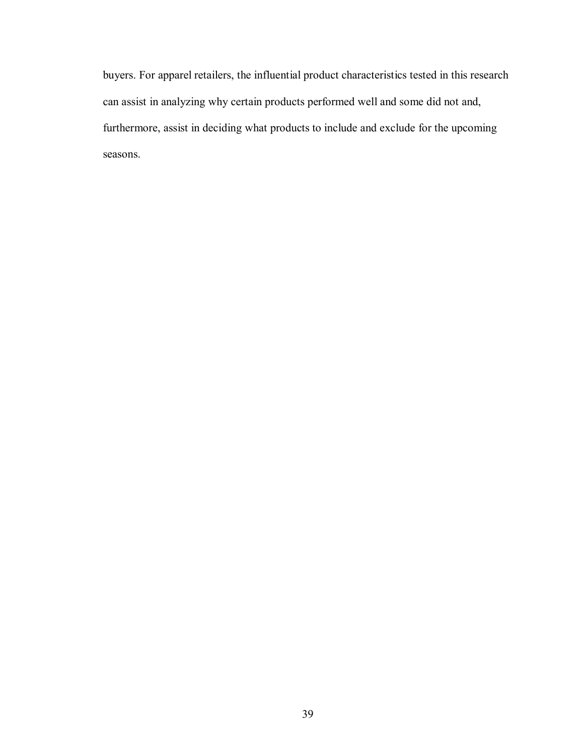buyers. For apparel retailers, the influential product characteristics tested in this research can assist in analyzing why certain products performed well and some did not and, furthermore, assist in deciding what products to include and exclude for the upcoming seasons.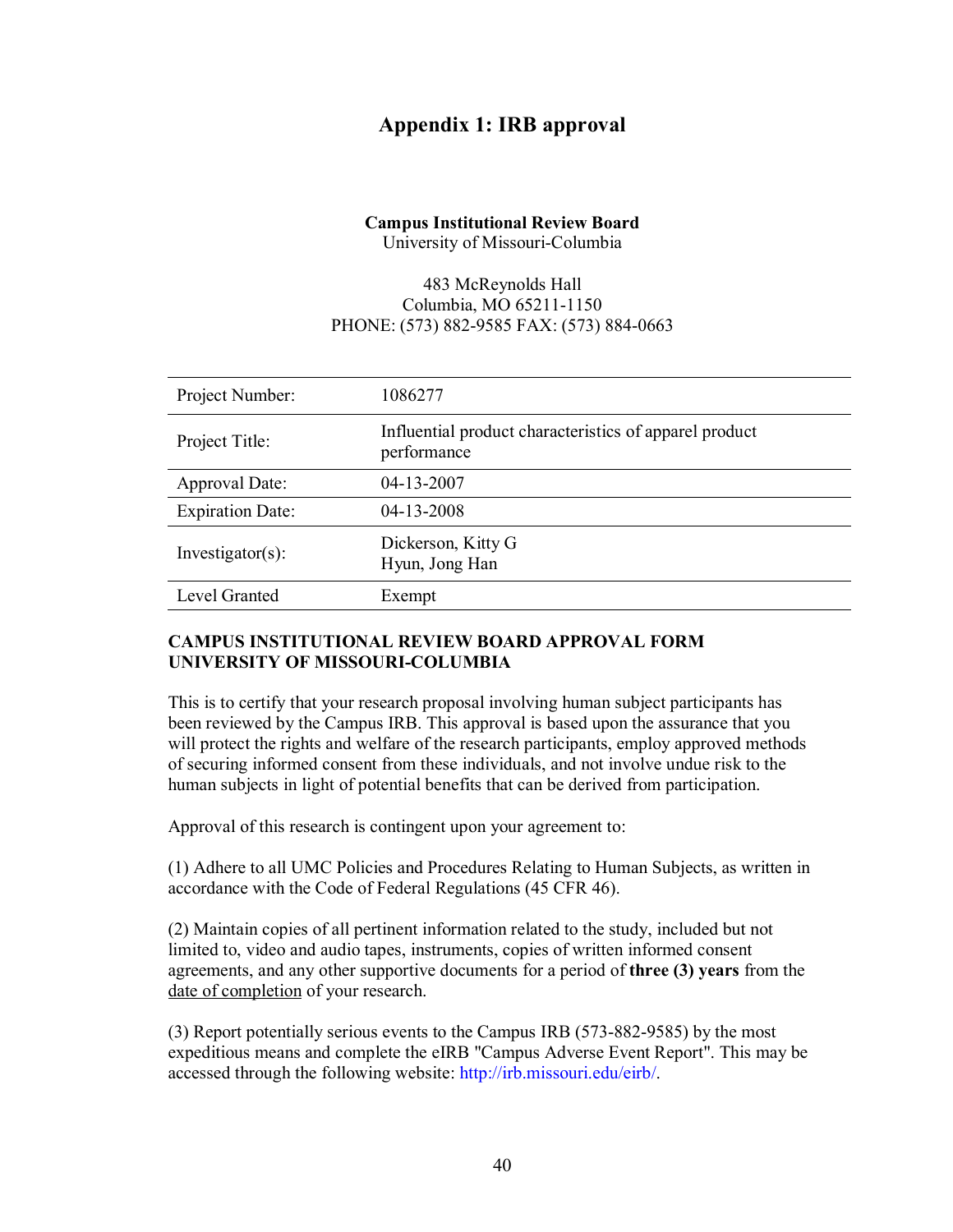# Appendix 1: IRB approval

**Campus Institutional Review Board**
University of Missouri-Columbia

483 McReynolds Hall
Columbia, MO 65211-1150
PHONE: (573) 882-9585 FAX: (573) 884-0663

| | |
|---|---|
| Project Number: | 1086277 |
| Project Title: | Influential product characteristics of apparel product performance |
| Approval Date: | 04-13-2007 |
| Expiration Date: | 04-13-2008 |
| Investigator(s): | Dickerson, Kitty G<br>Hyun, Jong Han |
| Level Granted | Exempt |

**CAMPUS INSTITUTIONAL REVIEW BOARD APPROVAL FORM**
**UNIVERSITY OF MISSOURI-COLUMBIA**

This is to certify that your research proposal involving human subject participants has been reviewed by the Campus IRB. This approval is based upon the assurance that you will protect the rights and welfare of the research participants, employ approved methods of securing informed consent from these individuals, and not involve undue risk to the human subjects in light of potential benefits that can be derived from participation.

Approval of this research is contingent upon your agreement to:

(1) Adhere to all UMC Policies and Procedures Relating to Human Subjects, as written in accordance with the Code of Federal Regulations (45 CFR 46).

(2) Maintain copies of all pertinent information related to the study, included but not limited to, video and audio tapes, instruments, copies of written informed consent agreements, and any other supportive documents for a period of **three (3) years** from the date of completion of your research.

(3) Report potentially serious events to the Campus IRB (573-882-9585) by the most expeditious means and complete the eIRB "Campus Adverse Event Report". This may be accessed through the following website: http://irb.missouri.edu/eirb/.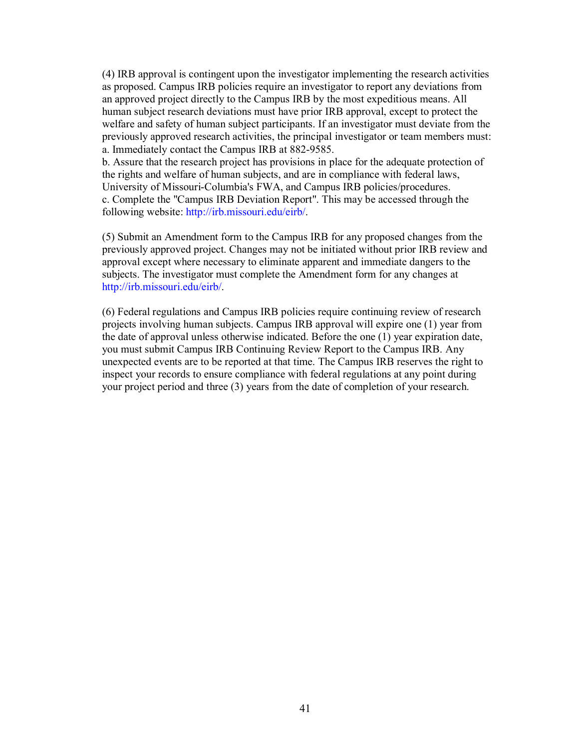(4) IRB approval is contingent upon the investigator implementing the research activities as proposed. Campus IRB policies require an investigator to report any deviations from an approved project directly to the Campus IRB by the most expeditious means. All human subject research deviations must have prior IRB approval, except to protect the welfare and safety of human subject participants. If an investigator must deviate from the previously approved research activities, the principal investigator or team members must:
a. Immediately contact the Campus IRB at 882-9585.
b. Assure that the research project has provisions in place for the adequate protection of the rights and welfare of human subjects, and are in compliance with federal laws, University of Missouri-Columbia's FWA, and Campus IRB policies/procedures.
c. Complete the "Campus IRB Deviation Report". This may be accessed through the following website: http://irb.missouri.edu/eirb/.

(5) Submit an Amendment form to the Campus IRB for any proposed changes from the previously approved project. Changes may not be initiated without prior IRB review and approval except where necessary to eliminate apparent and immediate dangers to the subjects. The investigator must complete the Amendment form for any changes at http://irb.missouri.edu/eirb/.

(6) Federal regulations and Campus IRB policies require continuing review of research projects involving human subjects. Campus IRB approval will expire one (1) year from the date of approval unless otherwise indicated. Before the one (1) year expiration date, you must submit Campus IRB Continuing Review Report to the Campus IRB. Any unexpected events are to be reported at that time. The Campus IRB reserves the right to inspect your records to ensure compliance with federal regulations at any point during your project period and three (3) years from the date of completion of your research.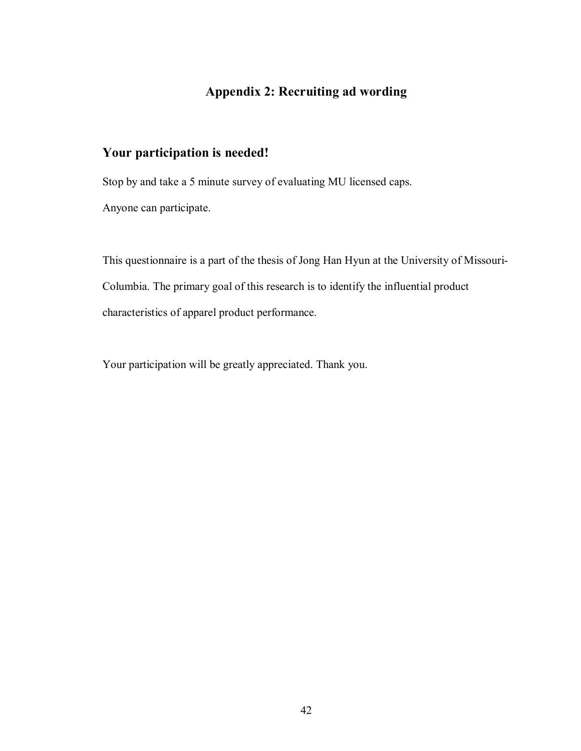# Appendix 2: Recruiting ad wording

## Your participation is needed!

Stop by and take a 5 minute survey of evaluating MU licensed caps.

Anyone can participate.

This questionnaire is a part of the thesis of Jong Han Hyun at the University of Missouri-Columbia. The primary goal of this research is to identify the influential product characteristics of apparel product performance.

Your participation will be greatly appreciated. Thank you.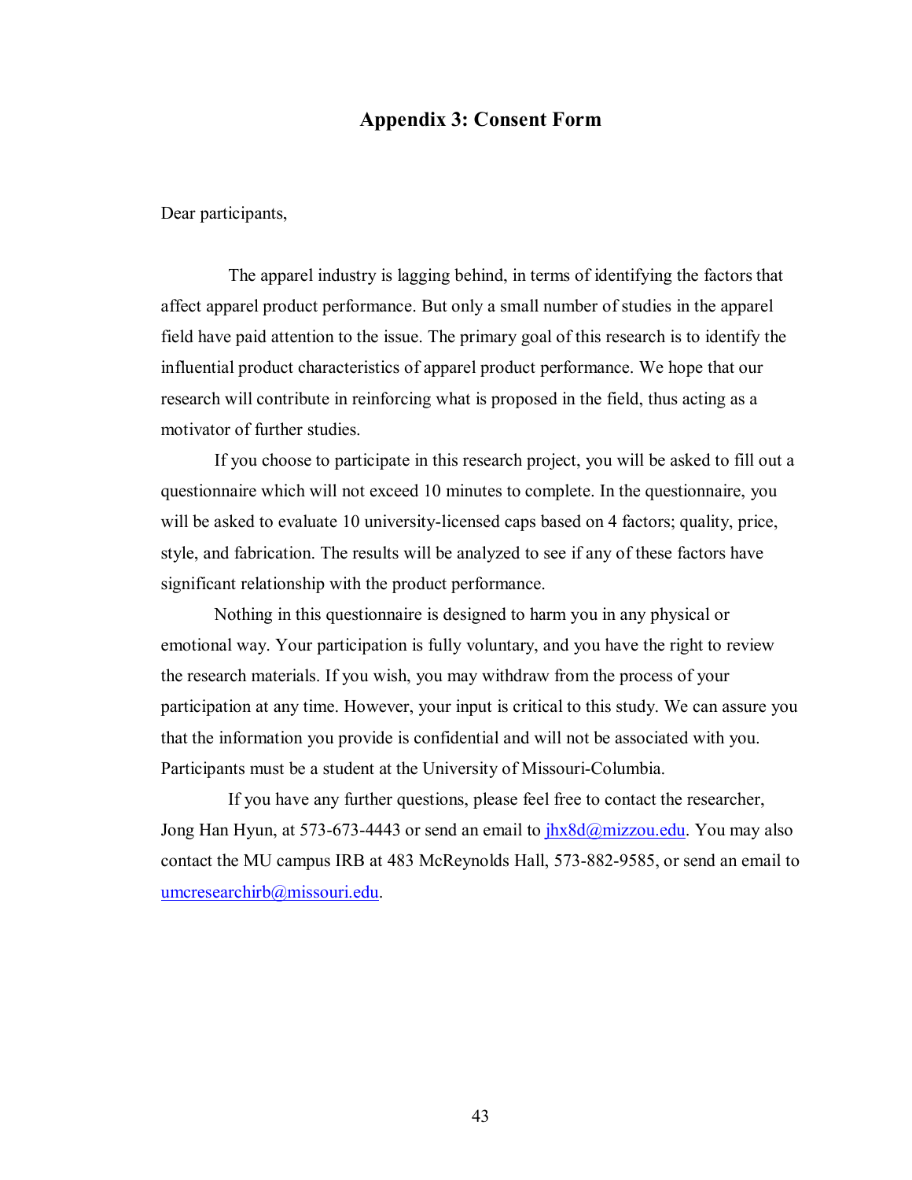## Appendix 3: Consent Form

Dear participants,

The apparel industry is lagging behind, in terms of identifying the factors that affect apparel product performance. But only a small number of studies in the apparel field have paid attention to the issue. The primary goal of this research is to identify the influential product characteristics of apparel product performance. We hope that our research will contribute in reinforcing what is proposed in the field, thus acting as a motivator of further studies.

If you choose to participate in this research project, you will be asked to fill out a questionnaire which will not exceed 10 minutes to complete. In the questionnaire, you will be asked to evaluate 10 university-licensed caps based on 4 factors; quality, price, style, and fabrication. The results will be analyzed to see if any of these factors have significant relationship with the product performance.

Nothing in this questionnaire is designed to harm you in any physical or emotional way. Your participation is fully voluntary, and you have the right to review the research materials. If you wish, you may withdraw from the process of your participation at any time. However, your input is critical to this study. We can assure you that the information you provide is confidential and will not be associated with you. Participants must be a student at the University of Missouri-Columbia.

If you have any further questions, please feel free to contact the researcher, Jong Han Hyun, at 573-673-4443 or send an email to jhx8d@mizzou.edu. You may also contact the MU campus IRB at 483 McReynolds Hall, 573-882-9585, or send an email to umcresearchirb@missouri.edu.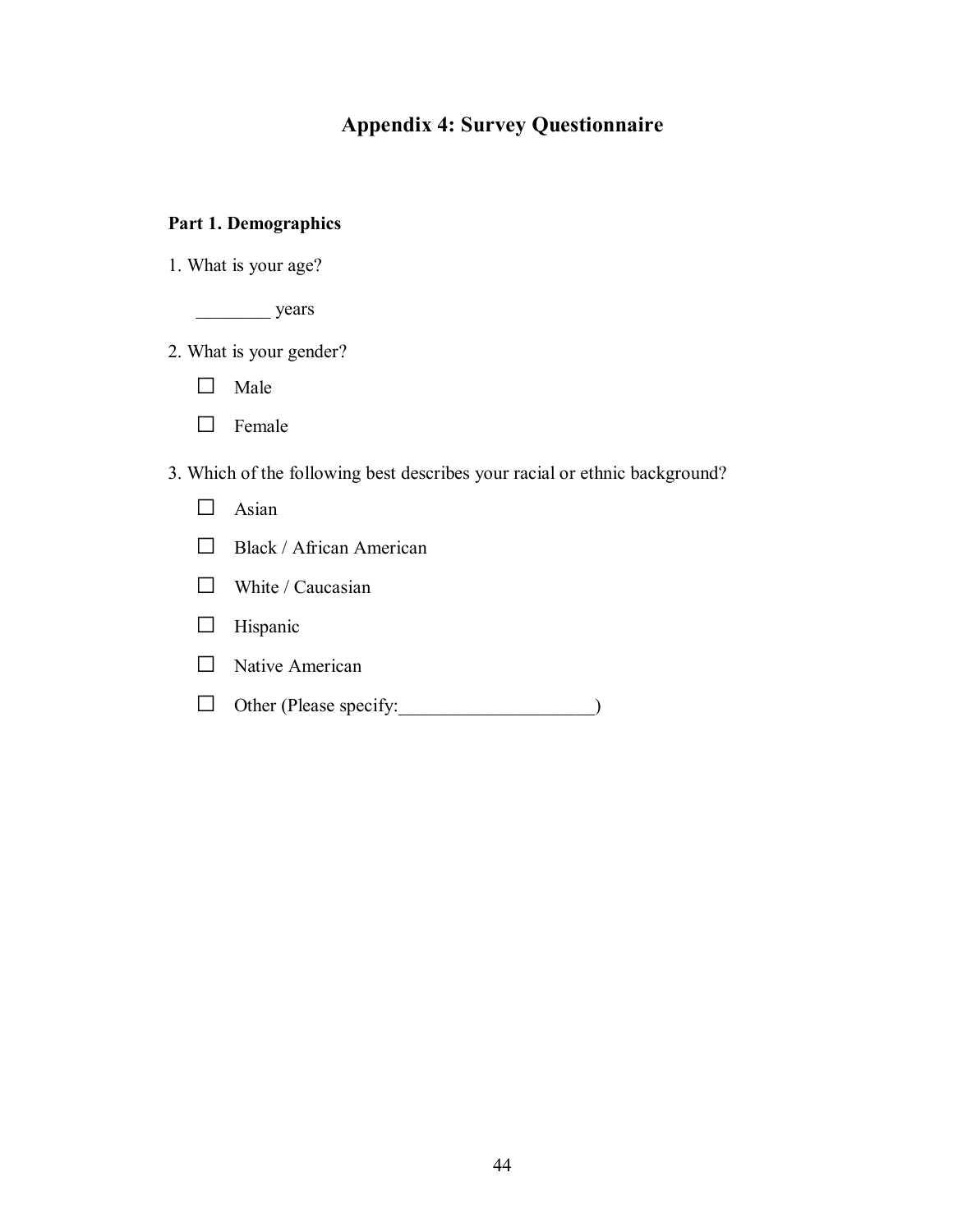# Appendix 4: Survey Questionnaire

**Part 1. Demographics**

1. What is your age?

   ________ years

2. What is your gender?

   ☐ Male

   ☐ Female

3. Which of the following best describes your racial or ethnic background?

   ☐ Asian

   ☐ Black / African American

   ☐ White / Caucasian

   ☐ Hispanic

   ☐ Native American

   ☐ Other (Please specify:_____________________)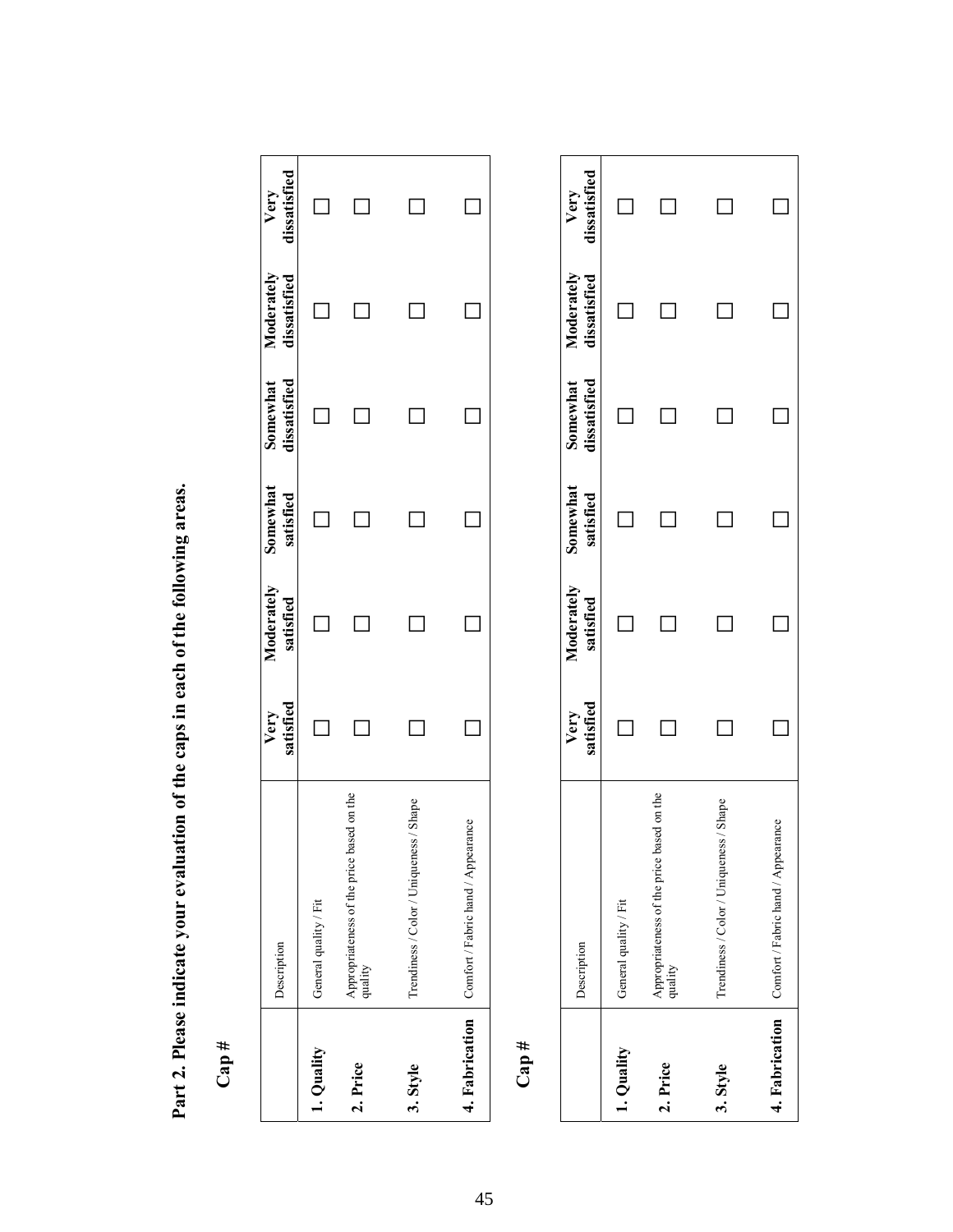**Part 2. Please indicate your evaluation of the caps in each of the following areas.**

**Cap #**

| | Description | Very satisfied | Moderately satisfied | Somewhat satisfied | Somewhat dissatisfied | Moderately dissatisfied | Very dissatisfied |
|---|---|---|---|---|---|---|---|
| **1. Quality** | General quality / Fit | ☐ | ☐ | ☐ | ☐ | ☐ | ☐ |
| **2. Price** | Appropriateness of the price based on the quality | ☐ | ☐ | ☐ | ☐ | ☐ | ☐ |
| **3. Style** | Trendiness / Color / Uniqueness / Shape | ☐ | ☐ | ☐ | ☐ | ☐ | ☐ |
| **4. Fabrication** | Comfort / Fabric hand / Appearance | ☐ | ☐ | ☐ | ☐ | ☐ | ☐ |

**Cap #**

| | Description | Very satisfied | Moderately satisfied | Somewhat satisfied | Somewhat dissatisfied | Moderately dissatisfied | Very dissatisfied |
|---|---|---|---|---|---|---|---|
| **1. Quality** | General quality / Fit | ☐ | ☐ | ☐ | ☐ | ☐ | ☐ |
| **2. Price** | Appropriateness of the price based on the quality | ☐ | ☐ | ☐ | ☐ | ☐ | ☐ |
| **3. Style** | Trendiness / Color / Uniqueness / Shape | ☐ | ☐ | ☐ | ☐ | ☐ | ☐ |
| **4. Fabrication** | Comfort / Fabric hand / Appearance | ☐ | ☐ | ☐ | ☐ | ☐ | ☐ |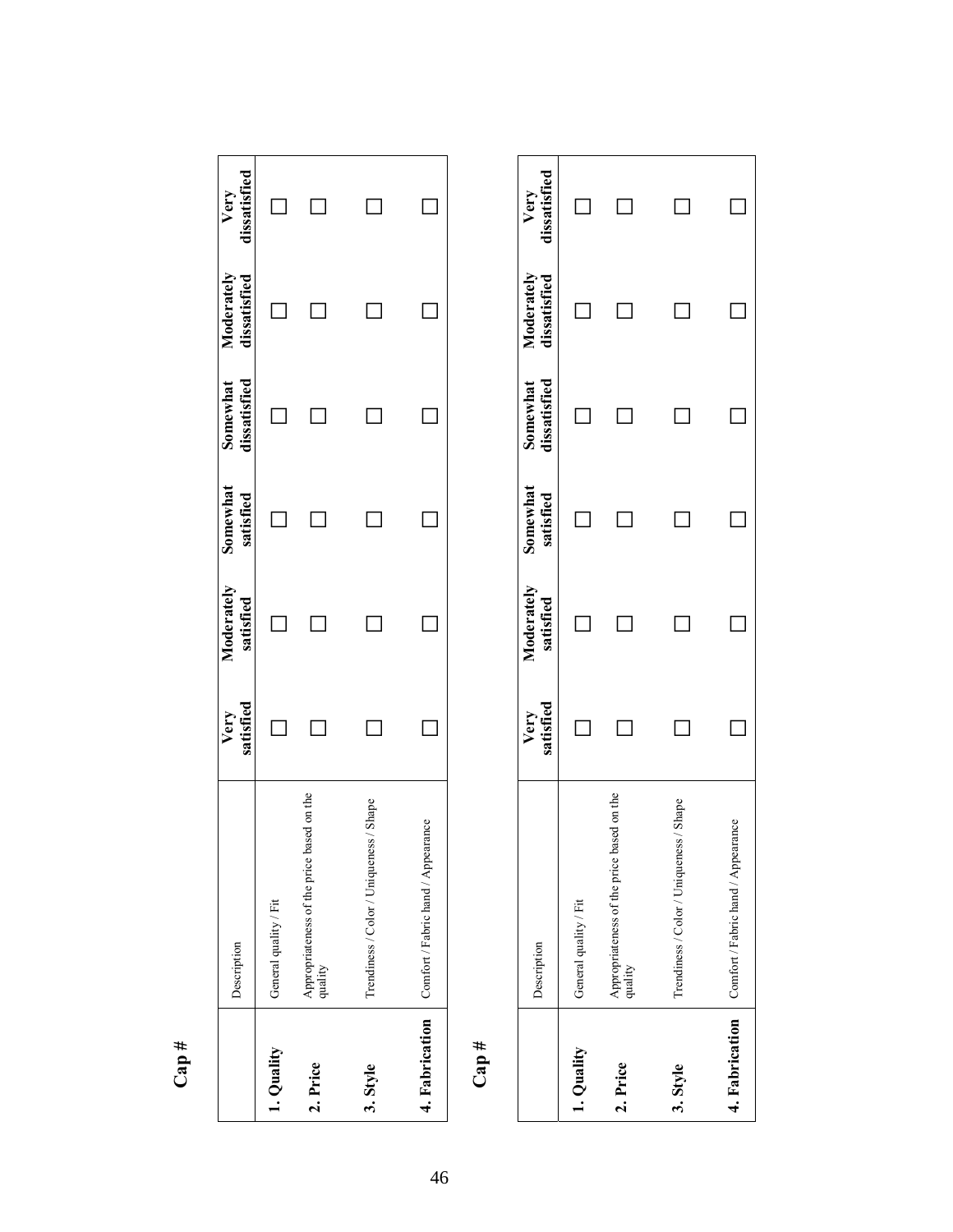**Cap #**

| | Description | Very satisfied | Moderately satisfied | Somewhat satisfied | Somewhat dissatisfied | Moderately dissatisfied | Very dissatisfied |
|---|---|---|---|---|---|---|---|
| **1. Quality** | General quality / Fit | ☐ | ☐ | ☐ | ☐ | ☐ | ☐ |
| **2. Price** | Appropriateness of the price based on the quality | ☐ | ☐ | ☐ | ☐ | ☐ | ☐ |
| **3. Style** | Trendiness / Color / Uniqueness / Shape | ☐ | ☐ | ☐ | ☐ | ☐ | ☐ |
| **4. Fabrication** | Comfort / Fabric hand / Appearance | ☐ | ☐ | ☐ | ☐ | ☐ | ☐ |

**Cap #**

| | Description | Very satisfied | Moderately satisfied | Somewhat satisfied | Somewhat dissatisfied | Moderately dissatisfied | Very dissatisfied |
|---|---|---|---|---|---|---|---|
| **1. Quality** | General quality / Fit | ☐ | ☐ | ☐ | ☐ | ☐ | ☐ |
| **2. Price** | Appropriateness of the price based on the quality | ☐ | ☐ | ☐ | ☐ | ☐ | ☐ |
| **3. Style** | Trendiness / Color / Uniqueness / Shape | ☐ | ☐ | ☐ | ☐ | ☐ | ☐ |
| **4. Fabrication** | Comfort / Fabric hand / Appearance | ☐ | ☐ | ☐ | ☐ | ☐ | ☐ |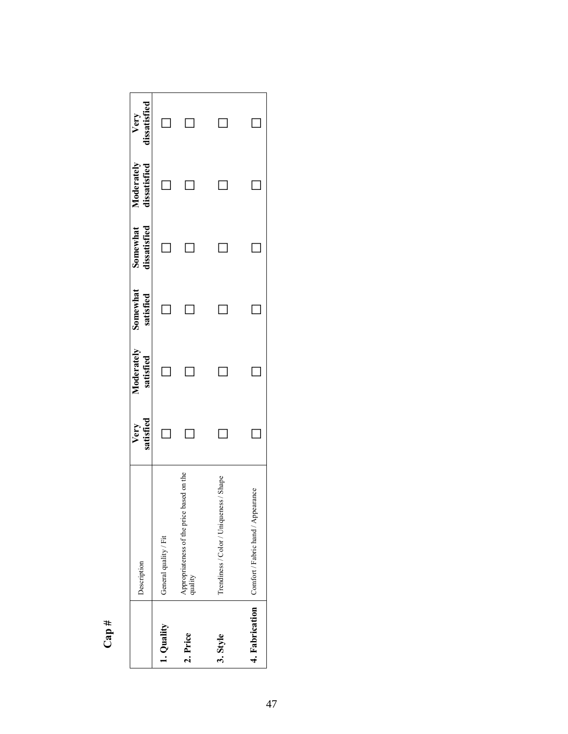**Cap #**

| | Description | Very satisfied | Moderately satisfied | Somewhat satisfied | Somewhat dissatisfied | Moderately dissatisfied | Very dissatisfied |
|---|---|---|---|---|---|---|---|
| **1. Quality** | General quality / Fit | ☐ | ☐ | ☐ | ☐ | ☐ | ☐ |
| **2. Price** | Appropriateness of the price based on the quality | ☐ | ☐ | ☐ | ☐ | ☐ | ☐ |
| **3. Style** | Trendiness / Color / Uniqueness / Shape | ☐ | ☐ | ☐ | ☐ | ☐ | ☐ |
| **4. Fabrication** | Comfort / Fabric hand / Appearance | ☐ | ☐ | ☐ | ☐ | ☐ | ☐ |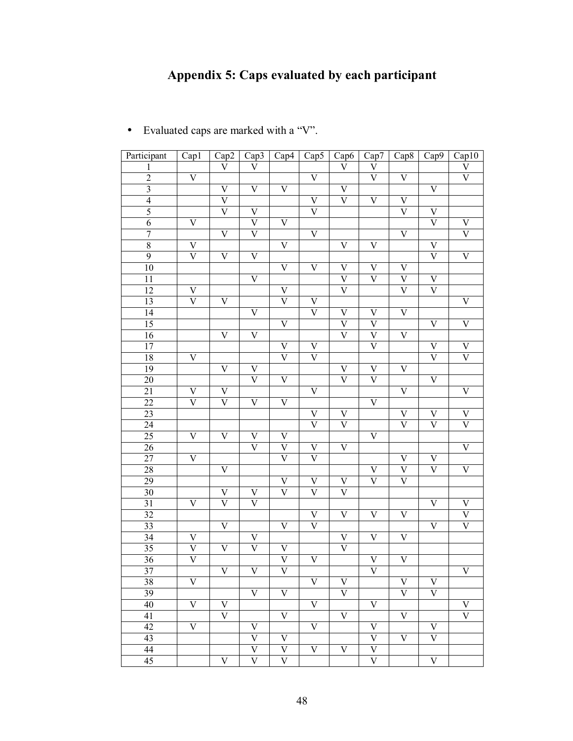# Appendix 5: Caps evaluated by each participant

- Evaluated caps are marked with a "V".

| Participant | Cap1 | Cap2 | Cap3 | Cap4 | Cap5 | Cap6 | Cap7 | Cap8 | Cap9 | Cap10 |
|---|---|---|---|---|---|---|---|---|---|---|
| 1 | | V | V | | | V | V | | | V |
| 2 | V | | | | V | | V | V | | V |
| 3 | | V | V | V | | V | | | V | |
| 4 | | V | | | V | V | V | V | | |
| 5 | | V | V | | V | | | V | V | |
| 6 | V | | V | V | | | | | V | V |
| 7 | | V | V | | V | | | V | | V |
| 8 | V | | | V | | V | V | | V | |
| 9 | V | V | V | | | | | | V | V |
| 10 | | | | V | V | V | V | V | | |
| 11 | | | V | | | V | V | V | V | |
| 12 | V | | | V | | V | | V | V | |
| 13 | V | V | | V | V | | | | | V |
| 14 | | | V | | V | V | V | V | | |
| 15 | | | | V | | V | V | | V | V |
| 16 | | V | V | | | V | V | V | | |
| 17 | | | | V | V | | V | | V | V |
| 18 | V | | | V | V | | | | V | V |
| 19 | | V | V | | | V | V | V | | |
| 20 | | | V | V | | V | V | | V | |
| 21 | V | V | | | V | | | V | | V |
| 22 | V | V | V | V | | | V | | | |
| 23 | | | | | V | V | | V | V | V |
| 24 | | | | | V | V | | V | V | V |
| 25 | V | V | V | V | | | V | | | |
| 26 | | | V | V | V | V | | | | V |
| 27 | V | | | V | V | | | V | V | |
| 28 | | V | | | | | V | V | V | V |
| 29 | | | | V | V | V | V | V | | |
| 30 | | V | V | V | V | V | | | | |
| 31 | V | V | V | | | | | | V | V |
| 32 | | | | | V | V | V | V | | V |
| 33 | | V | | V | V | | | | V | V |
| 34 | V | | V | | | V | V | V | | |
| 35 | V | V | V | V | | V | | | | |
| 36 | V | | | V | V | | V | V | | |
| 37 | | V | V | V | | | V | | | V |
| 38 | V | | | | V | V | | V | V | |
| 39 | | | V | V | | V | | V | V | |
| 40 | V | V | | | V | | V | | | V |
| 41 | | V | | V | | V | | V | | V |
| 42 | V | | V | | V | | V | | V | |
| 43 | | | V | V | | | V | V | V | |
| 44 | | | V | V | V | V | V | | | |
| 45 | | V | V | V | | | V | | V | |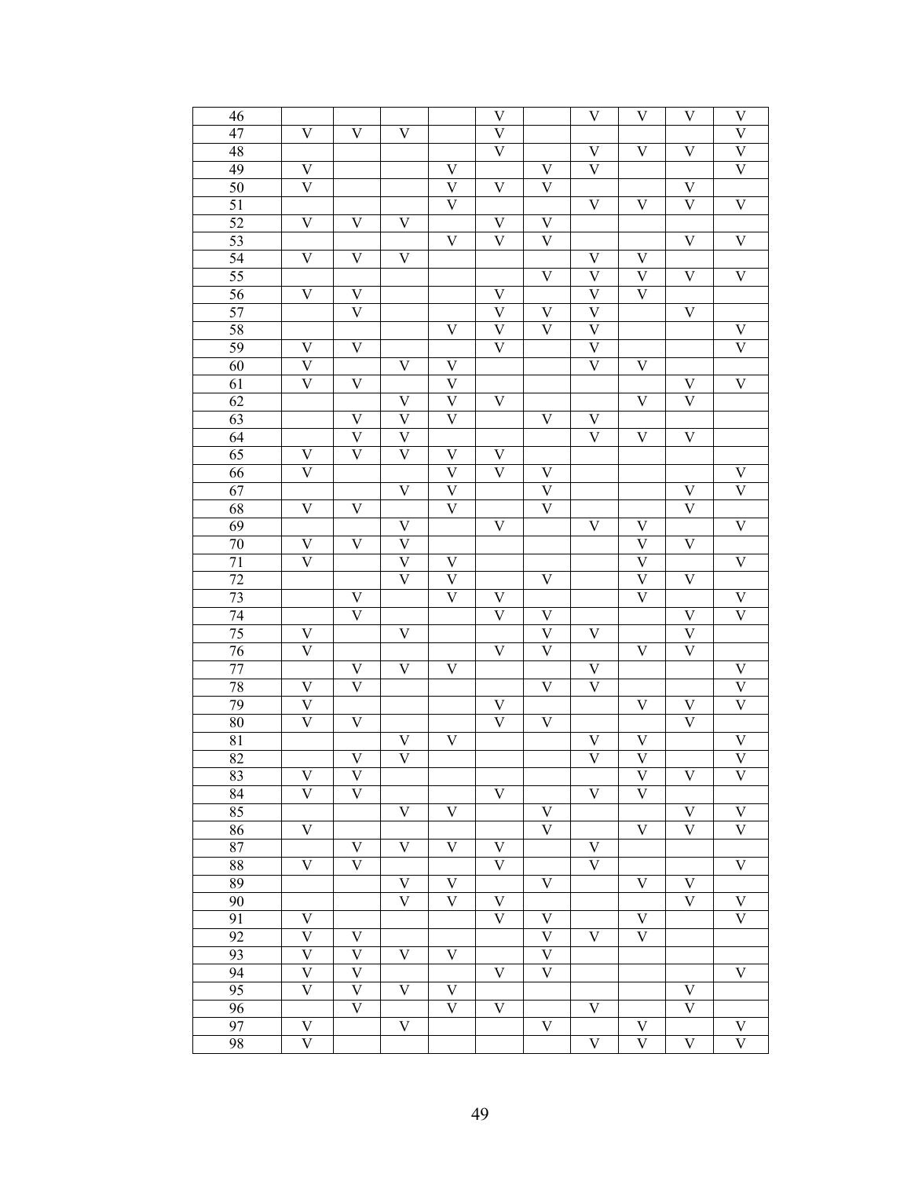| | | | | | | | | | | |
|---|---|---|---|---|---|---|---|---|---|---|
| 46 | | | | | V | | V | V | V | V |
| 47 | V | V | V | | V | | | | | V |
| 48 | | | | | V | | V | V | V | V |
| 49 | V | | | V | | V | V | | | V |
| 50 | V | | | V | V | V | | | V | |
| 51 | | | | V | | | V | V | V | V |
| 52 | V | V | V | | V | V | | | | |
| 53 | | | | V | V | V | | | V | V |
| 54 | V | V | V | | | | V | V | | |
| 55 | | | | | | V | V | V | V | V |
| 56 | V | V | | | V | | V | V | | |
| 57 | | V | | | V | V | V | | V | |
| 58 | | | | V | V | V | V | | | V |
| 59 | V | V | | | V | | V | | | V |
| 60 | V | | V | V | | | V | V | | |
| 61 | V | V | | V | | | | | V | V |
| 62 | | | V | V | V | | | V | V | |
| 63 | | V | V | V | | V | V | | | |
| 64 | | V | V | | | | V | V | V | |
| 65 | V | V | V | V | V | | | | | |
| 66 | V | | | V | V | V | | | | V |
| 67 | | | V | V | | V | | | V | V |
| 68 | V | V | | V | | V | | | V | |
| 69 | | | V | | V | | V | V | | V |
| 70 | V | V | V | | | | | V | V | |
| 71 | V | | V | V | | | | V | | V |
| 72 | | | V | V | | V | | V | V | |
| 73 | | V | | V | V | | | V | | V |
| 74 | | V | | | V | V | | | V | V |
| 75 | V | | V | | | V | V | | V | |
| 76 | V | | | | V | V | | V | V | |
| 77 | | V | V | V | | | V | | | V |
| 78 | V | V | | | | V | V | | | V |
| 79 | V | | | | V | | | V | V | V |
| 80 | V | V | | | V | V | | | V | |
| 81 | | | V | V | | | V | V | | V |
| 82 | | V | V | | | | V | V | | V |
| 83 | V | V | | | | | | V | V | V |
| 84 | V | V | | | V | | V | V | | |
| 85 | | | V | V | | V | | | V | V |
| 86 | V | | | | | V | | V | V | V |
| 87 | | V | V | V | V | | V | | | |
| 88 | V | V | | | V | | V | | | V |
| 89 | | | V | V | | V | | V | V | |
| 90 | | | V | V | V | | | | V | V |
| 91 | V | | | | V | V | | V | | V |
| 92 | V | V | | | | V | V | V | | |
| 93 | V | V | V | V | | V | | | | |
| 94 | V | V | | | V | V | | | | V |
| 95 | V | V | V | V | | | | | V | |
| 96 | | V | | V | V | | V | | V | |
| 97 | V | | V | | | V | | V | | V |
| 98 | V | | | | | | V | V | V | V |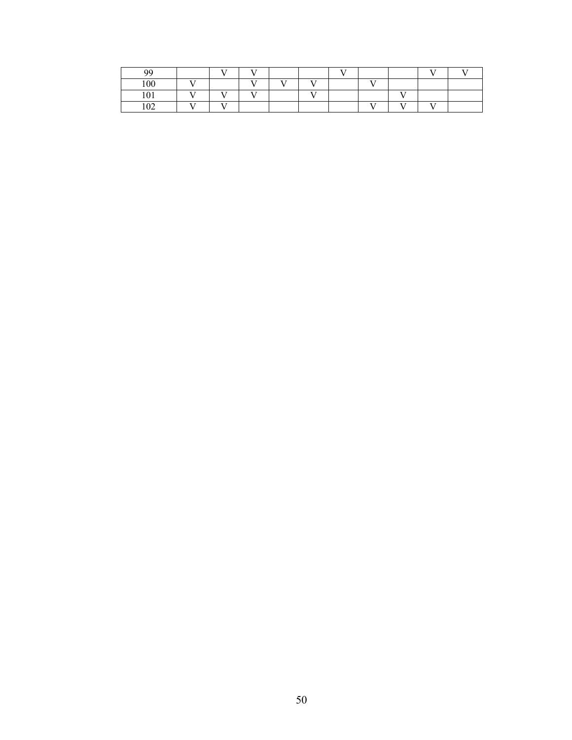| 99 | | V | V | | | V | | | V | V |
|---|---|---|---|---|---|---|---|---|---|---|
| 100 | V | | V | V | V | | V | | | |
| 101 | V | V | V | | V | | | V | | |
| 102 | V | V | | | | | V | V | V | |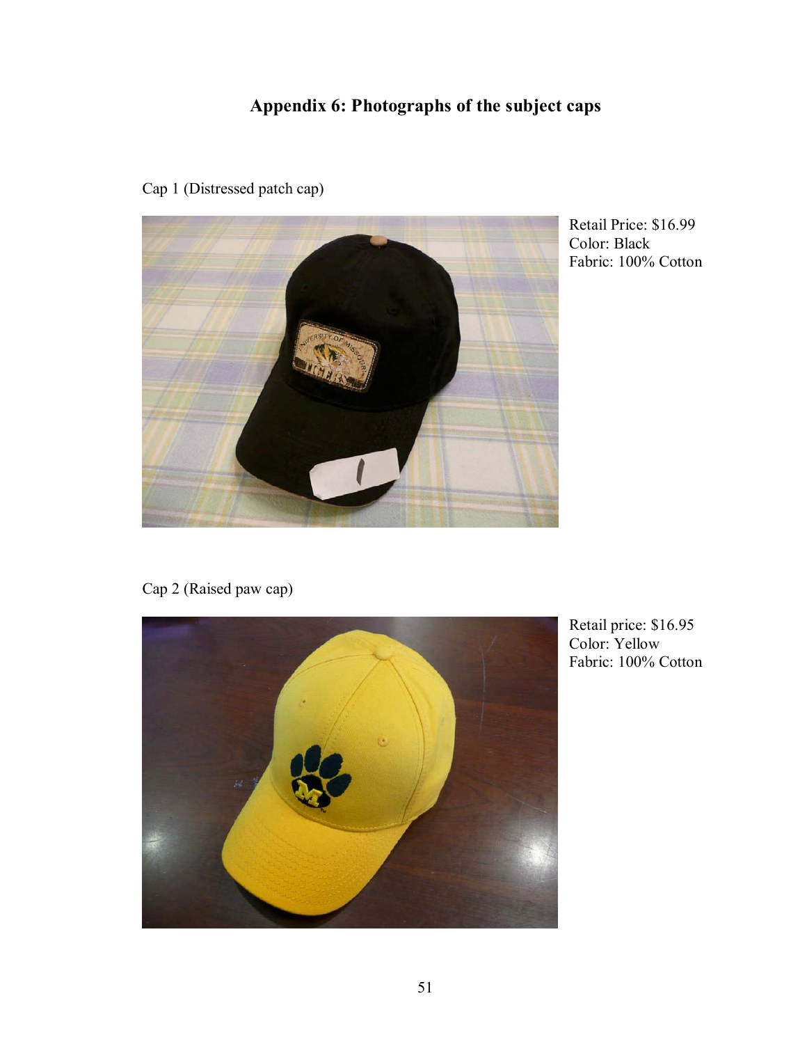# Appendix 6: Photographs of the subject caps

Cap 1 (Distressed patch cap)

Retail Price: $16.99
Color: Black
Fabric: 100% Cotton

Cap 2 (Raised paw cap)

Retail price: $16.95
Color: Yellow
Fabric: 100% Cotton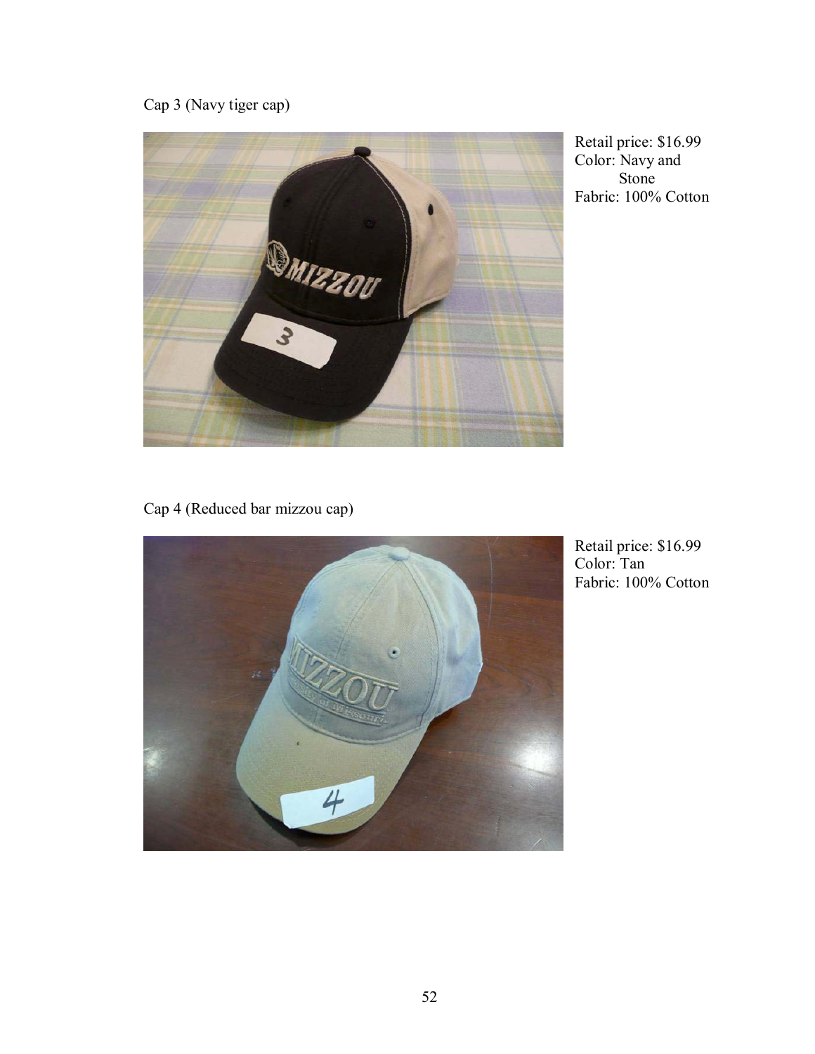Cap 3 (Navy tiger cap)

Retail price: $16.99
Color: Navy and Stone
Fabric: 100% Cotton

Cap 4 (Reduced bar mizzou cap)

Retail price: $16.99
Color: Tan
Fabric: 100% Cotton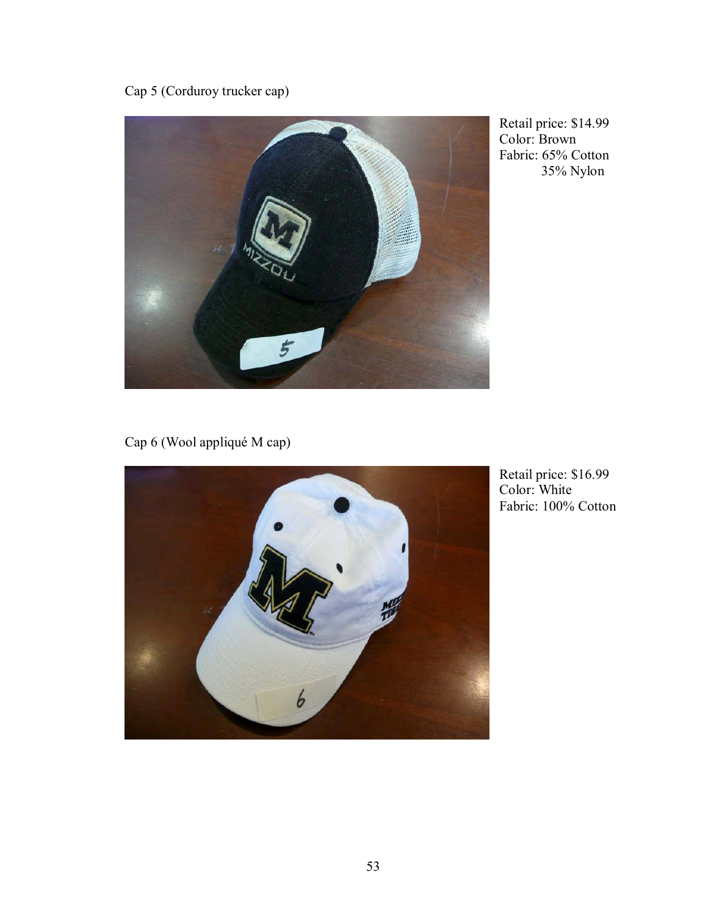Cap 5 (Corduroy trucker cap)

Retail price: $14.99
Color: Brown
Fabric: 65% Cotton
35% Nylon

Cap 6 (Wool appliqué M cap)

Retail price: $16.99
Color: White
Fabric: 100% Cotton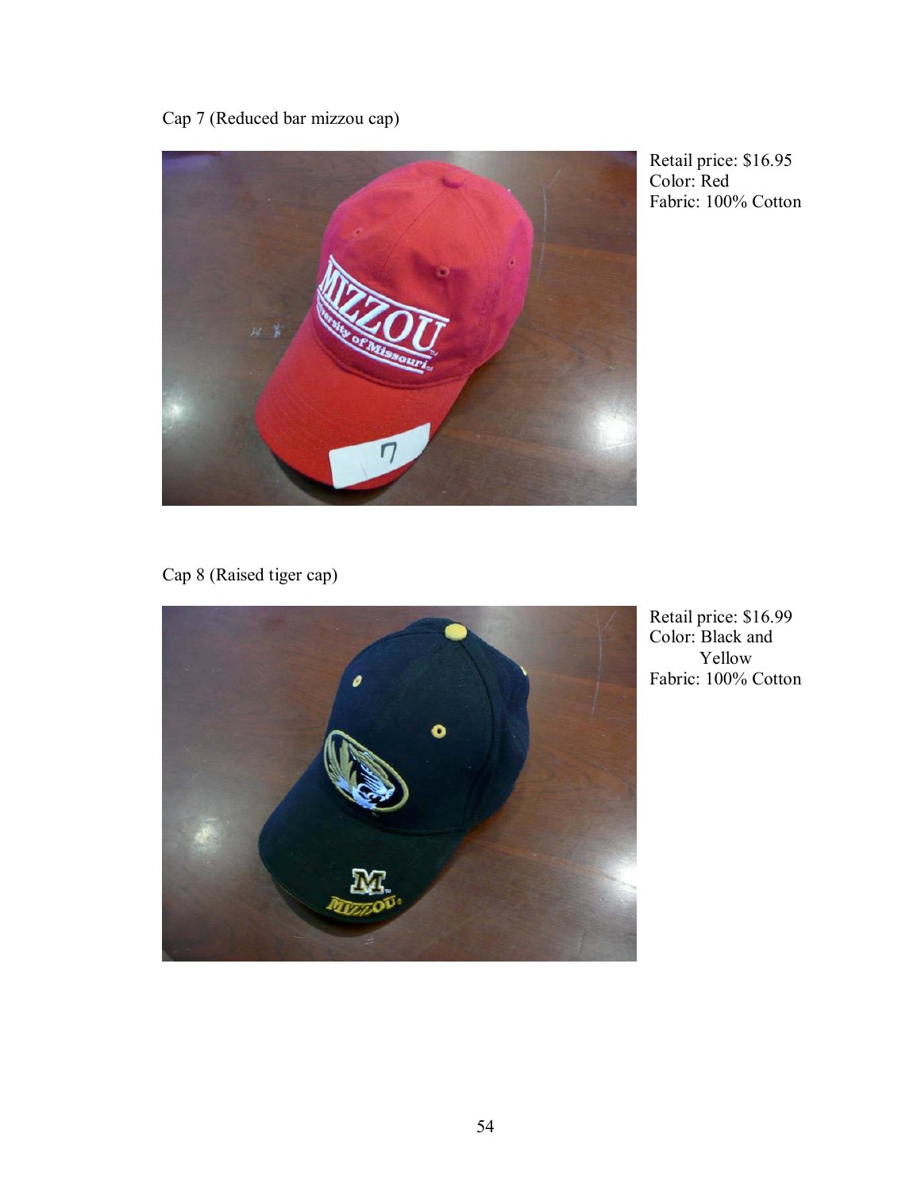Cap 7 (Reduced bar mizzou cap)

Retail price: $16.95
Color: Red
Fabric: 100% Cotton

Cap 8 (Raised tiger cap)

Retail price: $16.99
Color: Black and Yellow
Fabric: 100% Cotton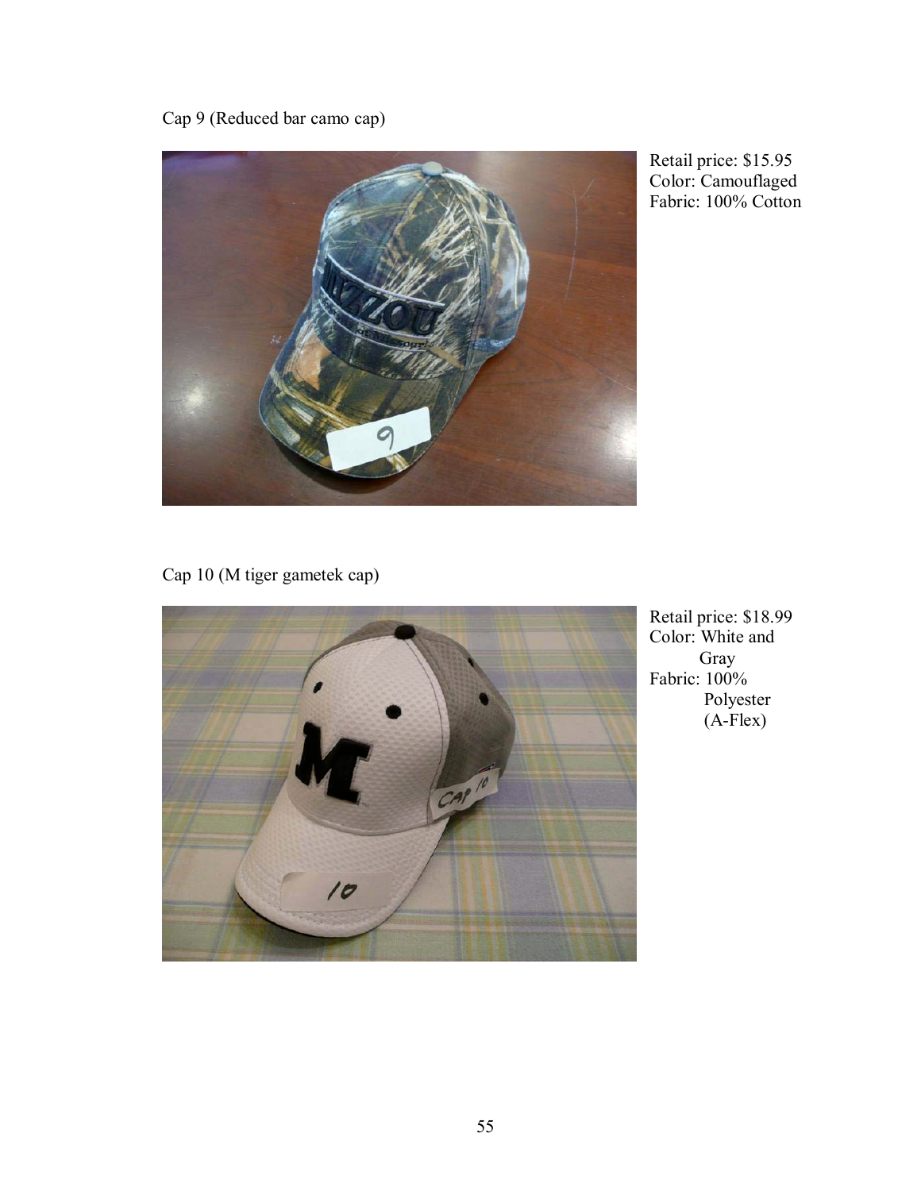Cap 9 (Reduced bar camo cap)

Retail price: $15.95
Color: Camouflaged
Fabric: 100% Cotton

Cap 10 (M tiger gametek cap)

Retail price: $18.99
Color: White and Gray
Fabric: 100% Polyester (A-Flex)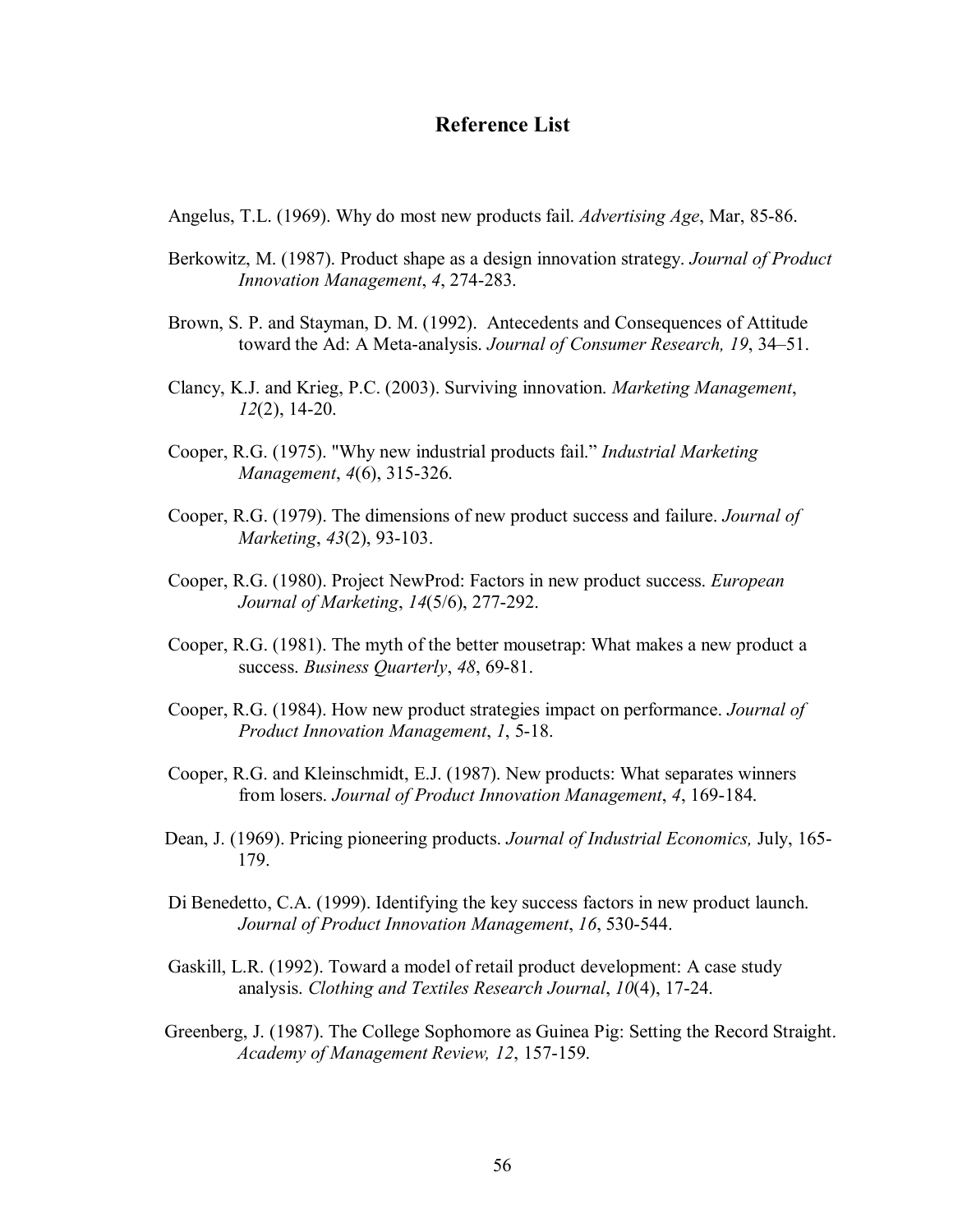## Reference List

Angelus, T.L. (1969). Why do most new products fail. *Advertising Age*, Mar, 85-86.

Berkowitz, M. (1987). Product shape as a design innovation strategy. *Journal of Product Innovation Management*, *4*, 274-283.

Brown, S. P. and Stayman, D. M. (1992). Antecedents and Consequences of Attitude toward the Ad: A Meta-analysis. *Journal of Consumer Research, 19*, 34–51.

Clancy, K.J. and Krieg, P.C. (2003). Surviving innovation. *Marketing Management*, *12*(2), 14-20.

Cooper, R.G. (1975). "Why new industrial products fail." *Industrial Marketing Management*, *4*(6), 315-326.

Cooper, R.G. (1979). The dimensions of new product success and failure. *Journal of Marketing*, *43*(2), 93-103.

Cooper, R.G. (1980). Project NewProd: Factors in new product success. *European Journal of Marketing*, *14*(5/6), 277-292.

Cooper, R.G. (1981). The myth of the better mousetrap: What makes a new product a success. *Business Quarterly*, *48*, 69-81.

Cooper, R.G. (1984). How new product strategies impact on performance. *Journal of Product Innovation Management*, *1*, 5-18.

Cooper, R.G. and Kleinschmidt, E.J. (1987). New products: What separates winners from losers. *Journal of Product Innovation Management*, *4*, 169-184.

Dean, J. (1969). Pricing pioneering products. *Journal of Industrial Economics,* July, 165-179.

Di Benedetto, C.A. (1999). Identifying the key success factors in new product launch. *Journal of Product Innovation Management*, *16*, 530-544.

Gaskill, L.R. (1992). Toward a model of retail product development: A case study analysis. *Clothing and Textiles Research Journal*, *10*(4), 17-24.

Greenberg, J. (1987). The College Sophomore as Guinea Pig: Setting the Record Straight. *Academy of Management Review, 12*, 157-159.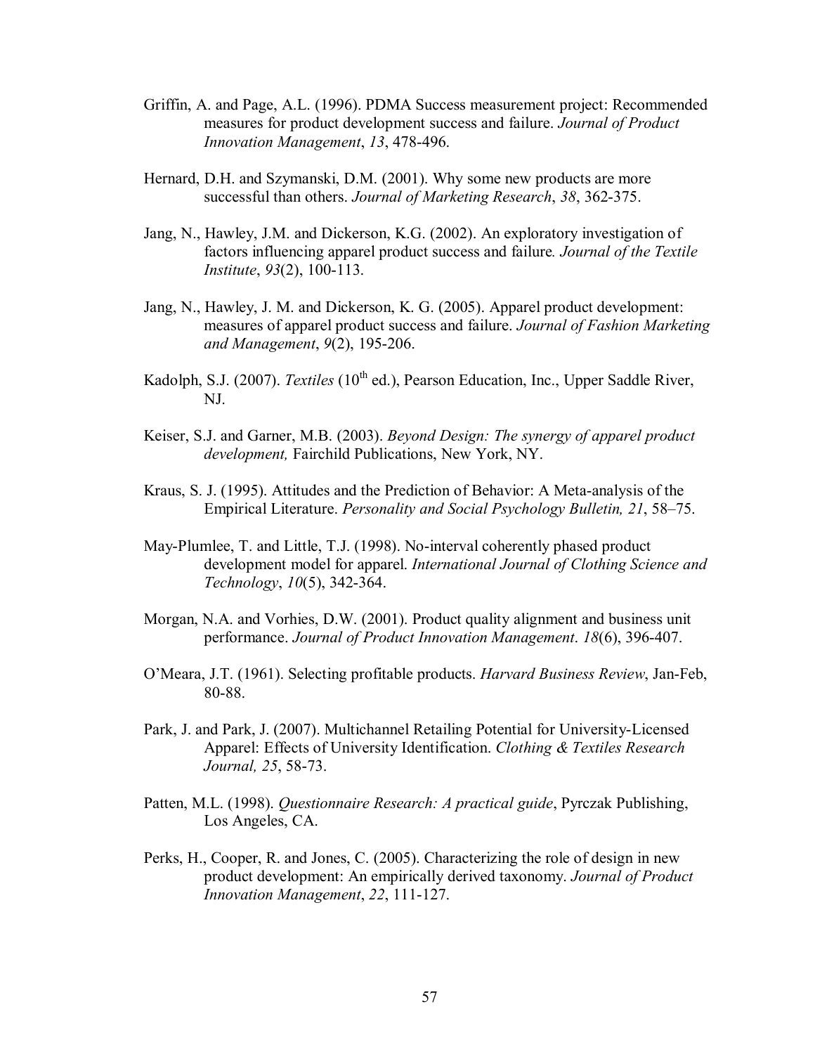Griffin, A. and Page, A.L. (1996). PDMA Success measurement project: Recommended measures for product development success and failure. *Journal of Product Innovation Management*, *13*, 478-496.

Hernard, D.H. and Szymanski, D.M. (2001). Why some new products are more successful than others. *Journal of Marketing Research*, *38*, 362-375.

Jang, N., Hawley, J.M. and Dickerson, K.G. (2002). An exploratory investigation of factors influencing apparel product success and failure. *Journal of the Textile Institute*, *93*(2), 100-113.

Jang, N., Hawley, J. M. and Dickerson, K. G. (2005). Apparel product development: measures of apparel product success and failure. *Journal of Fashion Marketing and Management*, *9*(2), 195-206.

Kadolph, S.J. (2007). *Textiles* (10th ed.), Pearson Education, Inc., Upper Saddle River, NJ.

Keiser, S.J. and Garner, M.B. (2003). *Beyond Design: The synergy of apparel product development,* Fairchild Publications, New York, NY.

Kraus, S. J. (1995). Attitudes and the Prediction of Behavior: A Meta-analysis of the Empirical Literature. *Personality and Social Psychology Bulletin, 21*, 58–75.

May-Plumlee, T. and Little, T.J. (1998). No-interval coherently phased product development model for apparel. *International Journal of Clothing Science and Technology*, *10*(5), 342-364.

Morgan, N.A. and Vorhies, D.W. (2001). Product quality alignment and business unit performance. *Journal of Product Innovation Management*. *18*(6), 396-407.

O'Meara, J.T. (1961). Selecting profitable products. *Harvard Business Review*, Jan-Feb, 80-88.

Park, J. and Park, J. (2007). Multichannel Retailing Potential for University-Licensed Apparel: Effects of University Identification. *Clothing & Textiles Research Journal, 25*, 58-73.

Patten, M.L. (1998). *Questionnaire Research: A practical guide*, Pyrczak Publishing, Los Angeles, CA.

Perks, H., Cooper, R. and Jones, C. (2005). Characterizing the role of design in new product development: An empirically derived taxonomy. *Journal of Product Innovation Management*, *22*, 111-127.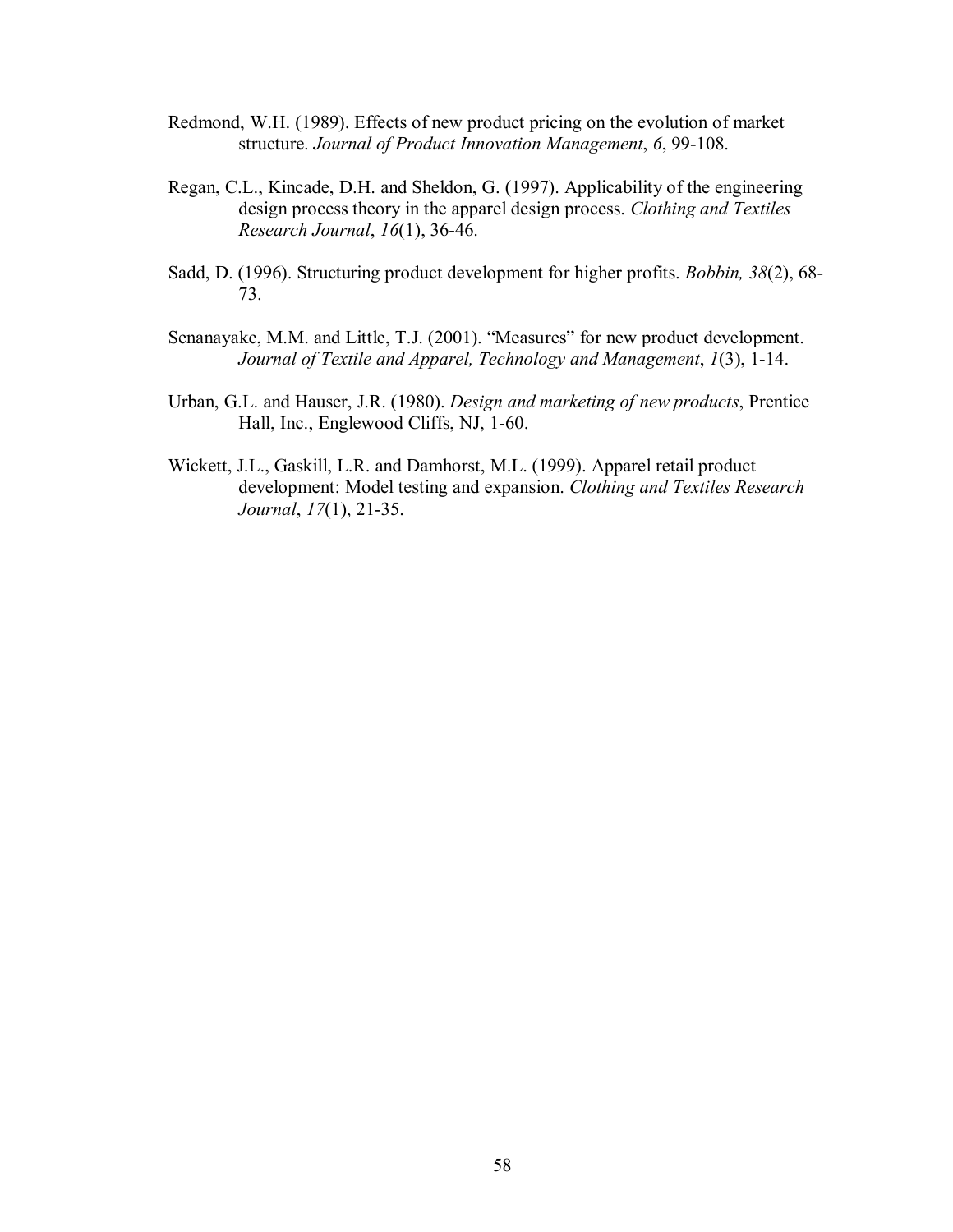Redmond, W.H. (1989). Effects of new product pricing on the evolution of market structure. *Journal of Product Innovation Management*, *6*, 99-108.

Regan, C.L., Kincade, D.H. and Sheldon, G. (1997). Applicability of the engineering design process theory in the apparel design process. *Clothing and Textiles Research Journal*, *16*(1), 36-46.

Sadd, D. (1996). Structuring product development for higher profits. *Bobbin, 38*(2), 68-73.

Senanayake, M.M. and Little, T.J. (2001). "Measures" for new product development. *Journal of Textile and Apparel, Technology and Management*, *1*(3), 1-14.

Urban, G.L. and Hauser, J.R. (1980). *Design and marketing of new products*, Prentice Hall, Inc., Englewood Cliffs, NJ, 1-60.

Wickett, J.L., Gaskill, L.R. and Damhorst, M.L. (1999). Apparel retail product development: Model testing and expansion. *Clothing and Textiles Research Journal*, *17*(1), 21-35.